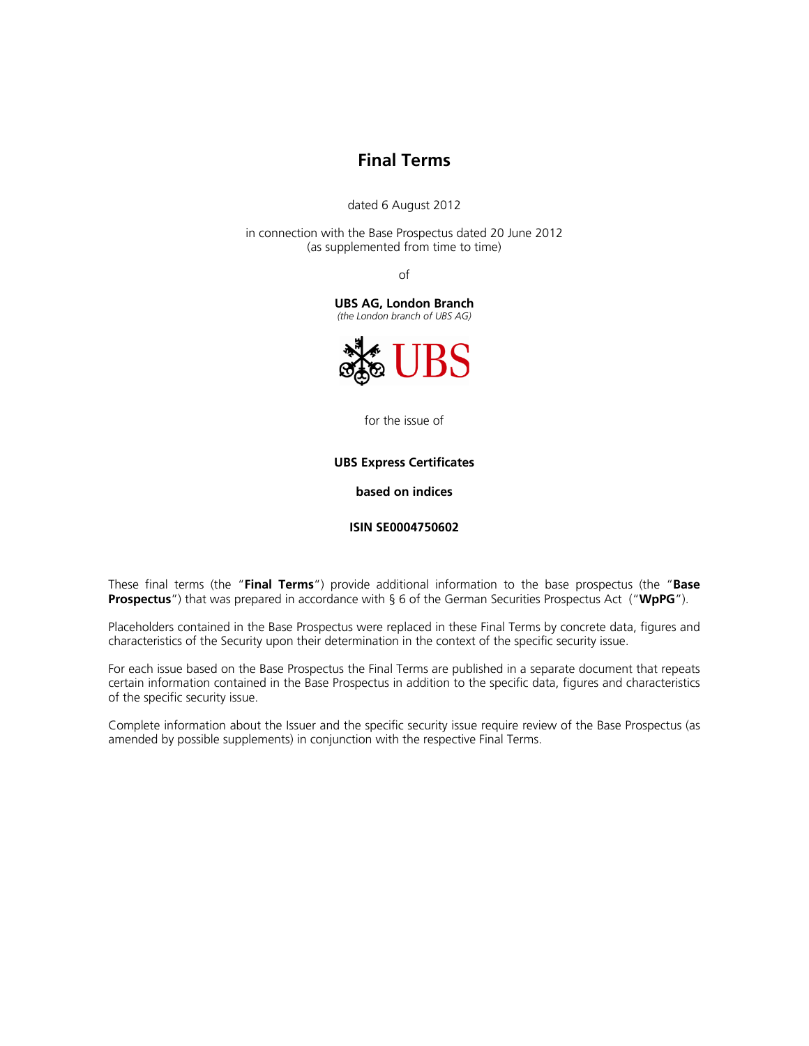# Final Terms

dated 6 August 2012

in connection with the Base Prospectus dated 20 June 2012
(as supplemented from time to time)

of

**UBS AG, London Branch**
*(the London branch of UBS AG)*

UBS

for the issue of

**UBS Express Certificates**

**based on indices**

**ISIN SE0004750602**

These final terms (the "**Final Terms**") provide additional information to the base prospectus (the "**Base Prospectus**") that was prepared in accordance with § 6 of the German Securities Prospectus Act ("**WpPG**").

Placeholders contained in the Base Prospectus were replaced in these Final Terms by concrete data, figures and characteristics of the Security upon their determination in the context of the specific security issue.

For each issue based on the Base Prospectus the Final Terms are published in a separate document that repeats certain information contained in the Base Prospectus in addition to the specific data, figures and characteristics of the specific security issue.

Complete information about the Issuer and the specific security issue require review of the Base Prospectus (as amended by possible supplements) in conjunction with the respective Final Terms.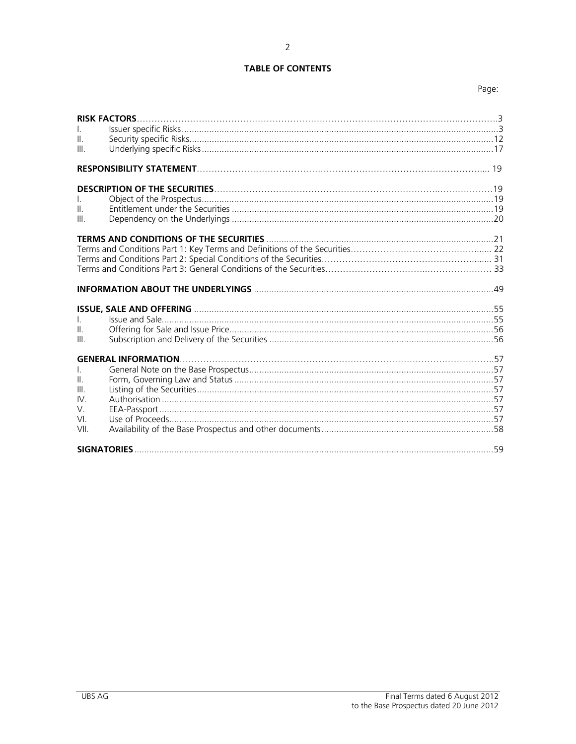# TABLE OF CONTENTS

| | | Page: |
|---|---|---|
| **RISK FACTORS** | | 3 |
| I. | Issuer specific Risks | 3 |
| II. | Security specific Risks | 12 |
| III. | Underlying specific Risks | 17 |
| **RESPONSIBILITY STATEMENT** | | 19 |
| **DESCRIPTION OF THE SECURITIES** | | 19 |
| I. | Object of the Prospectus | 19 |
| II. | Entitlement under the Securities | 19 |
| III. | Dependency on the Underlyings | 20 |
| **TERMS AND CONDITIONS OF THE SECURITIES** | | 21 |
| Terms and Conditions Part 1: Key Terms and Definitions of the Securities | | 22 |
| Terms and Conditions Part 2: Special Conditions of the Securities | | 31 |
| Terms and Conditions Part 3: General Conditions of the Securities | | 33 |
| **INFORMATION ABOUT THE UNDERLYINGS** | | 49 |
| **ISSUE, SALE AND OFFERING** | | 55 |
| I. | Issue and Sale | 55 |
| II. | Offering for Sale and Issue Price | 56 |
| III. | Subscription and Delivery of the Securities | 56 |
| **GENERAL INFORMATION** | | 57 |
| I. | General Note on the Base Prospectus | 57 |
| II. | Form, Governing Law and Status | 57 |
| III. | Listing of the Securities | 57 |
| IV. | Authorisation | 57 |
| V. | EEA-Passport | 57 |
| VI. | Use of Proceeds | 57 |
| VII. | Availability of the Base Prospectus and other documents | 58 |
| **SIGNATORIES** | | 59 |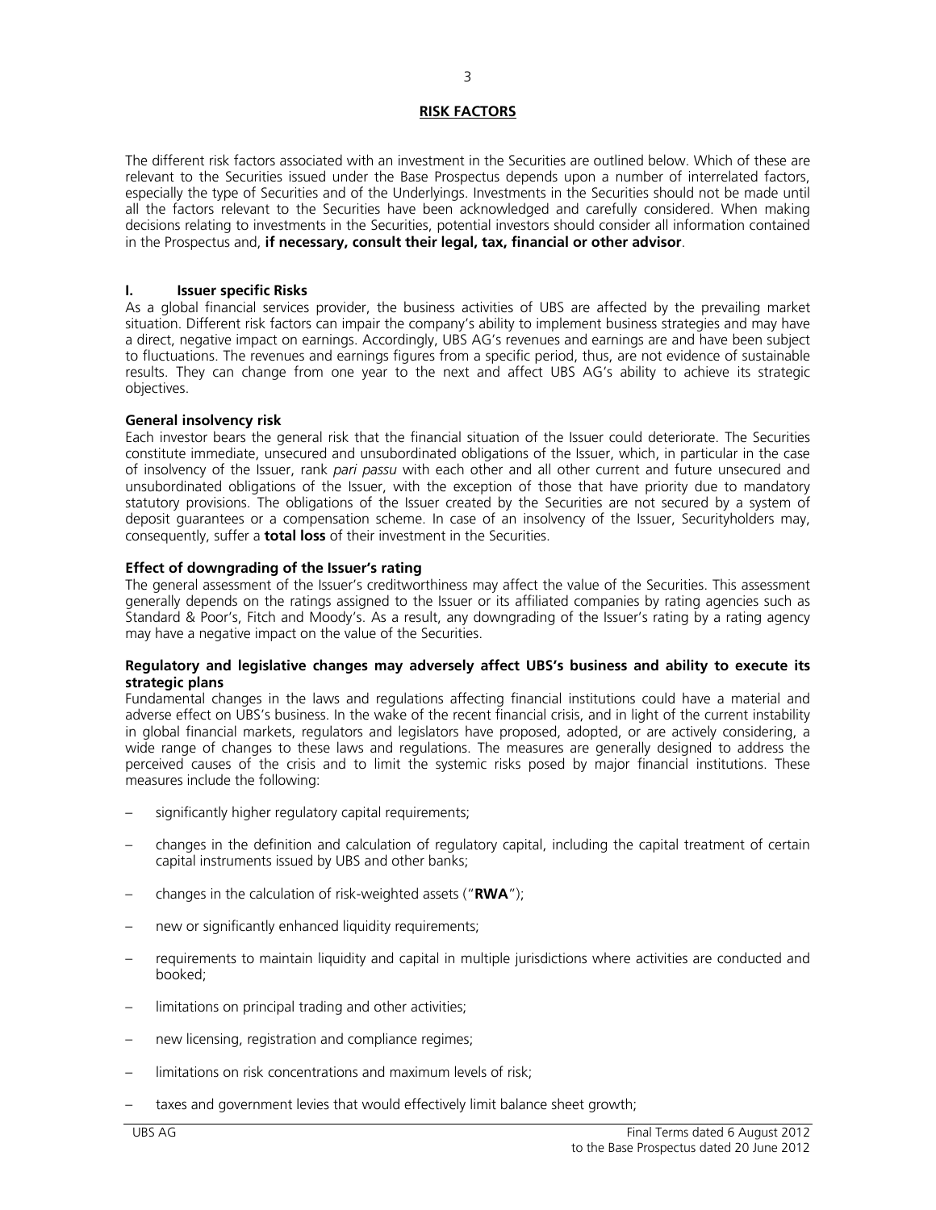# RISK FACTORS

The different risk factors associated with an investment in the Securities are outlined below. Which of these are relevant to the Securities issued under the Base Prospectus depends upon a number of interrelated factors, especially the type of Securities and of the Underlyings. Investments in the Securities should not be made until all the factors relevant to the Securities have been acknowledged and carefully considered. When making decisions relating to investments in the Securities, potential investors should consider all information contained in the Prospectus and, **if necessary, consult their legal, tax, financial or other advisor**.

## I. Issuer specific Risks

As a global financial services provider, the business activities of UBS are affected by the prevailing market situation. Different risk factors can impair the company's ability to implement business strategies and may have a direct, negative impact on earnings. Accordingly, UBS AG's revenues and earnings are and have been subject to fluctuations. The revenues and earnings figures from a specific period, thus, are not evidence of sustainable results. They can change from one year to the next and affect UBS AG's ability to achieve its strategic objectives.

### General insolvency risk

Each investor bears the general risk that the financial situation of the Issuer could deteriorate. The Securities constitute immediate, unsecured and unsubordinated obligations of the Issuer, which, in particular in the case of insolvency of the Issuer, rank *pari passu* with each other and all other current and future unsecured and unsubordinated obligations of the Issuer, with the exception of those that have priority due to mandatory statutory provisions. The obligations of the Issuer created by the Securities are not secured by a system of deposit guarantees or a compensation scheme. In case of an insolvency of the Issuer, Securityholders may, consequently, suffer a **total loss** of their investment in the Securities.

### Effect of downgrading of the Issuer's rating

The general assessment of the Issuer's creditworthiness may affect the value of the Securities. This assessment generally depends on the ratings assigned to the Issuer or its affiliated companies by rating agencies such as Standard & Poor's, Fitch and Moody's. As a result, any downgrading of the Issuer's rating by a rating agency may have a negative impact on the value of the Securities.

### Regulatory and legislative changes may adversely affect UBS's business and ability to execute its strategic plans

Fundamental changes in the laws and regulations affecting financial institutions could have a material and adverse effect on UBS's business. In the wake of the recent financial crisis, and in light of the current instability in global financial markets, regulators and legislators have proposed, adopted, or are actively considering, a wide range of changes to these laws and regulations. The measures are generally designed to address the perceived causes of the crisis and to limit the systemic risks posed by major financial institutions. These measures include the following:

- significantly higher regulatory capital requirements;
- changes in the definition and calculation of regulatory capital, including the capital treatment of certain capital instruments issued by UBS and other banks;
- changes in the calculation of risk-weighted assets ("**RWA**");
- new or significantly enhanced liquidity requirements;
- requirements to maintain liquidity and capital in multiple jurisdictions where activities are conducted and booked;
- limitations on principal trading and other activities;
- new licensing, registration and compliance regimes;
- limitations on risk concentrations and maximum levels of risk;
- taxes and government levies that would effectively limit balance sheet growth;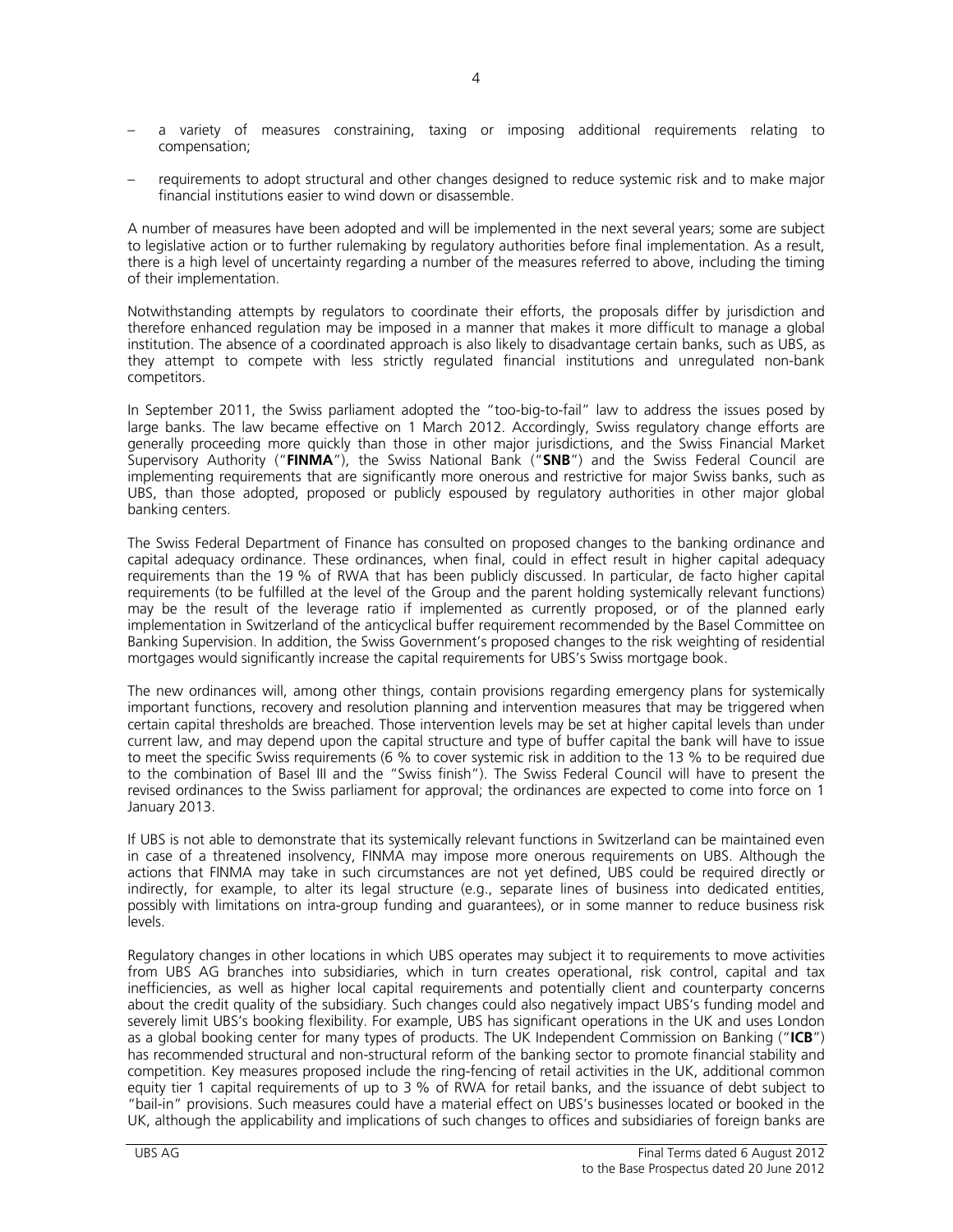- a variety of measures constraining, taxing or imposing additional requirements relating to compensation;
- requirements to adopt structural and other changes designed to reduce systemic risk and to make major financial institutions easier to wind down or disassemble.

A number of measures have been adopted and will be implemented in the next several years; some are subject to legislative action or to further rulemaking by regulatory authorities before final implementation. As a result, there is a high level of uncertainty regarding a number of the measures referred to above, including the timing of their implementation.

Notwithstanding attempts by regulators to coordinate their efforts, the proposals differ by jurisdiction and therefore enhanced regulation may be imposed in a manner that makes it more difficult to manage a global institution. The absence of a coordinated approach is also likely to disadvantage certain banks, such as UBS, as they attempt to compete with less strictly regulated financial institutions and unregulated non-bank competitors.

In September 2011, the Swiss parliament adopted the "too-big-to-fail" law to address the issues posed by large banks. The law became effective on 1 March 2012. Accordingly, Swiss regulatory change efforts are generally proceeding more quickly than those in other major jurisdictions, and the Swiss Financial Market Supervisory Authority ("**FINMA**"), the Swiss National Bank ("**SNB**") and the Swiss Federal Council are implementing requirements that are significantly more onerous and restrictive for major Swiss banks, such as UBS, than those adopted, proposed or publicly espoused by regulatory authorities in other major global banking centers.

The Swiss Federal Department of Finance has consulted on proposed changes to the banking ordinance and capital adequacy ordinance. These ordinances, when final, could in effect result in higher capital adequacy requirements than the 19 % of RWA that has been publicly discussed. In particular, de facto higher capital requirements (to be fulfilled at the level of the Group and the parent holding systemically relevant functions) may be the result of the leverage ratio if implemented as currently proposed, or of the planned early implementation in Switzerland of the anticyclical buffer requirement recommended by the Basel Committee on Banking Supervision. In addition, the Swiss Government's proposed changes to the risk weighting of residential mortgages would significantly increase the capital requirements for UBS's Swiss mortgage book.

The new ordinances will, among other things, contain provisions regarding emergency plans for systemically important functions, recovery and resolution planning and intervention measures that may be triggered when certain capital thresholds are breached. Those intervention levels may be set at higher capital levels than under current law, and may depend upon the capital structure and type of buffer capital the bank will have to issue to meet the specific Swiss requirements (6 % to cover systemic risk in addition to the 13 % to be required due to the combination of Basel III and the "Swiss finish"). The Swiss Federal Council will have to present the revised ordinances to the Swiss parliament for approval; the ordinances are expected to come into force on 1 January 2013.

If UBS is not able to demonstrate that its systemically relevant functions in Switzerland can be maintained even in case of a threatened insolvency, FINMA may impose more onerous requirements on UBS. Although the actions that FINMA may take in such circumstances are not yet defined, UBS could be required directly or indirectly, for example, to alter its legal structure (e.g., separate lines of business into dedicated entities, possibly with limitations on intra-group funding and guarantees), or in some manner to reduce business risk levels.

Regulatory changes in other locations in which UBS operates may subject it to requirements to move activities from UBS AG branches into subsidiaries, which in turn creates operational, risk control, capital and tax inefficiencies, as well as higher local capital requirements and potentially client and counterparty concerns about the credit quality of the subsidiary. Such changes could also negatively impact UBS's funding model and severely limit UBS's booking flexibility. For example, UBS has significant operations in the UK and uses London as a global booking center for many types of products. The UK Independent Commission on Banking ("**ICB**") has recommended structural and non-structural reform of the banking sector to promote financial stability and competition. Key measures proposed include the ring-fencing of retail activities in the UK, additional common equity tier 1 capital requirements of up to 3 % of RWA for retail banks, and the issuance of debt subject to "bail-in" provisions. Such measures could have a material effect on UBS's businesses located or booked in the UK, although the applicability and implications of such changes to offices and subsidiaries of foreign banks are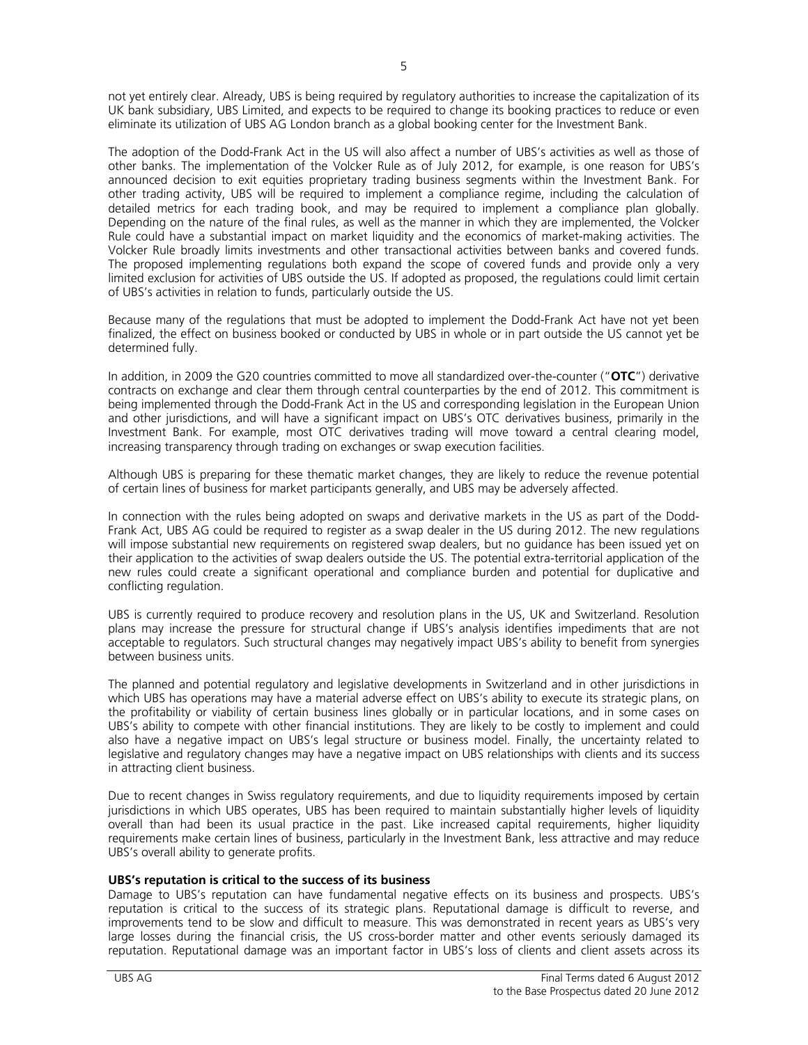not yet entirely clear. Already, UBS is being required by regulatory authorities to increase the capitalization of its UK bank subsidiary, UBS Limited, and expects to be required to change its booking practices to reduce or even eliminate its utilization of UBS AG London branch as a global booking center for the Investment Bank.

The adoption of the Dodd-Frank Act in the US will also affect a number of UBS's activities as well as those of other banks. The implementation of the Volcker Rule as of July 2012, for example, is one reason for UBS's announced decision to exit equities proprietary trading business segments within the Investment Bank. For other trading activity, UBS will be required to implement a compliance regime, including the calculation of detailed metrics for each trading book, and may be required to implement a compliance plan globally. Depending on the nature of the final rules, as well as the manner in which they are implemented, the Volcker Rule could have a substantial impact on market liquidity and the economics of market-making activities. The Volcker Rule broadly limits investments and other transactional activities between banks and covered funds. The proposed implementing regulations both expand the scope of covered funds and provide only a very limited exclusion for activities of UBS outside the US. If adopted as proposed, the regulations could limit certain of UBS's activities in relation to funds, particularly outside the US.

Because many of the regulations that must be adopted to implement the Dodd-Frank Act have not yet been finalized, the effect on business booked or conducted by UBS in whole or in part outside the US cannot yet be determined fully.

In addition, in 2009 the G20 countries committed to move all standardized over-the-counter ("**OTC**") derivative contracts on exchange and clear them through central counterparties by the end of 2012. This commitment is being implemented through the Dodd-Frank Act in the US and corresponding legislation in the European Union and other jurisdictions, and will have a significant impact on UBS's OTC derivatives business, primarily in the Investment Bank. For example, most OTC derivatives trading will move toward a central clearing model, increasing transparency through trading on exchanges or swap execution facilities.

Although UBS is preparing for these thematic market changes, they are likely to reduce the revenue potential of certain lines of business for market participants generally, and UBS may be adversely affected.

In connection with the rules being adopted on swaps and derivative markets in the US as part of the Dodd-Frank Act, UBS AG could be required to register as a swap dealer in the US during 2012. The new regulations will impose substantial new requirements on registered swap dealers, but no guidance has been issued yet on their application to the activities of swap dealers outside the US. The potential extra-territorial application of the new rules could create a significant operational and compliance burden and potential for duplicative and conflicting regulation.

UBS is currently required to produce recovery and resolution plans in the US, UK and Switzerland. Resolution plans may increase the pressure for structural change if UBS's analysis identifies impediments that are not acceptable to regulators. Such structural changes may negatively impact UBS's ability to benefit from synergies between business units.

The planned and potential regulatory and legislative developments in Switzerland and in other jurisdictions in which UBS has operations may have a material adverse effect on UBS's ability to execute its strategic plans, on the profitability or viability of certain business lines globally or in particular locations, and in some cases on UBS's ability to compete with other financial institutions. They are likely to be costly to implement and could also have a negative impact on UBS's legal structure or business model. Finally, the uncertainty related to legislative and regulatory changes may have a negative impact on UBS relationships with clients and its success in attracting client business.

Due to recent changes in Swiss regulatory requirements, and due to liquidity requirements imposed by certain jurisdictions in which UBS operates, UBS has been required to maintain substantially higher levels of liquidity overall than had been its usual practice in the past. Like increased capital requirements, higher liquidity requirements make certain lines of business, particularly in the Investment Bank, less attractive and may reduce UBS's overall ability to generate profits.

**UBS's reputation is critical to the success of its business**

Damage to UBS's reputation can have fundamental negative effects on its business and prospects. UBS's reputation is critical to the success of its strategic plans. Reputational damage is difficult to reverse, and improvements tend to be slow and difficult to measure. This was demonstrated in recent years as UBS's very large losses during the financial crisis, the US cross-border matter and other events seriously damaged its reputation. Reputational damage was an important factor in UBS's loss of clients and client assets across its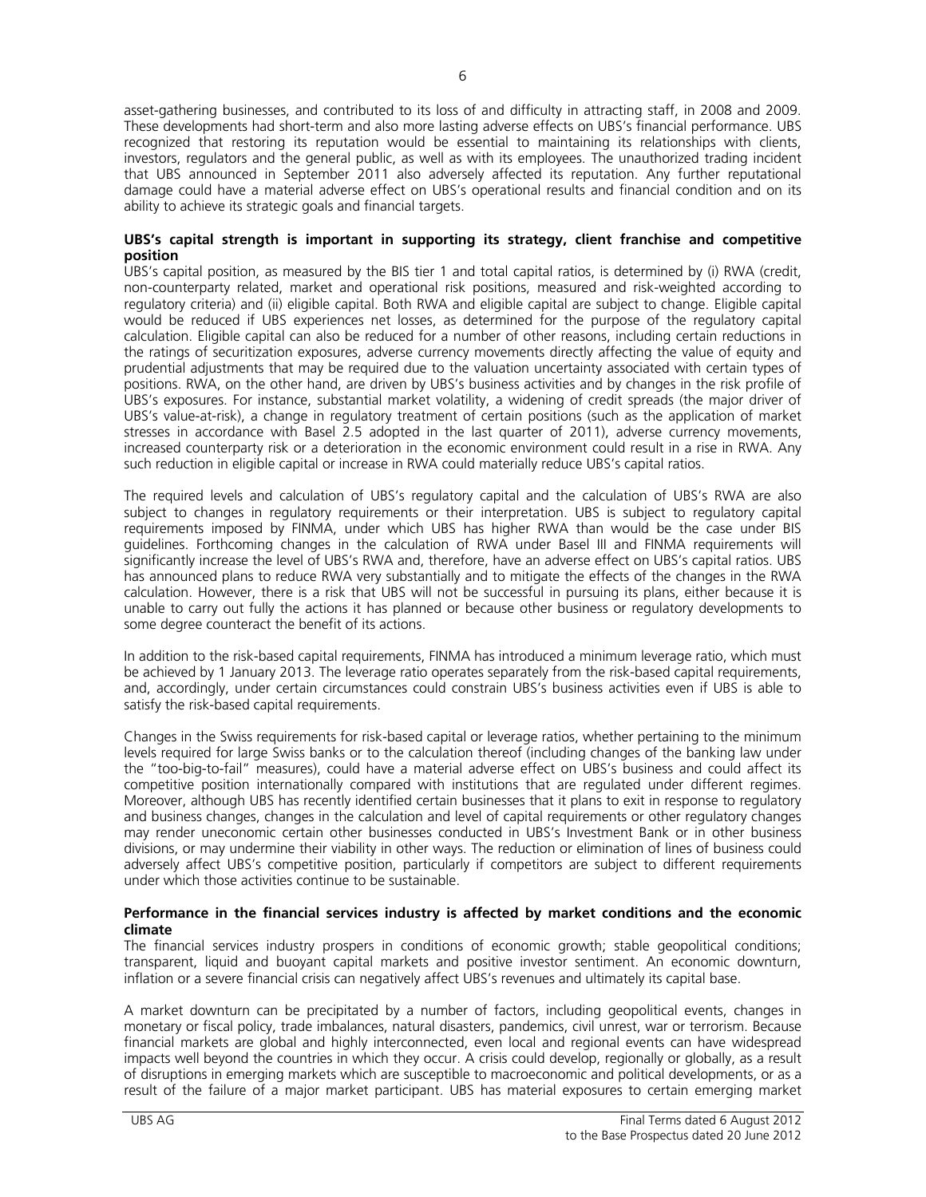asset-gathering businesses, and contributed to its loss of and difficulty in attracting staff, in 2008 and 2009. These developments had short-term and also more lasting adverse effects on UBS's financial performance. UBS recognized that restoring its reputation would be essential to maintaining its relationships with clients, investors, regulators and the general public, as well as with its employees. The unauthorized trading incident that UBS announced in September 2011 also adversely affected its reputation. Any further reputational damage could have a material adverse effect on UBS's operational results and financial condition and on its ability to achieve its strategic goals and financial targets.

**UBS's capital strength is important in supporting its strategy, client franchise and competitive position**

UBS's capital position, as measured by the BIS tier 1 and total capital ratios, is determined by (i) RWA (credit, non-counterparty related, market and operational risk positions, measured and risk-weighted according to regulatory criteria) and (ii) eligible capital. Both RWA and eligible capital are subject to change. Eligible capital would be reduced if UBS experiences net losses, as determined for the purpose of the regulatory capital calculation. Eligible capital can also be reduced for a number of other reasons, including certain reductions in the ratings of securitization exposures, adverse currency movements directly affecting the value of equity and prudential adjustments that may be required due to the valuation uncertainty associated with certain types of positions. RWA, on the other hand, are driven by UBS's business activities and by changes in the risk profile of UBS's exposures. For instance, substantial market volatility, a widening of credit spreads (the major driver of UBS's value-at-risk), a change in regulatory treatment of certain positions (such as the application of market stresses in accordance with Basel 2.5 adopted in the last quarter of 2011), adverse currency movements, increased counterparty risk or a deterioration in the economic environment could result in a rise in RWA. Any such reduction in eligible capital or increase in RWA could materially reduce UBS's capital ratios.

The required levels and calculation of UBS's regulatory capital and the calculation of UBS's RWA are also subject to changes in regulatory requirements or their interpretation. UBS is subject to regulatory capital requirements imposed by FINMA, under which UBS has higher RWA than would be the case under BIS guidelines. Forthcoming changes in the calculation of RWA under Basel III and FINMA requirements will significantly increase the level of UBS's RWA and, therefore, have an adverse effect on UBS's capital ratios. UBS has announced plans to reduce RWA very substantially and to mitigate the effects of the changes in the RWA calculation. However, there is a risk that UBS will not be successful in pursuing its plans, either because it is unable to carry out fully the actions it has planned or because other business or regulatory developments to some degree counteract the benefit of its actions.

In addition to the risk-based capital requirements, FINMA has introduced a minimum leverage ratio, which must be achieved by 1 January 2013. The leverage ratio operates separately from the risk-based capital requirements, and, accordingly, under certain circumstances could constrain UBS's business activities even if UBS is able to satisfy the risk-based capital requirements.

Changes in the Swiss requirements for risk-based capital or leverage ratios, whether pertaining to the minimum levels required for large Swiss banks or to the calculation thereof (including changes of the banking law under the "too-big-to-fail" measures), could have a material adverse effect on UBS's business and could affect its competitive position internationally compared with institutions that are regulated under different regimes. Moreover, although UBS has recently identified certain businesses that it plans to exit in response to regulatory and business changes, changes in the calculation and level of capital requirements or other regulatory changes may render uneconomic certain other businesses conducted in UBS's Investment Bank or in other business divisions, or may undermine their viability in other ways. The reduction or elimination of lines of business could adversely affect UBS's competitive position, particularly if competitors are subject to different requirements under which those activities continue to be sustainable.

**Performance in the financial services industry is affected by market conditions and the economic climate**

The financial services industry prospers in conditions of economic growth; stable geopolitical conditions; transparent, liquid and buoyant capital markets and positive investor sentiment. An economic downturn, inflation or a severe financial crisis can negatively affect UBS's revenues and ultimately its capital base.

A market downturn can be precipitated by a number of factors, including geopolitical events, changes in monetary or fiscal policy, trade imbalances, natural disasters, pandemics, civil unrest, war or terrorism. Because financial markets are global and highly interconnected, even local and regional events can have widespread impacts well beyond the countries in which they occur. A crisis could develop, regionally or globally, as a result of disruptions in emerging markets which are susceptible to macroeconomic and political developments, or as a result of the failure of a major market participant. UBS has material exposures to certain emerging market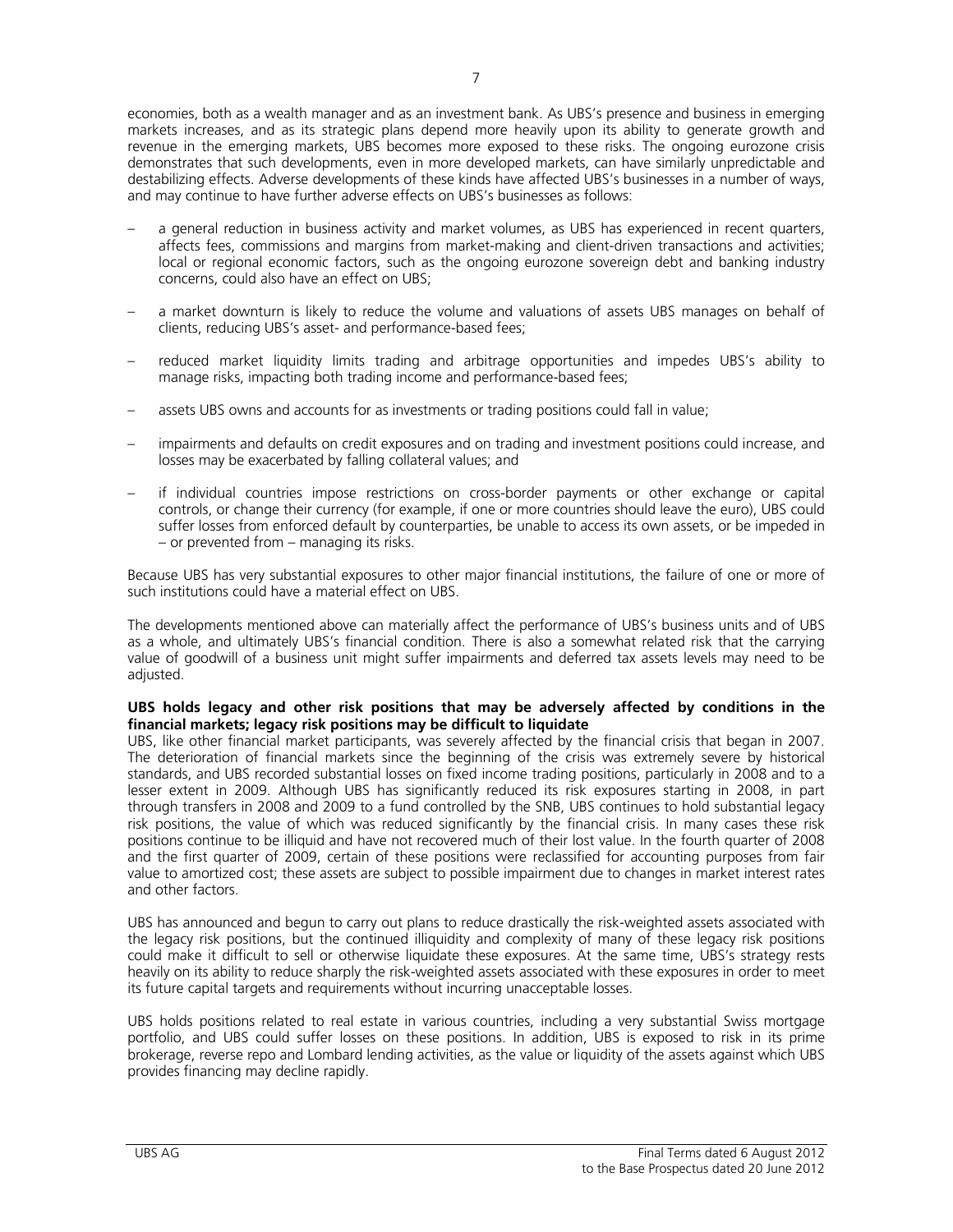economies, both as a wealth manager and as an investment bank. As UBS's presence and business in emerging markets increases, and as its strategic plans depend more heavily upon its ability to generate growth and revenue in the emerging markets, UBS becomes more exposed to these risks. The ongoing eurozone crisis demonstrates that such developments, even in more developed markets, can have similarly unpredictable and destabilizing effects. Adverse developments of these kinds have affected UBS's businesses in a number of ways, and may continue to have further adverse effects on UBS's businesses as follows:

- a general reduction in business activity and market volumes, as UBS has experienced in recent quarters, affects fees, commissions and margins from market-making and client-driven transactions and activities; local or regional economic factors, such as the ongoing eurozone sovereign debt and banking industry concerns, could also have an effect on UBS;
- a market downturn is likely to reduce the volume and valuations of assets UBS manages on behalf of clients, reducing UBS's asset- and performance-based fees;
- reduced market liquidity limits trading and arbitrage opportunities and impedes UBS's ability to manage risks, impacting both trading income and performance-based fees;
- assets UBS owns and accounts for as investments or trading positions could fall in value;
- impairments and defaults on credit exposures and on trading and investment positions could increase, and losses may be exacerbated by falling collateral values; and
- if individual countries impose restrictions on cross-border payments or other exchange or capital controls, or change their currency (for example, if one or more countries should leave the euro), UBS could suffer losses from enforced default by counterparties, be unable to access its own assets, or be impeded in – or prevented from – managing its risks.

Because UBS has very substantial exposures to other major financial institutions, the failure of one or more of such institutions could have a material effect on UBS.

The developments mentioned above can materially affect the performance of UBS's business units and of UBS as a whole, and ultimately UBS's financial condition. There is also a somewhat related risk that the carrying value of goodwill of a business unit might suffer impairments and deferred tax assets levels may need to be adjusted.

**UBS holds legacy and other risk positions that may be adversely affected by conditions in the financial markets; legacy risk positions may be difficult to liquidate**

UBS, like other financial market participants, was severely affected by the financial crisis that began in 2007. The deterioration of financial markets since the beginning of the crisis was extremely severe by historical standards, and UBS recorded substantial losses on fixed income trading positions, particularly in 2008 and to a lesser extent in 2009. Although UBS has significantly reduced its risk exposures starting in 2008, in part through transfers in 2008 and 2009 to a fund controlled by the SNB, UBS continues to hold substantial legacy risk positions, the value of which was reduced significantly by the financial crisis. In many cases these risk positions continue to be illiquid and have not recovered much of their lost value. In the fourth quarter of 2008 and the first quarter of 2009, certain of these positions were reclassified for accounting purposes from fair value to amortized cost; these assets are subject to possible impairment due to changes in market interest rates and other factors.

UBS has announced and begun to carry out plans to reduce drastically the risk-weighted assets associated with the legacy risk positions, but the continued illiquidity and complexity of many of these legacy risk positions could make it difficult to sell or otherwise liquidate these exposures. At the same time, UBS's strategy rests heavily on its ability to reduce sharply the risk-weighted assets associated with these exposures in order to meet its future capital targets and requirements without incurring unacceptable losses.

UBS holds positions related to real estate in various countries, including a very substantial Swiss mortgage portfolio, and UBS could suffer losses on these positions. In addition, UBS is exposed to risk in its prime brokerage, reverse repo and Lombard lending activities, as the value or liquidity of the assets against which UBS provides financing may decline rapidly.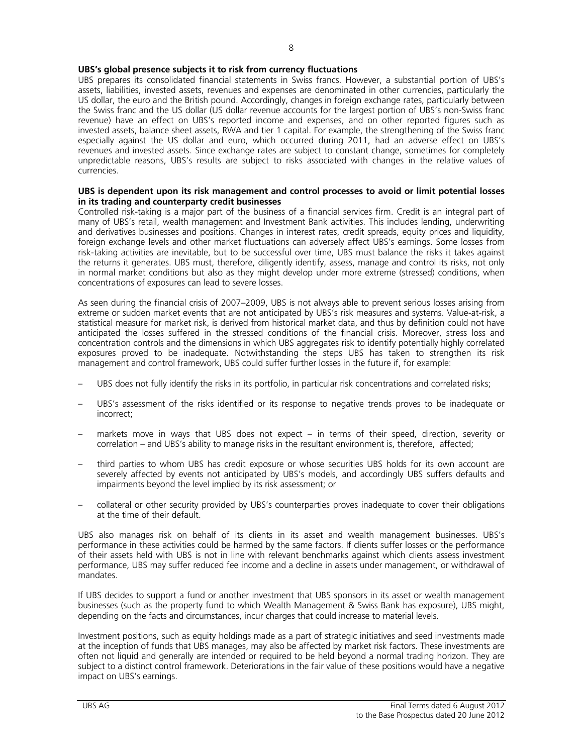**UBS's global presence subjects it to risk from currency fluctuations**

UBS prepares its consolidated financial statements in Swiss francs. However, a substantial portion of UBS's assets, liabilities, invested assets, revenues and expenses are denominated in other currencies, particularly the US dollar, the euro and the British pound. Accordingly, changes in foreign exchange rates, particularly between the Swiss franc and the US dollar (US dollar revenue accounts for the largest portion of UBS's non-Swiss franc revenue) have an effect on UBS's reported income and expenses, and on other reported figures such as invested assets, balance sheet assets, RWA and tier 1 capital. For example, the strengthening of the Swiss franc especially against the US dollar and euro, which occurred during 2011, had an adverse effect on UBS's revenues and invested assets. Since exchange rates are subject to constant change, sometimes for completely unpredictable reasons, UBS's results are subject to risks associated with changes in the relative values of currencies.

**UBS is dependent upon its risk management and control processes to avoid or limit potential losses in its trading and counterparty credit businesses**

Controlled risk-taking is a major part of the business of a financial services firm. Credit is an integral part of many of UBS's retail, wealth management and Investment Bank activities. This includes lending, underwriting and derivatives businesses and positions. Changes in interest rates, credit spreads, equity prices and liquidity, foreign exchange levels and other market fluctuations can adversely affect UBS's earnings. Some losses from risk-taking activities are inevitable, but to be successful over time, UBS must balance the risks it takes against the returns it generates. UBS must, therefore, diligently identify, assess, manage and control its risks, not only in normal market conditions but also as they might develop under more extreme (stressed) conditions, when concentrations of exposures can lead to severe losses.

As seen during the financial crisis of 2007–2009, UBS is not always able to prevent serious losses arising from extreme or sudden market events that are not anticipated by UBS's risk measures and systems. Value-at-risk, a statistical measure for market risk, is derived from historical market data, and thus by definition could not have anticipated the losses suffered in the stressed conditions of the financial crisis. Moreover, stress loss and concentration controls and the dimensions in which UBS aggregates risk to identify potentially highly correlated exposures proved to be inadequate. Notwithstanding the steps UBS has taken to strengthen its risk management and control framework, UBS could suffer further losses in the future if, for example:

– UBS does not fully identify the risks in its portfolio, in particular risk concentrations and correlated risks;

– UBS's assessment of the risks identified or its response to negative trends proves to be inadequate or incorrect;

– markets move in ways that UBS does not expect – in terms of their speed, direction, severity or correlation – and UBS's ability to manage risks in the resultant environment is, therefore, affected;

– third parties to whom UBS has credit exposure or whose securities UBS holds for its own account are severely affected by events not anticipated by UBS's models, and accordingly UBS suffers defaults and impairments beyond the level implied by its risk assessment; or

– collateral or other security provided by UBS's counterparties proves inadequate to cover their obligations at the time of their default.

UBS also manages risk on behalf of its clients in its asset and wealth management businesses. UBS's performance in these activities could be harmed by the same factors. If clients suffer losses or the performance of their assets held with UBS is not in line with relevant benchmarks against which clients assess investment performance, UBS may suffer reduced fee income and a decline in assets under management, or withdrawal of mandates.

If UBS decides to support a fund or another investment that UBS sponsors in its asset or wealth management businesses (such as the property fund to which Wealth Management & Swiss Bank has exposure), UBS might, depending on the facts and circumstances, incur charges that could increase to material levels.

Investment positions, such as equity holdings made as a part of strategic initiatives and seed investments made at the inception of funds that UBS manages, may also be affected by market risk factors. These investments are often not liquid and generally are intended or required to be held beyond a normal trading horizon. They are subject to a distinct control framework. Deteriorations in the fair value of these positions would have a negative impact on UBS's earnings.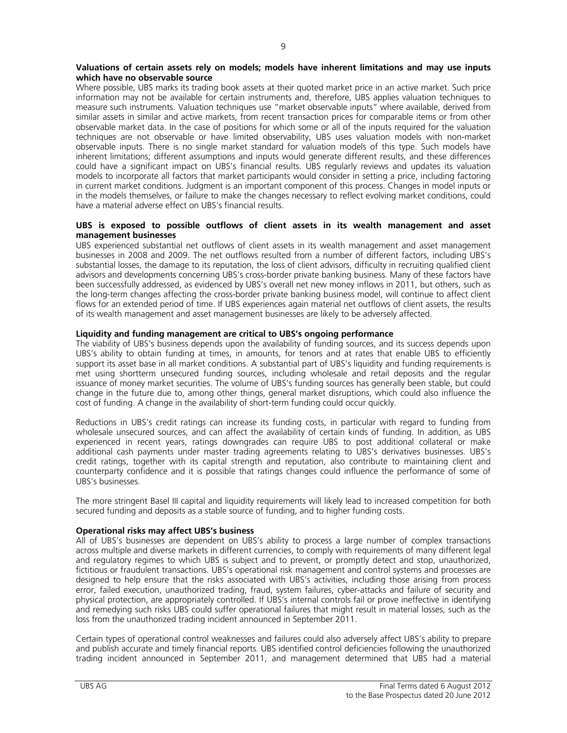**Valuations of certain assets rely on models; models have inherent limitations and may use inputs which have no observable source**

Where possible, UBS marks its trading book assets at their quoted market price in an active market. Such price information may not be available for certain instruments and, therefore, UBS applies valuation techniques to measure such instruments. Valuation techniques use "market observable inputs" where available, derived from similar assets in similar and active markets, from recent transaction prices for comparable items or from other observable market data. In the case of positions for which some or all of the inputs required for the valuation techniques are not observable or have limited observability, UBS uses valuation models with non-market observable inputs. There is no single market standard for valuation models of this type. Such models have inherent limitations; different assumptions and inputs would generate different results, and these differences could have a significant impact on UBS's financial results. UBS regularly reviews and updates its valuation models to incorporate all factors that market participants would consider in setting a price, including factoring in current market conditions. Judgment is an important component of this process. Changes in model inputs or in the models themselves, or failure to make the changes necessary to reflect evolving market conditions, could have a material adverse effect on UBS's financial results.

**UBS is exposed to possible outflows of client assets in its wealth management and asset management businesses**

UBS experienced substantial net outflows of client assets in its wealth management and asset management businesses in 2008 and 2009. The net outflows resulted from a number of different factors, including UBS's substantial losses, the damage to its reputation, the loss of client advisors, difficulty in recruiting qualified client advisors and developments concerning UBS's cross-border private banking business. Many of these factors have been successfully addressed, as evidenced by UBS's overall net new money inflows in 2011, but others, such as the long-term changes affecting the cross-border private banking business model, will continue to affect client flows for an extended period of time. If UBS experiences again material net outflows of client assets, the results of its wealth management and asset management businesses are likely to be adversely affected.

**Liquidity and funding management are critical to UBS's ongoing performance**

The viability of UBS's business depends upon the availability of funding sources, and its success depends upon UBS's ability to obtain funding at times, in amounts, for tenors and at rates that enable UBS to efficiently support its asset base in all market conditions. A substantial part of UBS's liquidity and funding requirements is met using shortterm unsecured funding sources, including wholesale and retail deposits and the regular issuance of money market securities. The volume of UBS's funding sources has generally been stable, but could change in the future due to, among other things, general market disruptions, which could also influence the cost of funding. A change in the availability of short-term funding could occur quickly.

Reductions in UBS's credit ratings can increase its funding costs, in particular with regard to funding from wholesale unsecured sources, and can affect the availability of certain kinds of funding. In addition, as UBS experienced in recent years, ratings downgrades can require UBS to post additional collateral or make additional cash payments under master trading agreements relating to UBS's derivatives businesses. UBS's credit ratings, together with its capital strength and reputation, also contribute to maintaining client and counterparty confidence and it is possible that ratings changes could influence the performance of some of UBS's businesses.

The more stringent Basel III capital and liquidity requirements will likely lead to increased competition for both secured funding and deposits as a stable source of funding, and to higher funding costs.

**Operational risks may affect UBS's business**

All of UBS's businesses are dependent on UBS's ability to process a large number of complex transactions across multiple and diverse markets in different currencies, to comply with requirements of many different legal and regulatory regimes to which UBS is subject and to prevent, or promptly detect and stop, unauthorized, fictitious or fraudulent transactions. UBS's operational risk management and control systems and processes are designed to help ensure that the risks associated with UBS's activities, including those arising from process error, failed execution, unauthorized trading, fraud, system failures, cyber-attacks and failure of security and physical protection, are appropriately controlled. If UBS's internal controls fail or prove ineffective in identifying and remedying such risks UBS could suffer operational failures that might result in material losses, such as the loss from the unauthorized trading incident announced in September 2011.

Certain types of operational control weaknesses and failures could also adversely affect UBS's ability to prepare and publish accurate and timely financial reports. UBS identified control deficiencies following the unauthorized trading incident announced in September 2011, and management determined that UBS had a material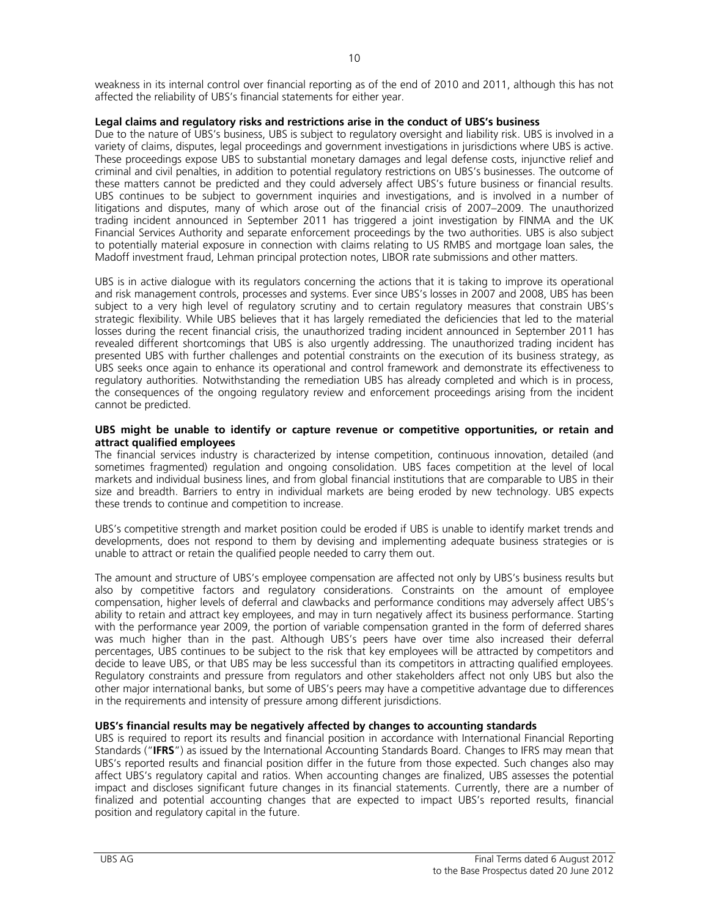weakness in its internal control over financial reporting as of the end of 2010 and 2011, although this has not affected the reliability of UBS's financial statements for either year.

**Legal claims and regulatory risks and restrictions arise in the conduct of UBS's business**

Due to the nature of UBS's business, UBS is subject to regulatory oversight and liability risk. UBS is involved in a variety of claims, disputes, legal proceedings and government investigations in jurisdictions where UBS is active. These proceedings expose UBS to substantial monetary damages and legal defense costs, injunctive relief and criminal and civil penalties, in addition to potential regulatory restrictions on UBS's businesses. The outcome of these matters cannot be predicted and they could adversely affect UBS's future business or financial results. UBS continues to be subject to government inquiries and investigations, and is involved in a number of litigations and disputes, many of which arose out of the financial crisis of 2007–2009. The unauthorized trading incident announced in September 2011 has triggered a joint investigation by FINMA and the UK Financial Services Authority and separate enforcement proceedings by the two authorities. UBS is also subject to potentially material exposure in connection with claims relating to US RMBS and mortgage loan sales, the Madoff investment fraud, Lehman principal protection notes, LIBOR rate submissions and other matters.

UBS is in active dialogue with its regulators concerning the actions that it is taking to improve its operational and risk management controls, processes and systems. Ever since UBS's losses in 2007 and 2008, UBS has been subject to a very high level of regulatory scrutiny and to certain regulatory measures that constrain UBS's strategic flexibility. While UBS believes that it has largely remediated the deficiencies that led to the material losses during the recent financial crisis, the unauthorized trading incident announced in September 2011 has revealed different shortcomings that UBS is also urgently addressing. The unauthorized trading incident has presented UBS with further challenges and potential constraints on the execution of its business strategy, as UBS seeks once again to enhance its operational and control framework and demonstrate its effectiveness to regulatory authorities. Notwithstanding the remediation UBS has already completed and which is in process, the consequences of the ongoing regulatory review and enforcement proceedings arising from the incident cannot be predicted.

**UBS might be unable to identify or capture revenue or competitive opportunities, or retain and attract qualified employees**

The financial services industry is characterized by intense competition, continuous innovation, detailed (and sometimes fragmented) regulation and ongoing consolidation. UBS faces competition at the level of local markets and individual business lines, and from global financial institutions that are comparable to UBS in their size and breadth. Barriers to entry in individual markets are being eroded by new technology. UBS expects these trends to continue and competition to increase.

UBS's competitive strength and market position could be eroded if UBS is unable to identify market trends and developments, does not respond to them by devising and implementing adequate business strategies or is unable to attract or retain the qualified people needed to carry them out.

The amount and structure of UBS's employee compensation are affected not only by UBS's business results but also by competitive factors and regulatory considerations. Constraints on the amount of employee compensation, higher levels of deferral and clawbacks and performance conditions may adversely affect UBS's ability to retain and attract key employees, and may in turn negatively affect its business performance. Starting with the performance year 2009, the portion of variable compensation granted in the form of deferred shares was much higher than in the past. Although UBS's peers have over time also increased their deferral percentages, UBS continues to be subject to the risk that key employees will be attracted by competitors and decide to leave UBS, or that UBS may be less successful than its competitors in attracting qualified employees. Regulatory constraints and pressure from regulators and other stakeholders affect not only UBS but also the other major international banks, but some of UBS's peers may have a competitive advantage due to differences in the requirements and intensity of pressure among different jurisdictions.

**UBS's financial results may be negatively affected by changes to accounting standards**

UBS is required to report its results and financial position in accordance with International Financial Reporting Standards ("**IFRS**") as issued by the International Accounting Standards Board. Changes to IFRS may mean that UBS's reported results and financial position differ in the future from those expected. Such changes also may affect UBS's regulatory capital and ratios. When accounting changes are finalized, UBS assesses the potential impact and discloses significant future changes in its financial statements. Currently, there are a number of finalized and potential accounting changes that are expected to impact UBS's reported results, financial position and regulatory capital in the future.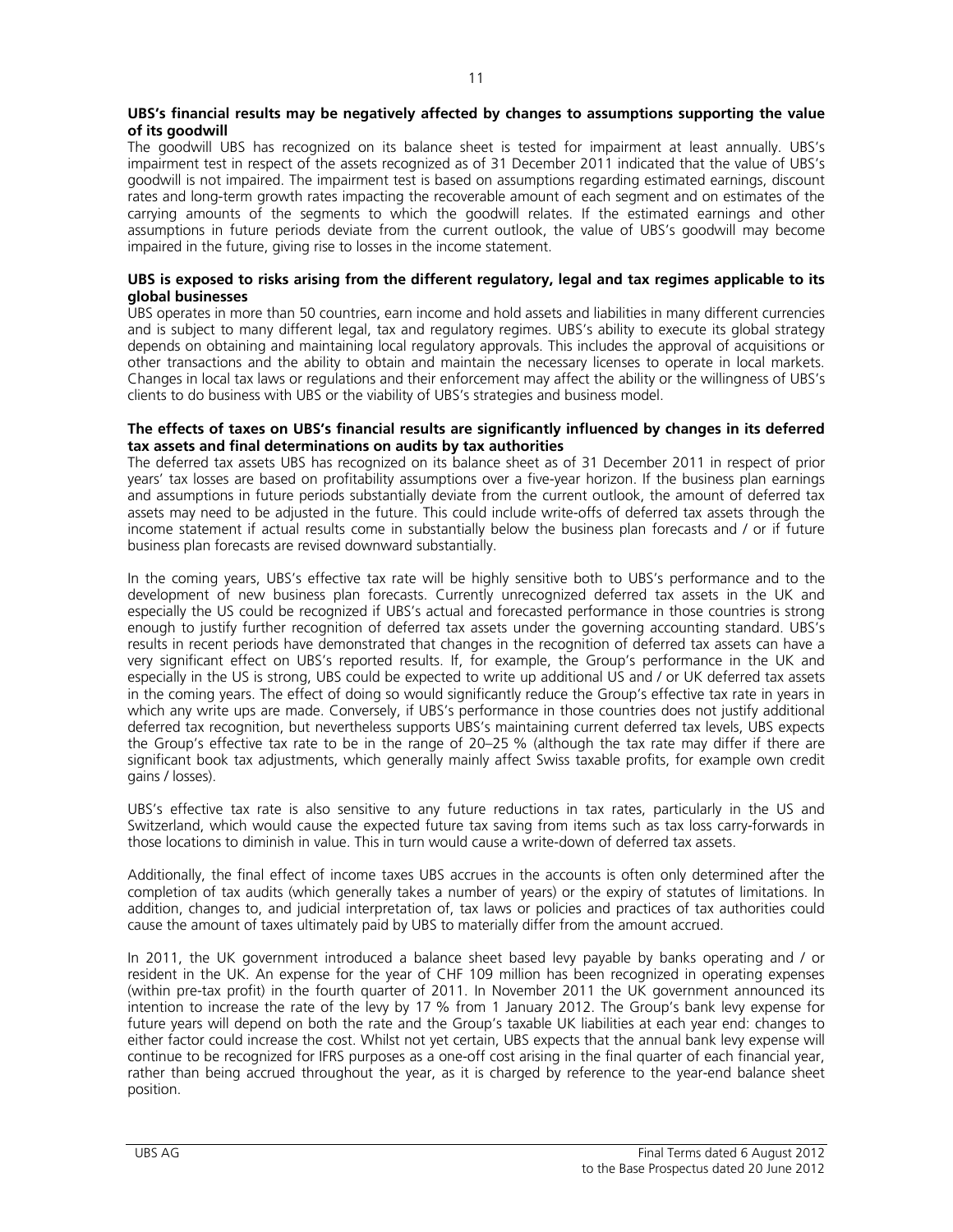**UBS's financial results may be negatively affected by changes to assumptions supporting the value of its goodwill**

The goodwill UBS has recognized on its balance sheet is tested for impairment at least annually. UBS's impairment test in respect of the assets recognized as of 31 December 2011 indicated that the value of UBS's goodwill is not impaired. The impairment test is based on assumptions regarding estimated earnings, discount rates and long-term growth rates impacting the recoverable amount of each segment and on estimates of the carrying amounts of the segments to which the goodwill relates. If the estimated earnings and other assumptions in future periods deviate from the current outlook, the value of UBS's goodwill may become impaired in the future, giving rise to losses in the income statement.

**UBS is exposed to risks arising from the different regulatory, legal and tax regimes applicable to its global businesses**

UBS operates in more than 50 countries, earn income and hold assets and liabilities in many different currencies and is subject to many different legal, tax and regulatory regimes. UBS's ability to execute its global strategy depends on obtaining and maintaining local regulatory approvals. This includes the approval of acquisitions or other transactions and the ability to obtain and maintain the necessary licenses to operate in local markets. Changes in local tax laws or regulations and their enforcement may affect the ability or the willingness of UBS's clients to do business with UBS or the viability of UBS's strategies and business model.

**The effects of taxes on UBS's financial results are significantly influenced by changes in its deferred tax assets and final determinations on audits by tax authorities**

The deferred tax assets UBS has recognized on its balance sheet as of 31 December 2011 in respect of prior years' tax losses are based on profitability assumptions over a five-year horizon. If the business plan earnings and assumptions in future periods substantially deviate from the current outlook, the amount of deferred tax assets may need to be adjusted in the future. This could include write-offs of deferred tax assets through the income statement if actual results come in substantially below the business plan forecasts and / or if future business plan forecasts are revised downward substantially.

In the coming years, UBS's effective tax rate will be highly sensitive both to UBS's performance and to the development of new business plan forecasts. Currently unrecognized deferred tax assets in the UK and especially the US could be recognized if UBS's actual and forecasted performance in those countries is strong enough to justify further recognition of deferred tax assets under the governing accounting standard. UBS's results in recent periods have demonstrated that changes in the recognition of deferred tax assets can have a very significant effect on UBS's reported results. If, for example, the Group's performance in the UK and especially in the US is strong, UBS could be expected to write up additional US and / or UK deferred tax assets in the coming years. The effect of doing so would significantly reduce the Group's effective tax rate in years in which any write ups are made. Conversely, if UBS's performance in those countries does not justify additional deferred tax recognition, but nevertheless supports UBS's maintaining current deferred tax levels, UBS expects the Group's effective tax rate to be in the range of 20–25 % (although the tax rate may differ if there are significant book tax adjustments, which generally mainly affect Swiss taxable profits, for example own credit gains / losses).

UBS's effective tax rate is also sensitive to any future reductions in tax rates, particularly in the US and Switzerland, which would cause the expected future tax saving from items such as tax loss carry-forwards in those locations to diminish in value. This in turn would cause a write-down of deferred tax assets.

Additionally, the final effect of income taxes UBS accrues in the accounts is often only determined after the completion of tax audits (which generally takes a number of years) or the expiry of statutes of limitations. In addition, changes to, and judicial interpretation of, tax laws or policies and practices of tax authorities could cause the amount of taxes ultimately paid by UBS to materially differ from the amount accrued.

In 2011, the UK government introduced a balance sheet based levy payable by banks operating and / or resident in the UK. An expense for the year of CHF 109 million has been recognized in operating expenses (within pre-tax profit) in the fourth quarter of 2011. In November 2011 the UK government announced its intention to increase the rate of the levy by 17 % from 1 January 2012. The Group's bank levy expense for future years will depend on both the rate and the Group's taxable UK liabilities at each year end: changes to either factor could increase the cost. Whilst not yet certain, UBS expects that the annual bank levy expense will continue to be recognized for IFRS purposes as a one-off cost arising in the final quarter of each financial year, rather than being accrued throughout the year, as it is charged by reference to the year-end balance sheet position.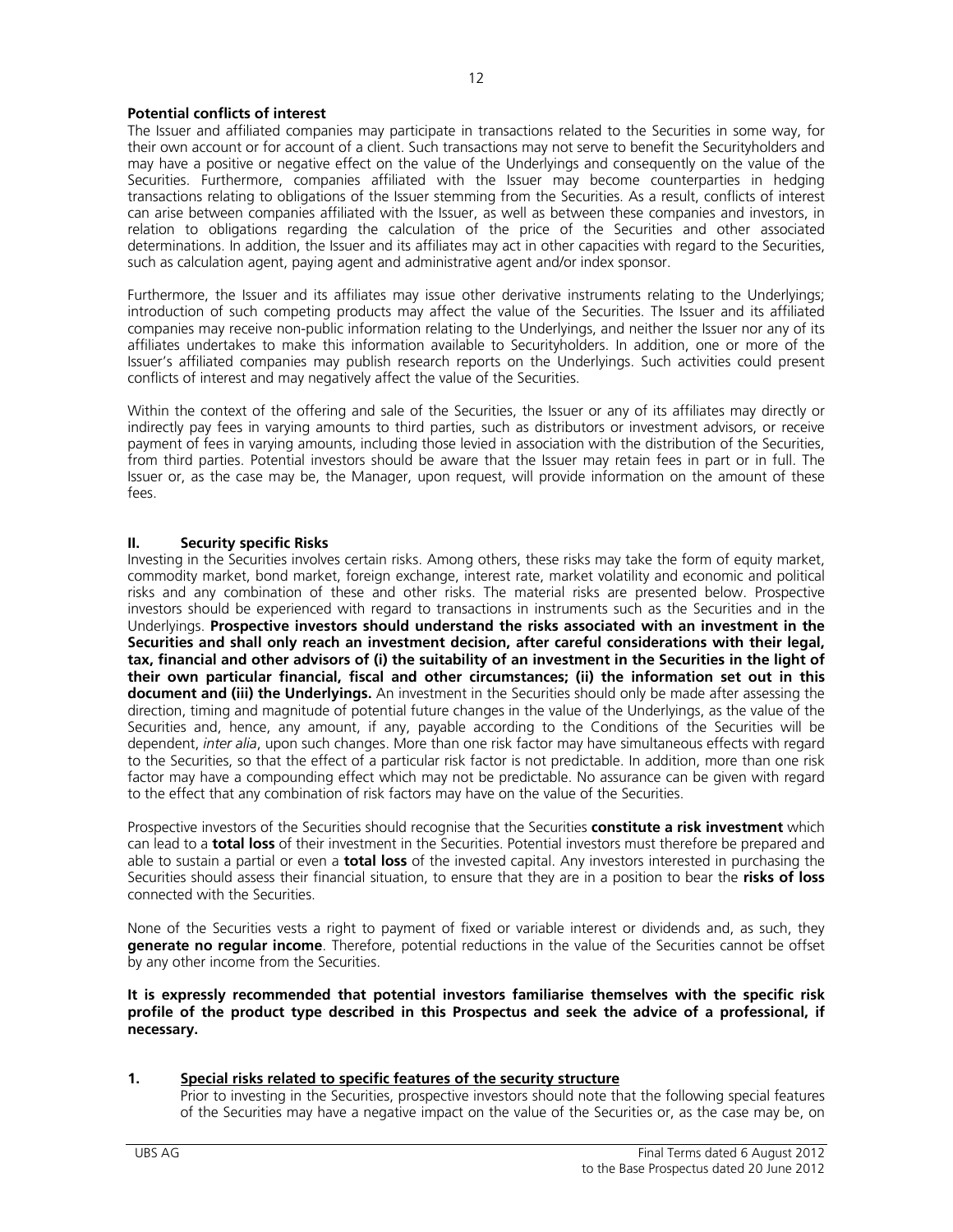**Potential conflicts of interest**

The Issuer and affiliated companies may participate in transactions related to the Securities in some way, for their own account or for account of a client. Such transactions may not serve to benefit the Securityholders and may have a positive or negative effect on the value of the Underlyings and consequently on the value of the Securities. Furthermore, companies affiliated with the Issuer may become counterparties in hedging transactions relating to obligations of the Issuer stemming from the Securities. As a result, conflicts of interest can arise between companies affiliated with the Issuer, as well as between these companies and investors, in relation to obligations regarding the calculation of the price of the Securities and other associated determinations. In addition, the Issuer and its affiliates may act in other capacities with regard to the Securities, such as calculation agent, paying agent and administrative agent and/or index sponsor.

Furthermore, the Issuer and its affiliates may issue other derivative instruments relating to the Underlyings; introduction of such competing products may affect the value of the Securities. The Issuer and its affiliated companies may receive non-public information relating to the Underlyings, and neither the Issuer nor any of its affiliates undertakes to make this information available to Securityholders. In addition, one or more of the Issuer's affiliated companies may publish research reports on the Underlyings. Such activities could present conflicts of interest and may negatively affect the value of the Securities.

Within the context of the offering and sale of the Securities, the Issuer or any of its affiliates may directly or indirectly pay fees in varying amounts to third parties, such as distributors or investment advisors, or receive payment of fees in varying amounts, including those levied in association with the distribution of the Securities, from third parties. Potential investors should be aware that the Issuer may retain fees in part or in full. The Issuer or, as the case may be, the Manager, upon request, will provide information on the amount of these fees.

## II. Security specific Risks

Investing in the Securities involves certain risks. Among others, these risks may take the form of equity market, commodity market, bond market, foreign exchange, interest rate, market volatility and economic and political risks and any combination of these and other risks. The material risks are presented below. Prospective investors should be experienced with regard to transactions in instruments such as the Securities and in the Underlyings. **Prospective investors should understand the risks associated with an investment in the Securities and shall only reach an investment decision, after careful considerations with their legal, tax, financial and other advisors of (i) the suitability of an investment in the Securities in the light of their own particular financial, fiscal and other circumstances; (ii) the information set out in this document and (iii) the Underlyings.** An investment in the Securities should only be made after assessing the direction, timing and magnitude of potential future changes in the value of the Underlyings, as the value of the Securities and, hence, any amount, if any, payable according to the Conditions of the Securities will be dependent, *inter alia*, upon such changes. More than one risk factor may have simultaneous effects with regard to the Securities, so that the effect of a particular risk factor is not predictable. In addition, more than one risk factor may have a compounding effect which may not be predictable. No assurance can be given with regard to the effect that any combination of risk factors may have on the value of the Securities.

Prospective investors of the Securities should recognise that the Securities **constitute a risk investment** which can lead to a **total loss** of their investment in the Securities. Potential investors must therefore be prepared and able to sustain a partial or even a **total loss** of the invested capital. Any investors interested in purchasing the Securities should assess their financial situation, to ensure that they are in a position to bear the **risks of loss** connected with the Securities.

None of the Securities vests a right to payment of fixed or variable interest or dividends and, as such, they **generate no regular income**. Therefore, potential reductions in the value of the Securities cannot be offset by any other income from the Securities.

**It is expressly recommended that potential investors familiarise themselves with the specific risk profile of the product type described in this Prospectus and seek the advice of a professional, if necessary.**

### 1. Special risks related to specific features of the security structure

Prior to investing in the Securities, prospective investors should note that the following special features of the Securities may have a negative impact on the value of the Securities or, as the case may be, on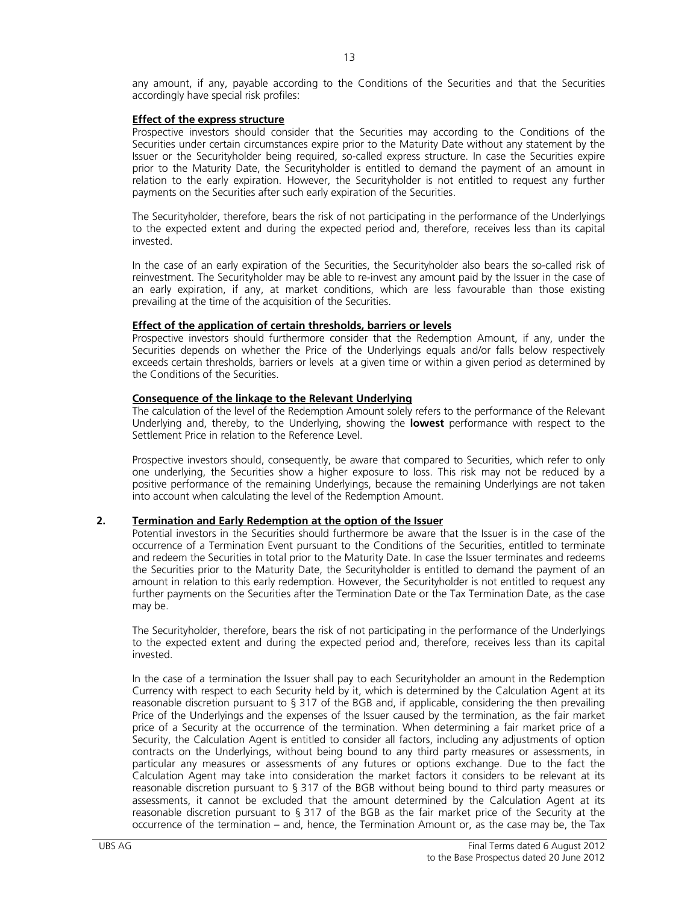any amount, if any, payable according to the Conditions of the Securities and that the Securities accordingly have special risk profiles:

**Effect of the express structure**

Prospective investors should consider that the Securities may according to the Conditions of the Securities under certain circumstances expire prior to the Maturity Date without any statement by the Issuer or the Securityholder being required, so-called express structure. In case the Securities expire prior to the Maturity Date, the Securityholder is entitled to demand the payment of an amount in relation to the early expiration. However, the Securityholder is not entitled to request any further payments on the Securities after such early expiration of the Securities.

The Securityholder, therefore, bears the risk of not participating in the performance of the Underlyings to the expected extent and during the expected period and, therefore, receives less than its capital invested.

In the case of an early expiration of the Securities, the Securityholder also bears the so-called risk of reinvestment. The Securityholder may be able to re-invest any amount paid by the Issuer in the case of an early expiration, if any, at market conditions, which are less favourable than those existing prevailing at the time of the acquisition of the Securities.

**Effect of the application of certain thresholds, barriers or levels**

Prospective investors should furthermore consider that the Redemption Amount, if any, under the Securities depends on whether the Price of the Underlyings equals and/or falls below respectively exceeds certain thresholds, barriers or levels at a given time or within a given period as determined by the Conditions of the Securities.

**Consequence of the linkage to the Relevant Underlying**

The calculation of the level of the Redemption Amount solely refers to the performance of the Relevant Underlying and, thereby, to the Underlying, showing the **lowest** performance with respect to the Settlement Price in relation to the Reference Level.

Prospective investors should, consequently, be aware that compared to Securities, which refer to only one underlying, the Securities show a higher exposure to loss. This risk may not be reduced by a positive performance of the remaining Underlyings, because the remaining Underlyings are not taken into account when calculating the level of the Redemption Amount.

## 2. Termination and Early Redemption at the option of the Issuer

Potential investors in the Securities should furthermore be aware that the Issuer is in the case of the occurrence of a Termination Event pursuant to the Conditions of the Securities, entitled to terminate and redeem the Securities in total prior to the Maturity Date. In case the Issuer terminates and redeems the Securities prior to the Maturity Date, the Securityholder is entitled to demand the payment of an amount in relation to this early redemption. However, the Securityholder is not entitled to request any further payments on the Securities after the Termination Date or the Tax Termination Date, as the case may be.

The Securityholder, therefore, bears the risk of not participating in the performance of the Underlyings to the expected extent and during the expected period and, therefore, receives less than its capital invested.

In the case of a termination the Issuer shall pay to each Securityholder an amount in the Redemption Currency with respect to each Security held by it, which is determined by the Calculation Agent at its reasonable discretion pursuant to § 317 of the BGB and, if applicable, considering the then prevailing Price of the Underlyings and the expenses of the Issuer caused by the termination, as the fair market price of a Security at the occurrence of the termination. When determining a fair market price of a Security, the Calculation Agent is entitled to consider all factors, including any adjustments of option contracts on the Underlyings, without being bound to any third party measures or assessments, in particular any measures or assessments of any futures or options exchange. Due to the fact the Calculation Agent may take into consideration the market factors it considers to be relevant at its reasonable discretion pursuant to § 317 of the BGB without being bound to third party measures or assessments, it cannot be excluded that the amount determined by the Calculation Agent at its reasonable discretion pursuant to § 317 of the BGB as the fair market price of the Security at the occurrence of the termination – and, hence, the Termination Amount or, as the case may be, the Tax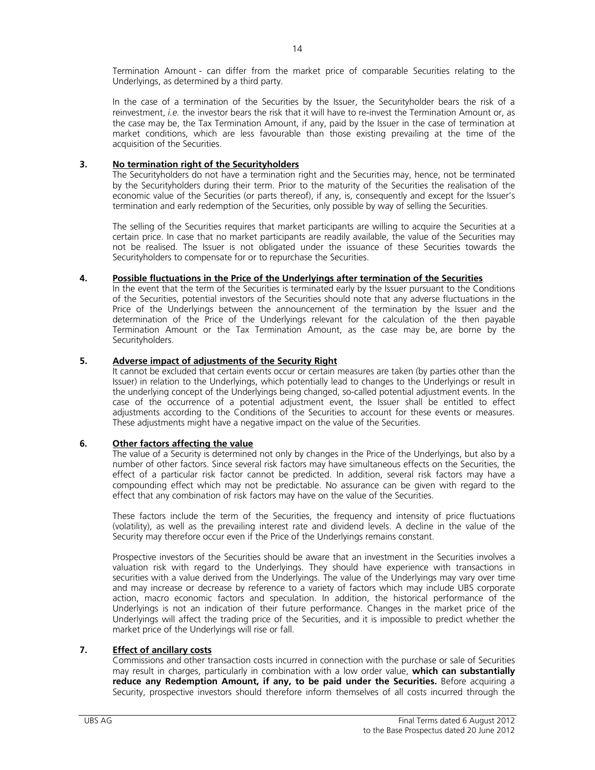Termination Amount - can differ from the market price of comparable Securities relating to the Underlyings, as determined by a third party.

In the case of a termination of the Securities by the Issuer, the Securityholder bears the risk of a reinvestment, *i.e.* the investor bears the risk that it will have to re-invest the Termination Amount or, as the case may be, the Tax Termination Amount, if any, paid by the Issuer in the case of termination at market conditions, which are less favourable than those existing prevailing at the time of the acquisition of the Securities.

**3. <u>No termination right of the Securityholders</u>**

The Securityholders do not have a termination right and the Securities may, hence, not be terminated by the Securityholders during their term. Prior to the maturity of the Securities the realisation of the economic value of the Securities (or parts thereof), if any, is, consequently and except for the Issuer's termination and early redemption of the Securities, only possible by way of selling the Securities.

The selling of the Securities requires that market participants are willing to acquire the Securities at a certain price. In case that no market participants are readily available, the value of the Securities may not be realised. The Issuer is not obligated under the issuance of these Securities towards the Securityholders to compensate for or to repurchase the Securities.

**4. <u>Possible fluctuations in the Price of the Underlyings after termination of the Securities</u>**

In the event that the term of the Securities is terminated early by the Issuer pursuant to the Conditions of the Securities, potential investors of the Securities should note that any adverse fluctuations in the Price of the Underlyings between the announcement of the termination by the Issuer and the determination of the Price of the Underlyings relevant for the calculation of the then payable Termination Amount or the Tax Termination Amount, as the case may be, are borne by the Securityholders.

**5. <u>Adverse impact of adjustments of the Security Right</u>**

It cannot be excluded that certain events occur or certain measures are taken (by parties other than the Issuer) in relation to the Underlyings, which potentially lead to changes to the Underlyings or result in the underlying concept of the Underlyings being changed, so-called potential adjustment events. In the case of the occurrence of a potential adjustment event, the Issuer shall be entitled to effect adjustments according to the Conditions of the Securities to account for these events or measures. These adjustments might have a negative impact on the value of the Securities.

**6. <u>Other factors affecting the value</u>**

The value of a Security is determined not only by changes in the Price of the Underlyings, but also by a number of other factors. Since several risk factors may have simultaneous effects on the Securities, the effect of a particular risk factor cannot be predicted. In addition, several risk factors may have a compounding effect which may not be predictable. No assurance can be given with regard to the effect that any combination of risk factors may have on the value of the Securities.

These factors include the term of the Securities, the frequency and intensity of price fluctuations (volatility), as well as the prevailing interest rate and dividend levels. A decline in the value of the Security may therefore occur even if the Price of the Underlyings remains constant.

Prospective investors of the Securities should be aware that an investment in the Securities involves a valuation risk with regard to the Underlyings. They should have experience with transactions in securities with a value derived from the Underlyings. The value of the Underlyings may vary over time and may increase or decrease by reference to a variety of factors which may include UBS corporate action, macro economic factors and speculation. In addition, the historical performance of the Underlyings is not an indication of their future performance. Changes in the market price of the Underlyings will affect the trading price of the Securities, and it is impossible to predict whether the market price of the Underlyings will rise or fall.

**7. <u>Effect of ancillary costs</u>**

Commissions and other transaction costs incurred in connection with the purchase or sale of Securities may result in charges, particularly in combination with a low order value, **which can substantially reduce any Redemption Amount, if any, to be paid under the Securities.** Before acquiring a Security, prospective investors should therefore inform themselves of all costs incurred through the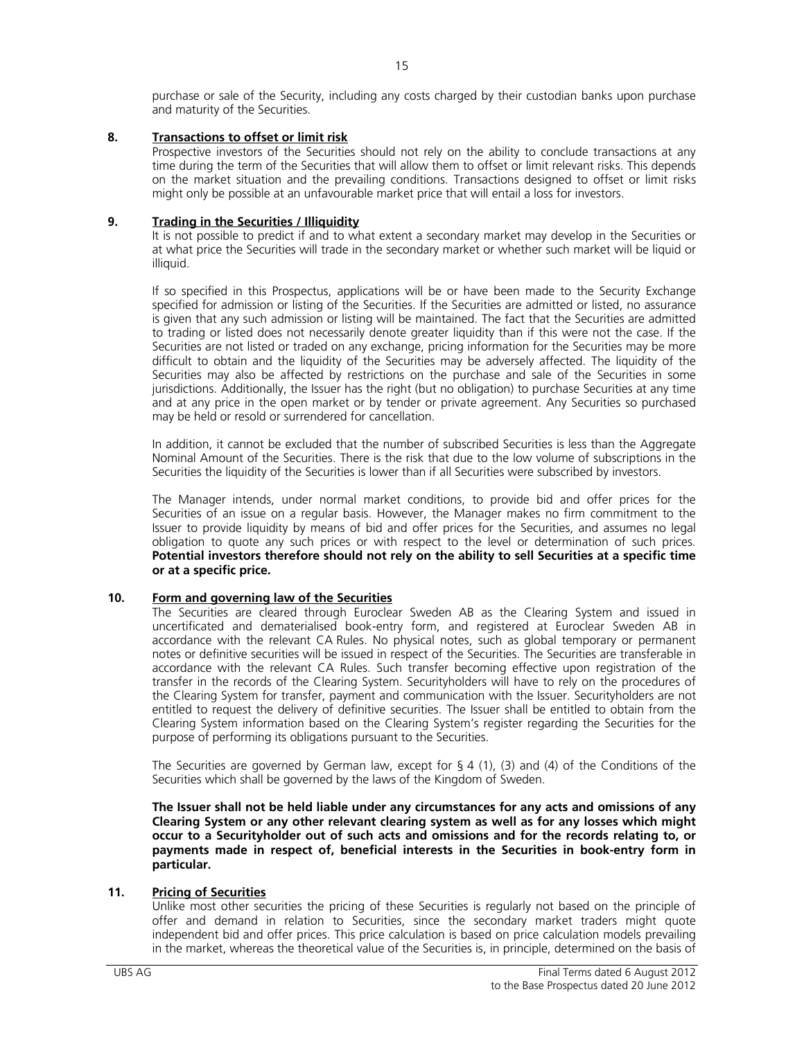purchase or sale of the Security, including any costs charged by their custodian banks upon purchase and maturity of the Securities.

## 8. Transactions to offset or limit risk

Prospective investors of the Securities should not rely on the ability to conclude transactions at any time during the term of the Securities that will allow them to offset or limit relevant risks. This depends on the market situation and the prevailing conditions. Transactions designed to offset or limit risks might only be possible at an unfavourable market price that will entail a loss for investors.

## 9. Trading in the Securities / Illiquidity

It is not possible to predict if and to what extent a secondary market may develop in the Securities or at what price the Securities will trade in the secondary market or whether such market will be liquid or illiquid.

If so specified in this Prospectus, applications will be or have been made to the Security Exchange specified for admission or listing of the Securities. If the Securities are admitted or listed, no assurance is given that any such admission or listing will be maintained. The fact that the Securities are admitted to trading or listed does not necessarily denote greater liquidity than if this were not the case. If the Securities are not listed or traded on any exchange, pricing information for the Securities may be more difficult to obtain and the liquidity of the Securities may be adversely affected. The liquidity of the Securities may also be affected by restrictions on the purchase and sale of the Securities in some jurisdictions. Additionally, the Issuer has the right (but no obligation) to purchase Securities at any time and at any price in the open market or by tender or private agreement. Any Securities so purchased may be held or resold or surrendered for cancellation.

In addition, it cannot be excluded that the number of subscribed Securities is less than the Aggregate Nominal Amount of the Securities. There is the risk that due to the low volume of subscriptions in the Securities the liquidity of the Securities is lower than if all Securities were subscribed by investors.

The Manager intends, under normal market conditions, to provide bid and offer prices for the Securities of an issue on a regular basis. However, the Manager makes no firm commitment to the Issuer to provide liquidity by means of bid and offer prices for the Securities, and assumes no legal obligation to quote any such prices or with respect to the level or determination of such prices. **Potential investors therefore should not rely on the ability to sell Securities at a specific time or at a specific price.**

## 10. Form and governing law of the Securities

The Securities are cleared through Euroclear Sweden AB as the Clearing System and issued in uncertificated and dematerialised book-entry form, and registered at Euroclear Sweden AB in accordance with the relevant CA Rules. No physical notes, such as global temporary or permanent notes or definitive securities will be issued in respect of the Securities. The Securities are transferable in accordance with the relevant CA Rules. Such transfer becoming effective upon registration of the transfer in the records of the Clearing System. Securityholders will have to rely on the procedures of the Clearing System for transfer, payment and communication with the Issuer. Securityholders are not entitled to request the delivery of definitive securities. The Issuer shall be entitled to obtain from the Clearing System information based on the Clearing System's register regarding the Securities for the purpose of performing its obligations pursuant to the Securities.

The Securities are governed by German law, except for § 4 (1), (3) and (4) of the Conditions of the Securities which shall be governed by the laws of the Kingdom of Sweden.

**The Issuer shall not be held liable under any circumstances for any acts and omissions of any Clearing System or any other relevant clearing system as well as for any losses which might occur to a Securityholder out of such acts and omissions and for the records relating to, or payments made in respect of, beneficial interests in the Securities in book-entry form in particular.**

## 11. Pricing of Securities

Unlike most other securities the pricing of these Securities is regularly not based on the principle of offer and demand in relation to Securities, since the secondary market traders might quote independent bid and offer prices. This price calculation is based on price calculation models prevailing in the market, whereas the theoretical value of the Securities is, in principle, determined on the basis of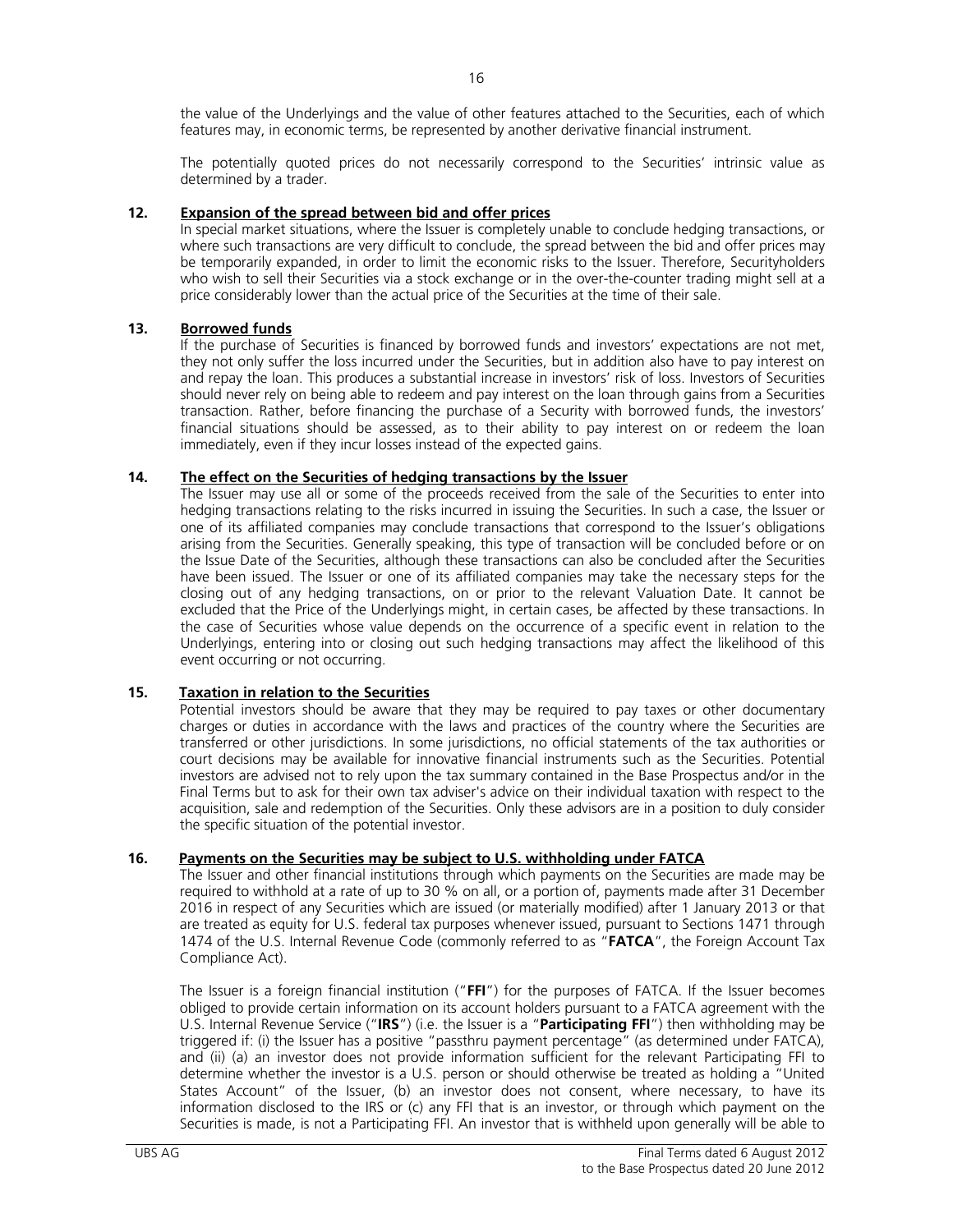the value of the Underlyings and the value of other features attached to the Securities, each of which features may, in economic terms, be represented by another derivative financial instrument.

The potentially quoted prices do not necessarily correspond to the Securities' intrinsic value as determined by a trader.

## 12. Expansion of the spread between bid and offer prices

In special market situations, where the Issuer is completely unable to conclude hedging transactions, or where such transactions are very difficult to conclude, the spread between the bid and offer prices may be temporarily expanded, in order to limit the economic risks to the Issuer. Therefore, Securityholders who wish to sell their Securities via a stock exchange or in the over-the-counter trading might sell at a price considerably lower than the actual price of the Securities at the time of their sale.

## 13. Borrowed funds

If the purchase of Securities is financed by borrowed funds and investors' expectations are not met, they not only suffer the loss incurred under the Securities, but in addition also have to pay interest on and repay the loan. This produces a substantial increase in investors' risk of loss. Investors of Securities should never rely on being able to redeem and pay interest on the loan through gains from a Securities transaction. Rather, before financing the purchase of a Security with borrowed funds, the investors' financial situations should be assessed, as to their ability to pay interest on or redeem the loan immediately, even if they incur losses instead of the expected gains.

## 14. The effect on the Securities of hedging transactions by the Issuer

The Issuer may use all or some of the proceeds received from the sale of the Securities to enter into hedging transactions relating to the risks incurred in issuing the Securities. In such a case, the Issuer or one of its affiliated companies may conclude transactions that correspond to the Issuer's obligations arising from the Securities. Generally speaking, this type of transaction will be concluded before or on the Issue Date of the Securities, although these transactions can also be concluded after the Securities have been issued. The Issuer or one of its affiliated companies may take the necessary steps for the closing out of any hedging transactions, on or prior to the relevant Valuation Date. It cannot be excluded that the Price of the Underlyings might, in certain cases, be affected by these transactions. In the case of Securities whose value depends on the occurrence of a specific event in relation to the Underlyings, entering into or closing out such hedging transactions may affect the likelihood of this event occurring or not occurring.

## 15. Taxation in relation to the Securities

Potential investors should be aware that they may be required to pay taxes or other documentary charges or duties in accordance with the laws and practices of the country where the Securities are transferred or other jurisdictions. In some jurisdictions, no official statements of the tax authorities or court decisions may be available for innovative financial instruments such as the Securities. Potential investors are advised not to rely upon the tax summary contained in the Base Prospectus and/or in the Final Terms but to ask for their own tax adviser's advice on their individual taxation with respect to the acquisition, sale and redemption of the Securities. Only these advisors are in a position to duly consider the specific situation of the potential investor.

## 16. Payments on the Securities may be subject to U.S. withholding under FATCA

The Issuer and other financial institutions through which payments on the Securities are made may be required to withhold at a rate of up to 30 % on all, or a portion of, payments made after 31 December 2016 in respect of any Securities which are issued (or materially modified) after 1 January 2013 or that are treated as equity for U.S. federal tax purposes whenever issued, pursuant to Sections 1471 through 1474 of the U.S. Internal Revenue Code (commonly referred to as "**FATCA**", the Foreign Account Tax Compliance Act).

The Issuer is a foreign financial institution ("**FFI**") for the purposes of FATCA. If the Issuer becomes obliged to provide certain information on its account holders pursuant to a FATCA agreement with the U.S. Internal Revenue Service ("**IRS**") (i.e. the Issuer is a "**Participating FFI**") then withholding may be triggered if: (i) the Issuer has a positive "passthru payment percentage" (as determined under FATCA), and (ii) (a) an investor does not provide information sufficient for the relevant Participating FFI to determine whether the investor is a U.S. person or should otherwise be treated as holding a "United States Account" of the Issuer, (b) an investor does not consent, where necessary, to have its information disclosed to the IRS or (c) any FFI that is an investor, or through which payment on the Securities is made, is not a Participating FFI. An investor that is withheld upon generally will be able to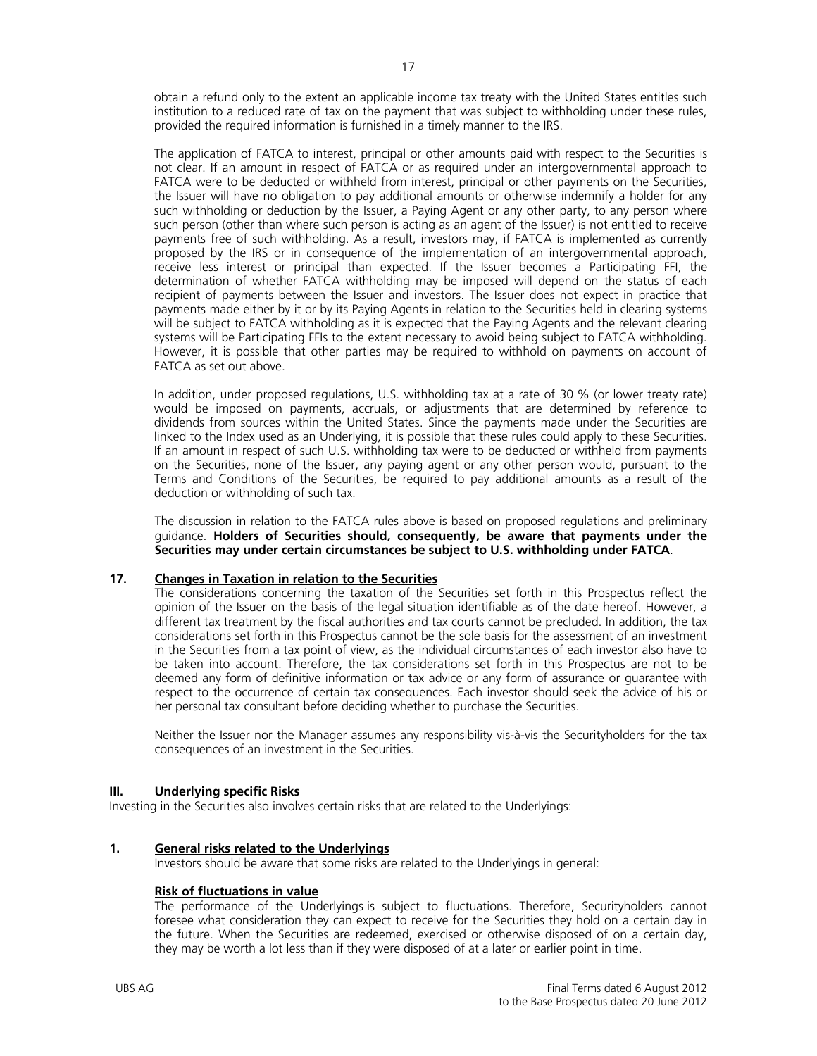obtain a refund only to the extent an applicable income tax treaty with the United States entitles such institution to a reduced rate of tax on the payment that was subject to withholding under these rules, provided the required information is furnished in a timely manner to the IRS.

The application of FATCA to interest, principal or other amounts paid with respect to the Securities is not clear. If an amount in respect of FATCA or as required under an intergovernmental approach to FATCA were to be deducted or withheld from interest, principal or other payments on the Securities, the Issuer will have no obligation to pay additional amounts or otherwise indemnify a holder for any such withholding or deduction by the Issuer, a Paying Agent or any other party, to any person where such person (other than where such person is acting as an agent of the Issuer) is not entitled to receive payments free of such withholding. As a result, investors may, if FATCA is implemented as currently proposed by the IRS or in consequence of the implementation of an intergovernmental approach, receive less interest or principal than expected. If the Issuer becomes a Participating FFI, the determination of whether FATCA withholding may be imposed will depend on the status of each recipient of payments between the Issuer and investors. The Issuer does not expect in practice that payments made either by it or by its Paying Agents in relation to the Securities held in clearing systems will be subject to FATCA withholding as it is expected that the Paying Agents and the relevant clearing systems will be Participating FFIs to the extent necessary to avoid being subject to FATCA withholding. However, it is possible that other parties may be required to withhold on payments on account of FATCA as set out above.

In addition, under proposed regulations, U.S. withholding tax at a rate of 30 % (or lower treaty rate) would be imposed on payments, accruals, or adjustments that are determined by reference to dividends from sources within the United States. Since the payments made under the Securities are linked to the Index used as an Underlying, it is possible that these rules could apply to these Securities. If an amount in respect of such U.S. withholding tax were to be deducted or withheld from payments on the Securities, none of the Issuer, any paying agent or any other person would, pursuant to the Terms and Conditions of the Securities, be required to pay additional amounts as a result of the deduction or withholding of such tax.

The discussion in relation to the FATCA rules above is based on proposed regulations and preliminary guidance. **Holders of Securities should, consequently, be aware that payments under the Securities may under certain circumstances be subject to U.S. withholding under FATCA**.

## 17. Changes in Taxation in relation to the Securities

The considerations concerning the taxation of the Securities set forth in this Prospectus reflect the opinion of the Issuer on the basis of the legal situation identifiable as of the date hereof. However, a different tax treatment by the fiscal authorities and tax courts cannot be precluded. In addition, the tax considerations set forth in this Prospectus cannot be the sole basis for the assessment of an investment in the Securities from a tax point of view, as the individual circumstances of each investor also have to be taken into account. Therefore, the tax considerations set forth in this Prospectus are not to be deemed any form of definitive information or tax advice or any form of assurance or guarantee with respect to the occurrence of certain tax consequences. Each investor should seek the advice of his or her personal tax consultant before deciding whether to purchase the Securities.

Neither the Issuer nor the Manager assumes any responsibility vis-à-vis the Securityholders for the tax consequences of an investment in the Securities.

# III. Underlying specific Risks

Investing in the Securities also involves certain risks that are related to the Underlyings:

## 1. General risks related to the Underlyings

Investors should be aware that some risks are related to the Underlyings in general:

### Risk of fluctuations in value

The performance of the Underlyings is subject to fluctuations. Therefore, Securityholders cannot foresee what consideration they can expect to receive for the Securities they hold on a certain day in the future. When the Securities are redeemed, exercised or otherwise disposed of on a certain day, they may be worth a lot less than if they were disposed of at a later or earlier point in time.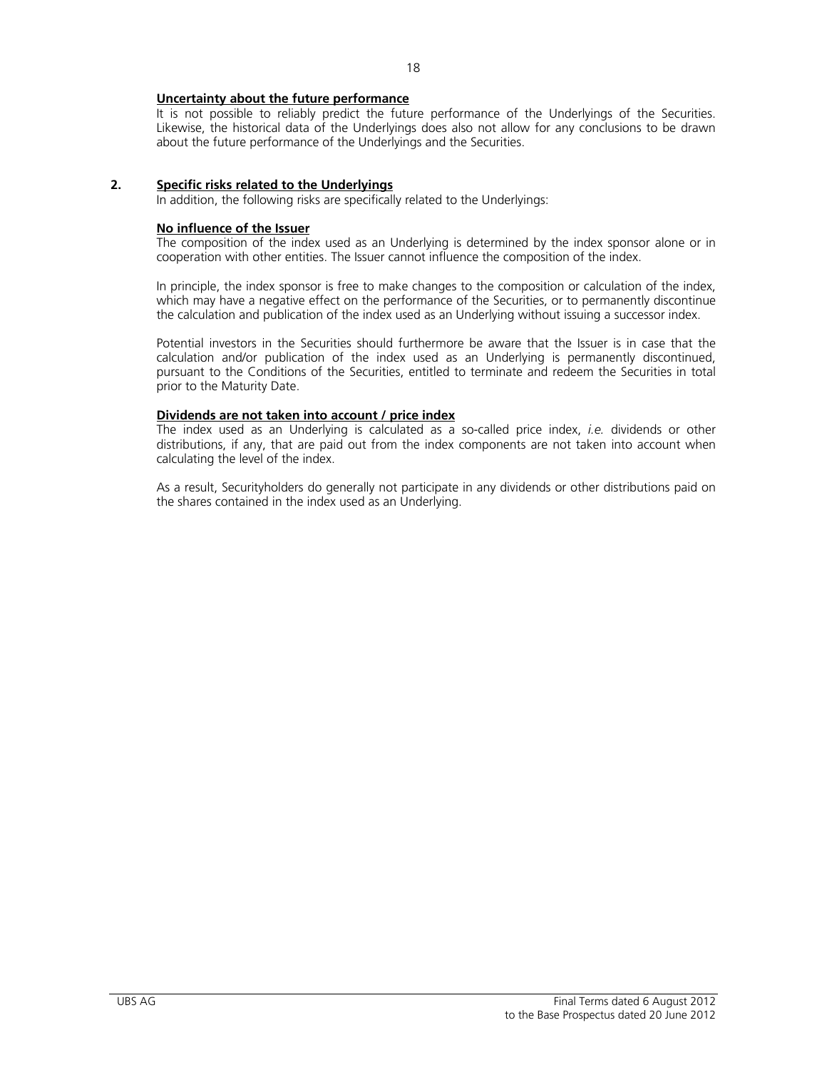**Uncertainty about the future performance**

It is not possible to reliably predict the future performance of the Underlyings of the Securities. Likewise, the historical data of the Underlyings does also not allow for any conclusions to be drawn about the future performance of the Underlyings and the Securities.

## 2. Specific risks related to the Underlyings

In addition, the following risks are specifically related to the Underlyings:

**No influence of the Issuer**

The composition of the index used as an Underlying is determined by the index sponsor alone or in cooperation with other entities. The Issuer cannot influence the composition of the index.

In principle, the index sponsor is free to make changes to the composition or calculation of the index, which may have a negative effect on the performance of the Securities, or to permanently discontinue the calculation and publication of the index used as an Underlying without issuing a successor index.

Potential investors in the Securities should furthermore be aware that the Issuer is in case that the calculation and/or publication of the index used as an Underlying is permanently discontinued, pursuant to the Conditions of the Securities, entitled to terminate and redeem the Securities in total prior to the Maturity Date.

**Dividends are not taken into account / price index**

The index used as an Underlying is calculated as a so-called price index, *i.e.* dividends or other distributions, if any, that are paid out from the index components are not taken into account when calculating the level of the index.

As a result, Securityholders do generally not participate in any dividends or other distributions paid on the shares contained in the index used as an Underlying.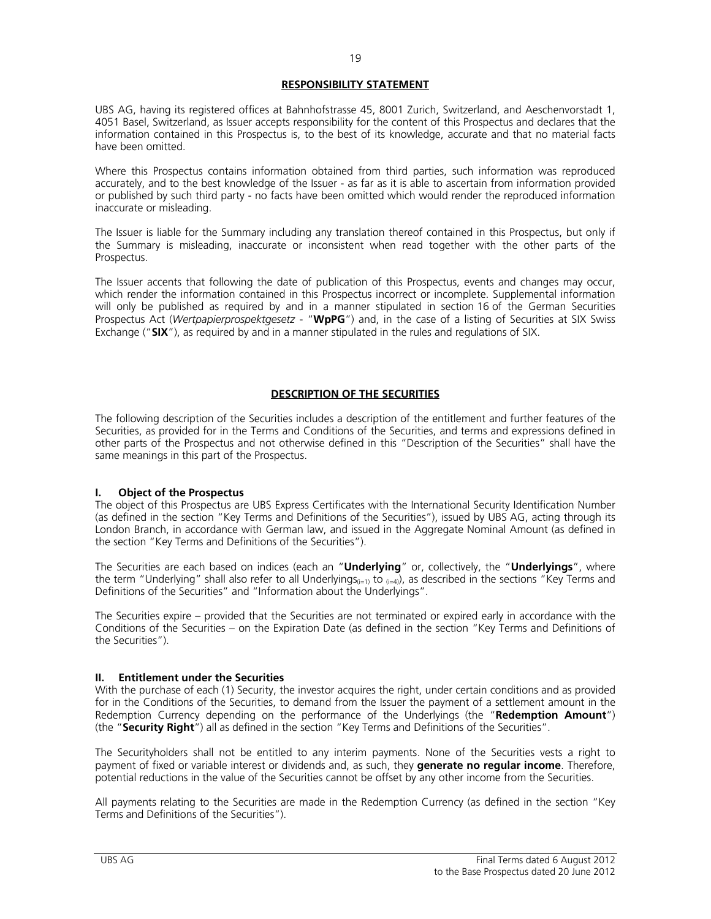## RESPONSIBILITY STATEMENT

UBS AG, having its registered offices at Bahnhofstrasse 45, 8001 Zurich, Switzerland, and Aeschenvorstadt 1, 4051 Basel, Switzerland, as Issuer accepts responsibility for the content of this Prospectus and declares that the information contained in this Prospectus is, to the best of its knowledge, accurate and that no material facts have been omitted.

Where this Prospectus contains information obtained from third parties, such information was reproduced accurately, and to the best knowledge of the Issuer - as far as it is able to ascertain from information provided or published by such third party - no facts have been omitted which would render the reproduced information inaccurate or misleading.

The Issuer is liable for the Summary including any translation thereof contained in this Prospectus, but only if the Summary is misleading, inaccurate or inconsistent when read together with the other parts of the Prospectus.

The Issuer accents that following the date of publication of this Prospectus, events and changes may occur, which render the information contained in this Prospectus incorrect or incomplete. Supplemental information will only be published as required by and in a manner stipulated in section 16 of the German Securities Prospectus Act (*Wertpapierprospektgesetz* - "**WpPG**") and, in the case of a listing of Securities at SIX Swiss Exchange ("**SIX**"), as required by and in a manner stipulated in the rules and regulations of SIX.

## DESCRIPTION OF THE SECURITIES

The following description of the Securities includes a description of the entitlement and further features of the Securities, as provided for in the Terms and Conditions of the Securities, and terms and expressions defined in other parts of the Prospectus and not otherwise defined in this "Description of the Securities" shall have the same meanings in this part of the Prospectus.

### I. Object of the Prospectus

The object of this Prospectus are UBS Express Certificates with the International Security Identification Number (as defined in the section "Key Terms and Definitions of the Securities"), issued by UBS AG, acting through its London Branch, in accordance with German law, and issued in the Aggregate Nominal Amount (as defined in the section "Key Terms and Definitions of the Securities").

The Securities are each based on indices (each an "**Underlying**" or, collectively, the "**Underlyings**", where the term "Underlying" shall also refer to all Underlyings$_{(i=1)}$ to $_{(i=4)}$), as described in the sections "Key Terms and Definitions of the Securities" and "Information about the Underlyings".

The Securities expire – provided that the Securities are not terminated or expired early in accordance with the Conditions of the Securities – on the Expiration Date (as defined in the section "Key Terms and Definitions of the Securities").

### II. Entitlement under the Securities

With the purchase of each (1) Security, the investor acquires the right, under certain conditions and as provided for in the Conditions of the Securities, to demand from the Issuer the payment of a settlement amount in the Redemption Currency depending on the performance of the Underlyings (the "**Redemption Amount**") (the "**Security Right**") all as defined in the section "Key Terms and Definitions of the Securities".

The Securityholders shall not be entitled to any interim payments. None of the Securities vests a right to payment of fixed or variable interest or dividends and, as such, they **generate no regular income**. Therefore, potential reductions in the value of the Securities cannot be offset by any other income from the Securities.

All payments relating to the Securities are made in the Redemption Currency (as defined in the section "Key Terms and Definitions of the Securities").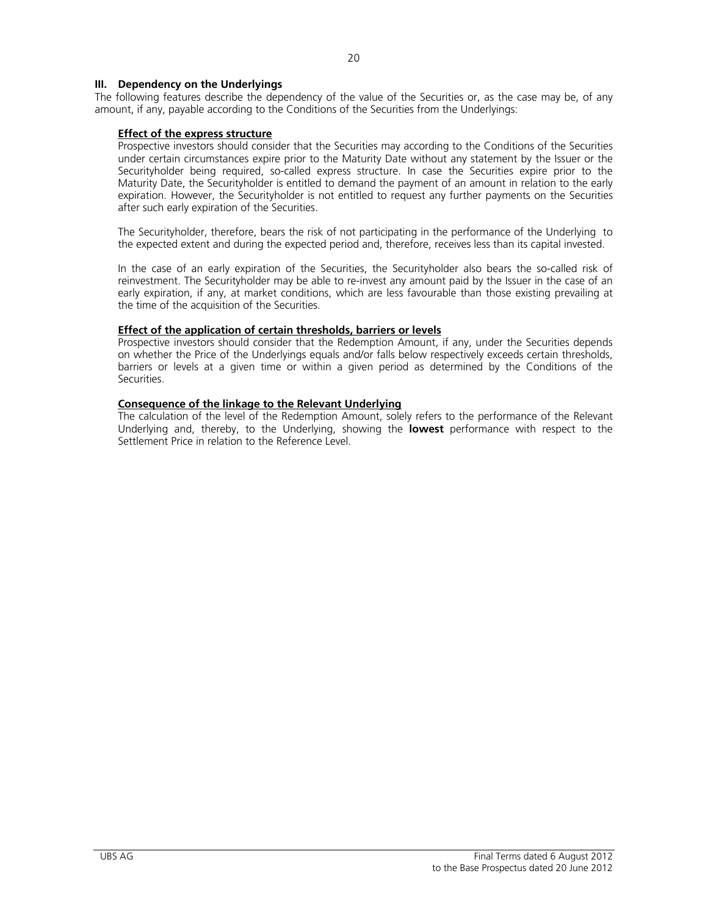## III. Dependency on the Underlyings

The following features describe the dependency of the value of the Securities or, as the case may be, of any amount, if any, payable according to the Conditions of the Securities from the Underlyings:

**Effect of the express structure**

Prospective investors should consider that the Securities may according to the Conditions of the Securities under certain circumstances expire prior to the Maturity Date without any statement by the Issuer or the Securityholder being required, so-called express structure. In case the Securities expire prior to the Maturity Date, the Securityholder is entitled to demand the payment of an amount in relation to the early expiration. However, the Securityholder is not entitled to request any further payments on the Securities after such early expiration of the Securities.

The Securityholder, therefore, bears the risk of not participating in the performance of the Underlying to the expected extent and during the expected period and, therefore, receives less than its capital invested.

In the case of an early expiration of the Securities, the Securityholder also bears the so-called risk of reinvestment. The Securityholder may be able to re-invest any amount paid by the Issuer in the case of an early expiration, if any, at market conditions, which are less favourable than those existing prevailing at the time of the acquisition of the Securities.

**Effect of the application of certain thresholds, barriers or levels**

Prospective investors should consider that the Redemption Amount, if any, under the Securities depends on whether the Price of the Underlyings equals and/or falls below respectively exceeds certain thresholds, barriers or levels at a given time or within a given period as determined by the Conditions of the Securities.

**Consequence of the linkage to the Relevant Underlying**

The calculation of the level of the Redemption Amount, solely refers to the performance of the Relevant Underlying and, thereby, to the Underlying, showing the **lowest** performance with respect to the Settlement Price in relation to the Reference Level.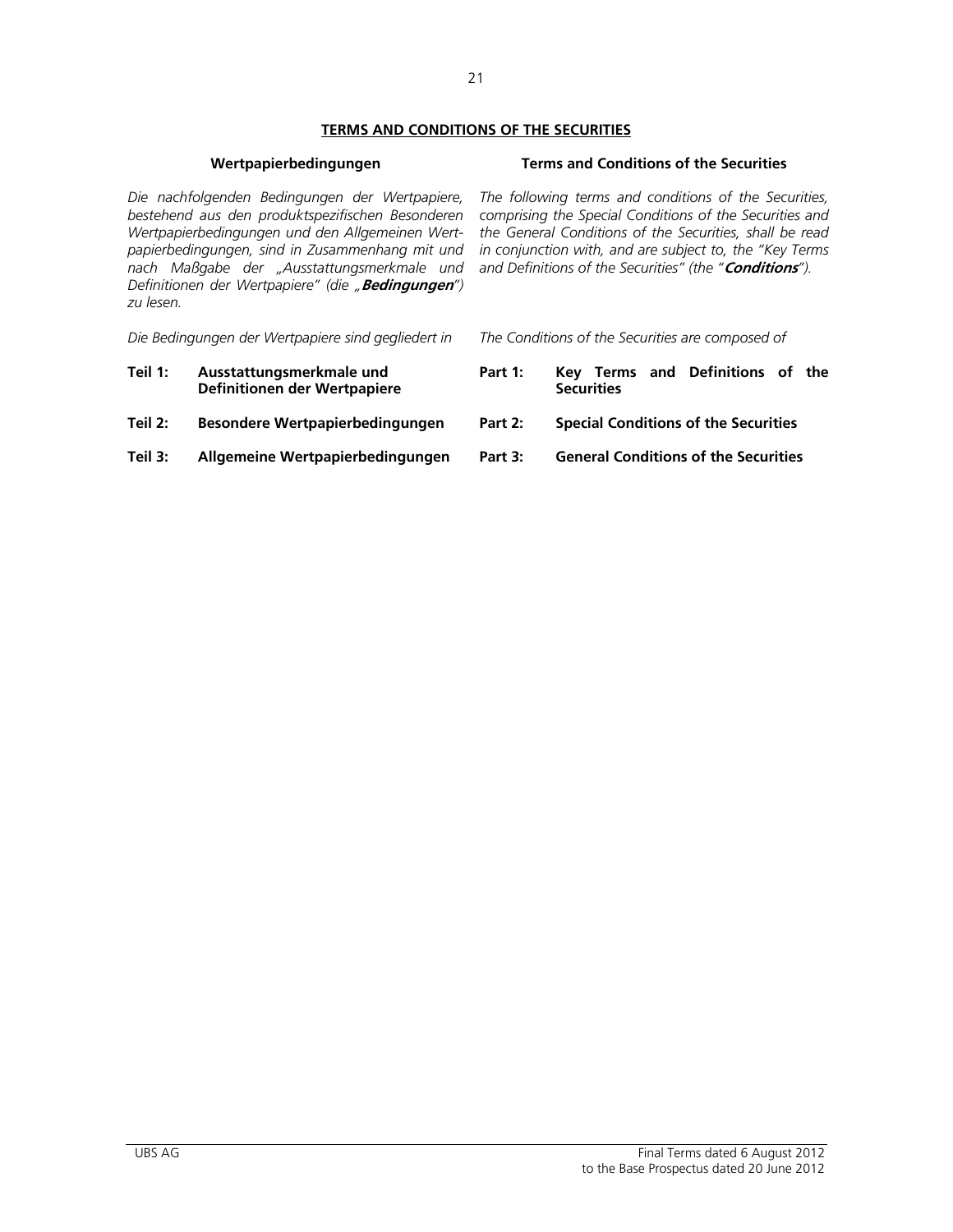## TERMS AND CONDITIONS OF THE SECURITIES

**Wertpapierbedingungen**

*Die nachfolgenden Bedingungen der Wertpapiere, bestehend aus den produktspezifischen Besonderen Wertpapierbedingungen und den Allgemeinen Wertpapierbedingungen, sind in Zusammenhang mit und nach Maßgabe der „Ausstattungsmerkmale und Definitionen der Wertpapiere" (die „**Bedingungen**") zu lesen.*

*Die Bedingungen der Wertpapiere sind gegliedert in*

**Teil 1: Ausstattungsmerkmale und Definitionen der Wertpapiere**

**Teil 2: Besondere Wertpapierbedingungen**

**Teil 3: Allgemeine Wertpapierbedingungen**

**Terms and Conditions of the Securities**

*The following terms and conditions of the Securities, comprising the Special Conditions of the Securities and the General Conditions of the Securities, shall be read in conjunction with, and are subject to, the "Key Terms and Definitions of the Securities" (the "**Conditions**").*

*The Conditions of the Securities are composed of*

**Part 1: Key Terms and Definitions of the Securities**

**Part 2: Special Conditions of the Securities**

**Part 3: General Conditions of the Securities**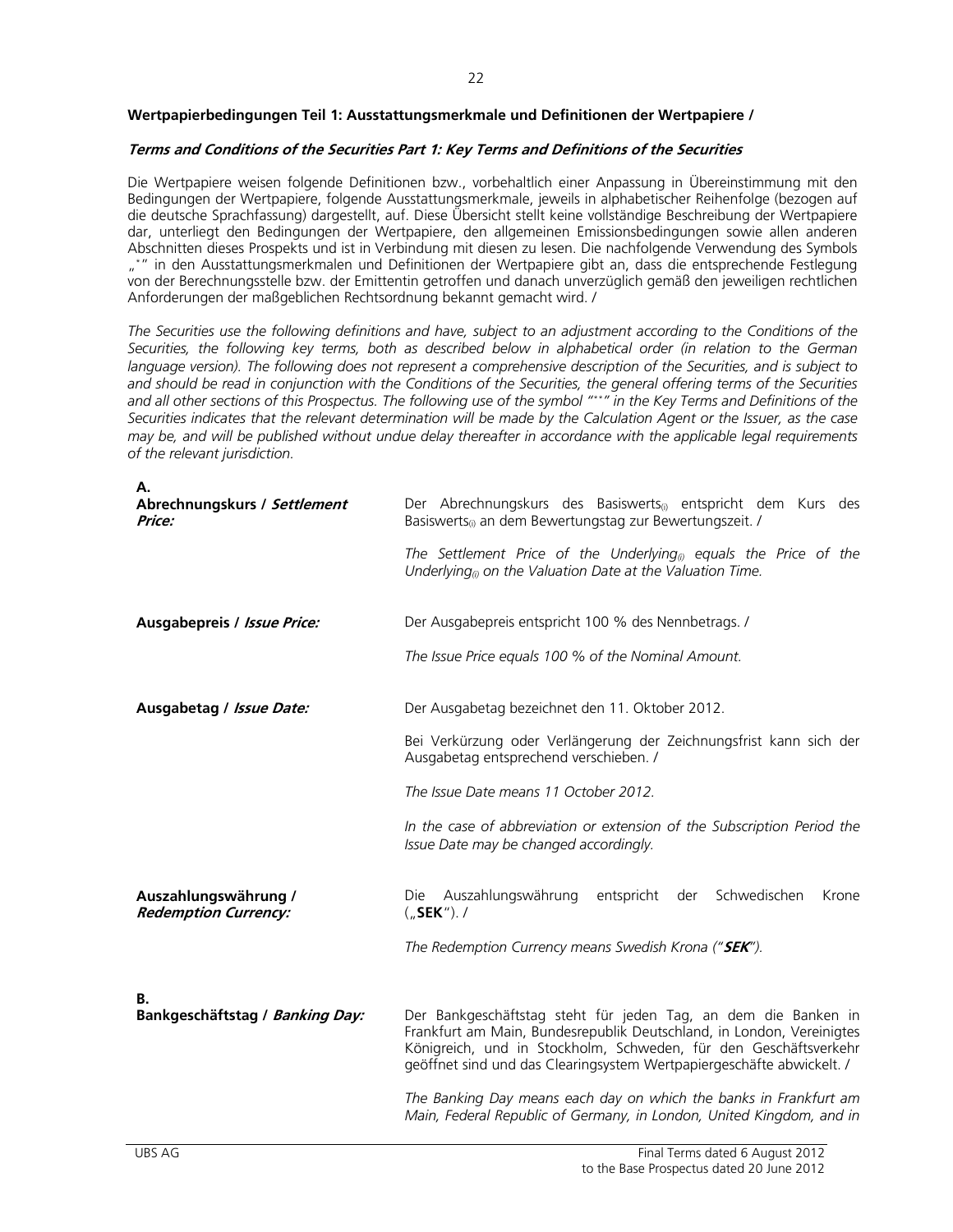**Wertpapierbedingungen Teil 1: Ausstattungsmerkmale und Definitionen der Wertpapiere /**

***Terms and Conditions of the Securities Part 1: Key Terms and Definitions of the Securities***

Die Wertpapiere weisen folgende Definitionen bzw., vorbehaltlich einer Anpassung in Übereinstimmung mit den Bedingungen der Wertpapiere, folgende Ausstattungsmerkmale, jeweils in alphabetischer Reihenfolge (bezogen auf die deutsche Sprachfassung) dargestellt, auf. Diese Übersicht stellt keine vollständige Beschreibung der Wertpapiere dar, unterliegt den Bedingungen der Wertpapiere, den allgemeinen Emissionsbedingungen sowie allen anderen Abschnitten dieses Prospekts und ist in Verbindung mit diesen zu lesen. Die nachfolgende Verwendung des Symbols „*" in den Ausstattungsmerkmalen und Definitionen der Wertpapiere gibt an, dass die entsprechende Festlegung von der Berechnungsstelle bzw. der Emittentin getroffen und danach unverzüglich gemäß den jeweiligen rechtlichen Anforderungen der maßgeblichen Rechtsordnung bekannt gemacht wird. /

*The Securities use the following definitions and have, subject to an adjustment according to the Conditions of the Securities, the following key terms, both as described below in alphabetical order (in relation to the German language version). The following does not represent a comprehensive description of the Securities, and is subject to and should be read in conjunction with the Conditions of the Securities, the general offering terms of the Securities and all other sections of this Prospectus. The following use of the symbol "*" in the Key Terms and Definitions of the Securities indicates that the relevant determination will be made by the Calculation Agent or the Issuer, as the case may be, and will be published without undue delay thereafter in accordance with the applicable legal requirements of the relevant jurisdiction.*

**A.**

| | |
|---|---|
| **Abrechnungskurs / *Settlement Price:*** | Der Abrechnungskurs des Basiswerts$_{(i)}$ entspricht dem Kurs des Basiswerts$_{(i)}$ an dem Bewertungstag zur Bewertungszeit. /<br><br>*The Settlement Price of the Underlying$_{(i)}$ equals the Price of the Underlying$_{(i)}$ on the Valuation Date at the Valuation Time.* |
| **Ausgabepreis / *Issue Price:*** | Der Ausgabepreis entspricht 100 % des Nennbetrags. /<br><br>*The Issue Price equals 100 % of the Nominal Amount.* |
| **Ausgabetag / *Issue Date:*** | Der Ausgabetag bezeichnet den 11. Oktober 2012.<br><br>Bei Verkürzung oder Verlängerung der Zeichnungsfrist kann sich der Ausgabetag entsprechend verschieben. /<br><br>*The Issue Date means 11 October 2012.*<br><br>*In the case of abbreviation or extension of the Subscription Period the Issue Date may be changed accordingly.* |
| **Auszahlungswährung / *Redemption Currency:*** | Die Auszahlungswährung entspricht der Schwedischen Krone („**SEK**"). /<br><br>*The Redemption Currency means Swedish Krona ("**SEK**").* |

**B.**

| | |
|---|---|
| **Bankgeschäftstag / *Banking Day:*** | Der Bankgeschäftstag steht für jeden Tag, an dem die Banken in Frankfurt am Main, Bundesrepublik Deutschland, in London, Vereinigtes Königreich, und in Stockholm, Schweden, für den Geschäftsverkehr geöffnet sind und das Clearingsystem Wertpapiergeschäfte abwickelt. /<br><br>*The Banking Day means each day on which the banks in Frankfurt am Main, Federal Republic of Germany, in London, United Kingdom, and in* |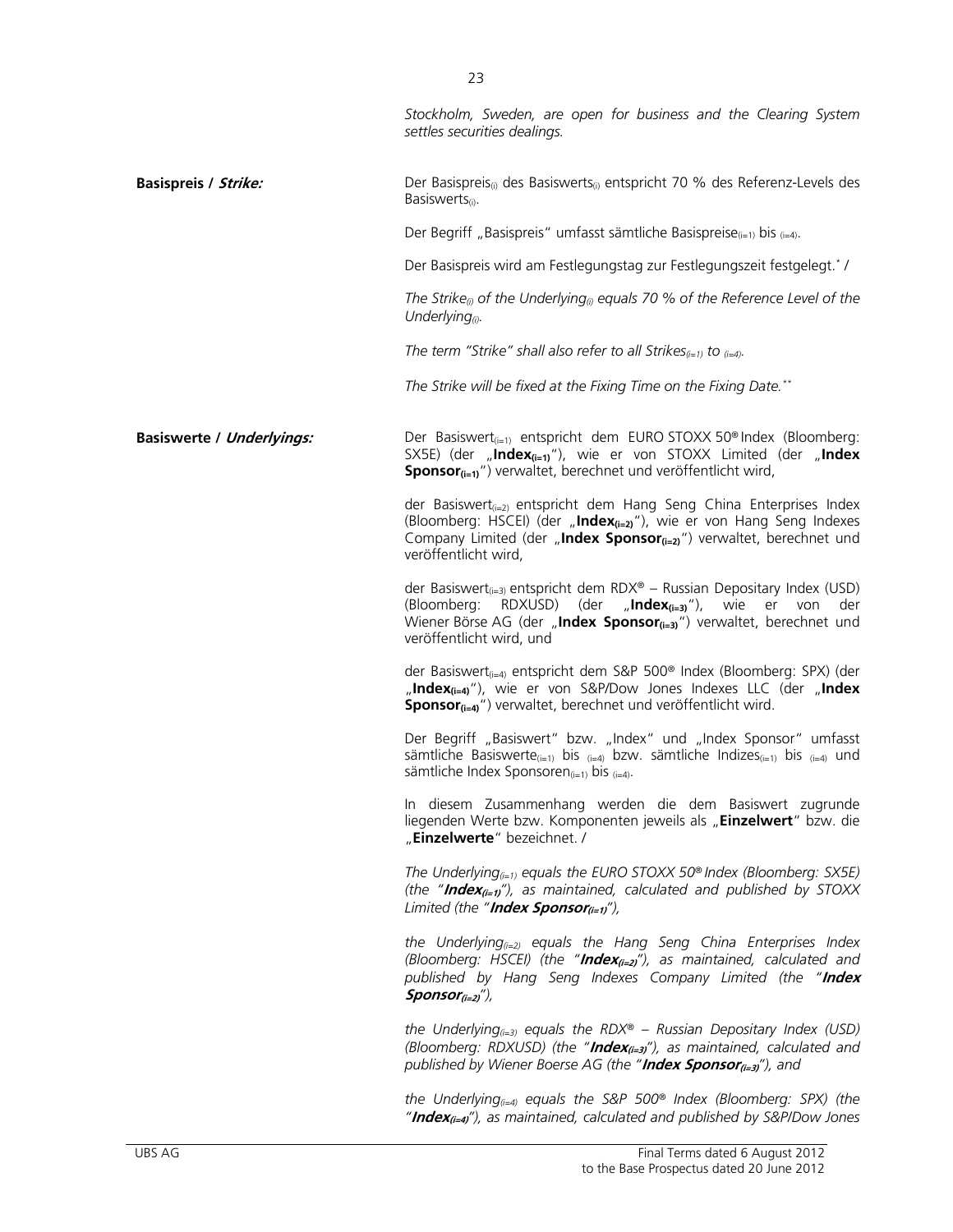*Stockholm, Sweden, are open for business and the Clearing System settles securities dealings.*

**Basispreis / *Strike:***

Der Basispreis$_{(i)}$ des Basiswerts$_{(i)}$ entspricht 70 % des Referenz-Levels des Basiswerts$_{(i)}$.

Der Begriff „Basispreis" umfasst sämtliche Basispreise$_{(i=1)}$ bis $_{(i=4)}$.

Der Basispreis wird am Festlegungstag zur Festlegungszeit festgelegt.* /

*The Strike$_{(i)}$ of the Underlying$_{(i)}$ equals 70 % of the Reference Level of the Underlying$_{(i)}$.*

*The term "Strike" shall also refer to all Strikes$_{(i=1)}$ to $_{(i=4)}$.*

*The Strike will be fixed at the Fixing Time on the Fixing Date.***

**Basiswerte / *Underlyings:***

Der Basiswert$_{(i=1)}$ entspricht dem EURO STOXX 50® Index (Bloomberg: SX5E) (der „**Index$_{(i=1)}$**"), wie er von STOXX Limited (der „**Index Sponsor$_{(i=1)}$**") verwaltet, berechnet und veröffentlicht wird,

der Basiswert$_{(i=2)}$ entspricht dem Hang Seng China Enterprises Index (Bloomberg: HSCEI) (der „**Index$_{(i=2)}$**"), wie er von Hang Seng Indexes Company Limited (der „**Index Sponsor$_{(i=2)}$**") verwaltet, berechnet und veröffentlicht wird,

der Basiswert$_{(i=3)}$ entspricht dem RDX® – Russian Depositary Index (USD) (Bloomberg: RDXUSD) (der „**Index$_{(i=3)}$**"), wie er von der Wiener Börse AG (der „**Index Sponsor$_{(i=3)}$**") verwaltet, berechnet und veröffentlicht wird, und

der Basiswert$_{(i=4)}$ entspricht dem S&P 500® Index (Bloomberg: SPX) (der „**Index$_{(i=4)}$**"), wie er von S&P/Dow Jones Indexes LLC (der „**Index Sponsor$_{(i=4)}$**") verwaltet, berechnet und veröffentlicht wird.

Der Begriff „Basiswert" bzw. „Index" und „Index Sponsor" umfasst sämtliche Basiswerte$_{(i=1)}$ bis $_{(i=4)}$ bzw. sämtliche Indizes$_{(i=1)}$ bis $_{(i=4)}$ und sämtliche Index Sponsoren$_{(i=1)}$ bis $_{(i=4)}$.

In diesem Zusammenhang werden die dem Basiswert zugrunde liegenden Werte bzw. Komponenten jeweils als „**Einzelwert**" bzw. die „**Einzelwerte**" bezeichnet. /

*The Underlying$_{(i=1)}$ equals the EURO STOXX 50® Index (Bloomberg: SX5E) (the "**Index$_{(i=1)}$**"), as maintained, calculated and published by STOXX Limited (the "**Index Sponsor$_{(i=1)}$**"),*

*the Underlying$_{(i=2)}$ equals the Hang Seng China Enterprises Index (Bloomberg: HSCEI) (the "**Index$_{(i=2)}$**"), as maintained, calculated and published by Hang Seng Indexes Company Limited (the "**Index Sponsor$_{(i=2)}$**"),*

*the Underlying$_{(i=3)}$ equals the RDX® – Russian Depositary Index (USD) (Bloomberg: RDXUSD) (the "**Index$_{(i=3)}$**"), as maintained, calculated and published by Wiener Boerse AG (the "**Index Sponsor$_{(i=3)}$**"), and*

*the Underlying$_{(i=4)}$ equals the S&P 500® Index (Bloomberg: SPX) (the "**Index$_{(i=4)}$**"), as maintained, calculated and published by S&P/Dow Jones*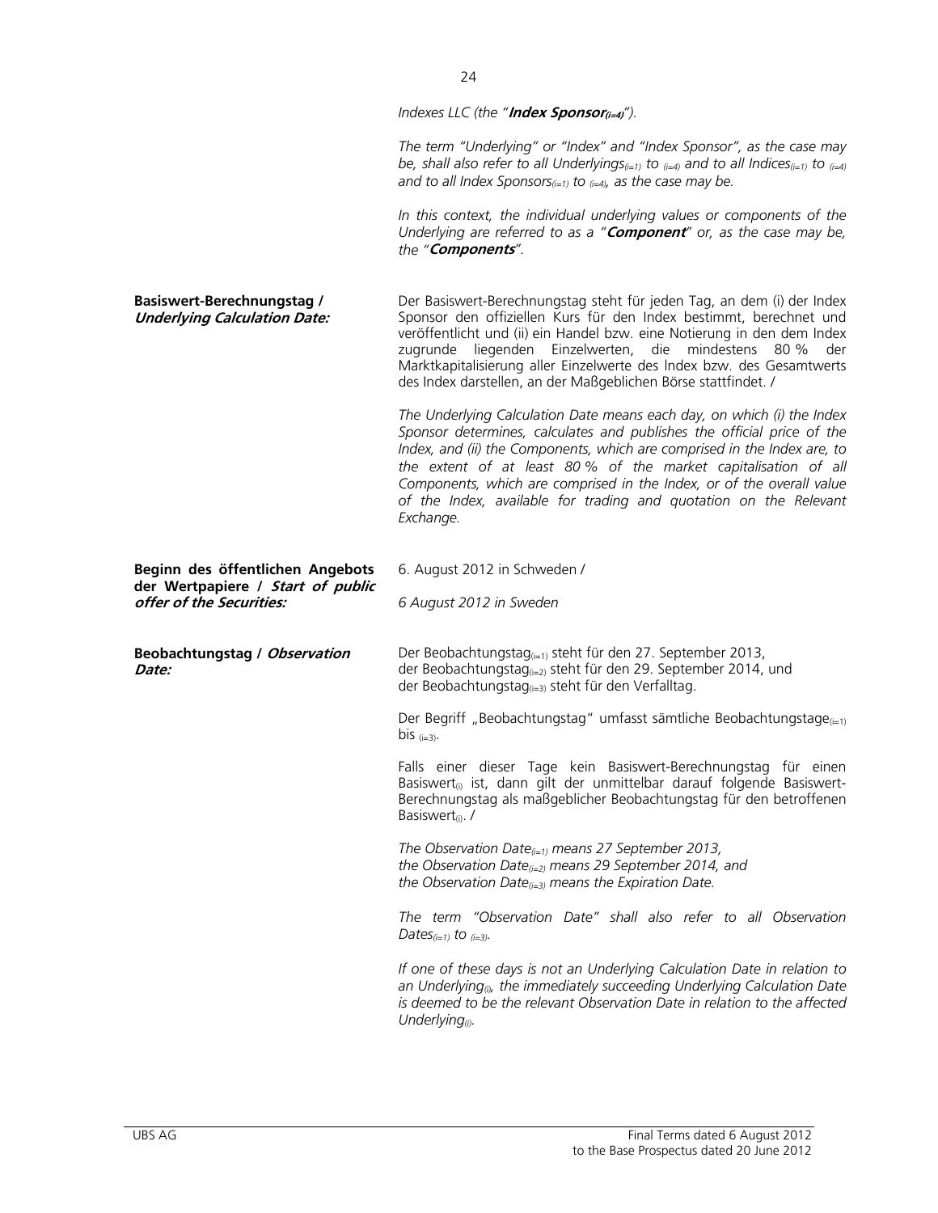*Indexes LLC (the "**Index Sponsor$_{(i=4)}$**").*

*The term "Underlying" or "Index" and "Index Sponsor", as the case may be, shall also refer to all Underlyings$_{(i=1)}$ to $_{(i=4)}$ and to all Indices$_{(i=1)}$ to $_{(i=4)}$ and to all Index Sponsors$_{(i=1)}$ to $_{(i=4)}$, as the case may be.*

*In this context, the individual underlying values or components of the Underlying are referred to as a "**Component**" or, as the case may be, the "**Components**".*

**Basiswert-Berechnungstag / *Underlying Calculation Date:***

Der Basiswert-Berechnungstag steht für jeden Tag, an dem (i) der Index Sponsor den offiziellen Kurs für den Index bestimmt, berechnet und veröffentlicht und (ii) ein Handel bzw. eine Notierung in den dem Index zugrunde liegenden Einzelwerten, die mindestens 80 % der Marktkapitalisierung aller Einzelwerte des Index bzw. des Gesamtwerts des Index darstellen, an der Maßgeblichen Börse stattfindet. /

*The Underlying Calculation Date means each day, on which (i) the Index Sponsor determines, calculates and publishes the official price of the Index, and (ii) the Components, which are comprised in the Index are, to the extent of at least 80 % of the market capitalisation of all Components, which are comprised in the Index, or of the overall value of the Index, available for trading and quotation on the Relevant Exchange.*

**Beginn des öffentlichen Angebots der Wertpapiere / *Start of public offer of the Securities:***

6. August 2012 in Schweden /

*6 August 2012 in Sweden*

**Beobachtungstag / *Observation Date:***

Der Beobachtungstag$_{(i=1)}$ steht für den 27. September 2013,
der Beobachtungstag$_{(i=2)}$ steht für den 29. September 2014, und
der Beobachtungstag$_{(i=3)}$ steht für den Verfalltag.

Der Begriff „Beobachtungstag" umfasst sämtliche Beobachtungstage$_{(i=1)}$ bis $_{(i=3)}$.

Falls einer dieser Tage kein Basiswert-Berechnungstag für einen Basiswert$_{(i)}$ ist, dann gilt der unmittelbar darauf folgende Basiswert-Berechnungstag als maßgeblicher Beobachtungstag für den betroffenen Basiswert$_{(i)}$. /

*The Observation Date$_{(i=1)}$ means 27 September 2013,*
*the Observation Date$_{(i=2)}$ means 29 September 2014, and*
*the Observation Date$_{(i=3)}$ means the Expiration Date.*

*The term "Observation Date" shall also refer to all Observation Dates$_{(i=1)}$ to $_{(i=3)}$.*

*If one of these days is not an Underlying Calculation Date in relation to an Underlying$_{(i)}$, the immediately succeeding Underlying Calculation Date is deemed to be the relevant Observation Date in relation to the affected Underlying$_{(i)}$.*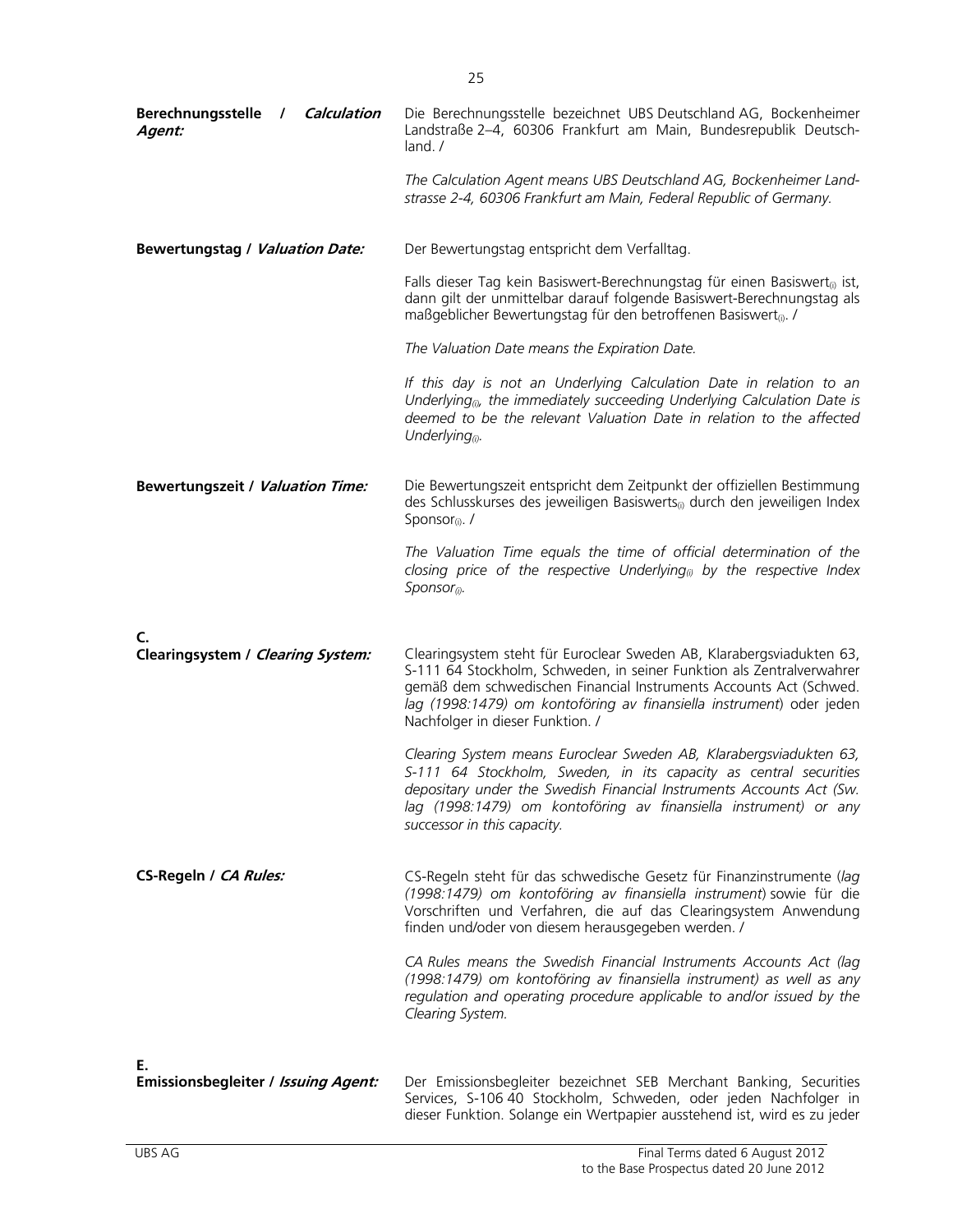| | |
|---|---|
| **Berechnungsstelle / *Calculation Agent:*** | Die Berechnungsstelle bezeichnet UBS Deutschland AG, Bockenheimer Landstraße 2–4, 60306 Frankfurt am Main, Bundesrepublik Deutschland. /<br><br>*The Calculation Agent means UBS Deutschland AG, Bockenheimer Landstrasse 2-4, 60306 Frankfurt am Main, Federal Republic of Germany.* |
| **Bewertungstag / *Valuation Date:*** | Der Bewertungstag entspricht dem Verfalltag.<br><br>Falls dieser Tag kein Basiswert-Berechnungstag für einen Basiswert$_{(i)}$ ist, dann gilt der unmittelbar darauf folgende Basiswert-Berechnungstag als maßgeblicher Bewertungstag für den betroffenen Basiswert$_{(i)}$. /<br><br>*The Valuation Date means the Expiration Date.*<br><br>*If this day is not an Underlying Calculation Date in relation to an Underlying$_{(i)}$, the immediately succeeding Underlying Calculation Date is deemed to be the relevant Valuation Date in relation to the affected Underlying$_{(i)}$.* |
| **Bewertungszeit / *Valuation Time:*** | Die Bewertungszeit entspricht dem Zeitpunkt der offiziellen Bestimmung des Schlusskurses des jeweiligen Basiswerts$_{(i)}$ durch den jeweiligen Index Sponsor$_{(i)}$. /<br><br>*The Valuation Time equals the time of official determination of the closing price of the respective Underlying$_{(i)}$ by the respective Index Sponsor$_{(i)}$.* |
| **C.** | |
| **Clearingsystem / *Clearing System:*** | Clearingsystem steht für Euroclear Sweden AB, Klarabergsviadukten 63, S-111 64 Stockholm, Schweden, in seiner Funktion als Zentralverwahrer gemäß dem schwedischen Financial Instruments Accounts Act (Schwed. *lag (1998:1479) om kontoföring av finansiella instrument*) oder jeden Nachfolger in dieser Funktion. /<br><br>*Clearing System means Euroclear Sweden AB, Klarabergsviadukten 63, S-111 64 Stockholm, Sweden, in its capacity as central securities depositary under the Swedish Financial Instruments Accounts Act (Sw. lag (1998:1479) om kontoföring av finansiella instrument) or any successor in this capacity.* |
| **CS-Regeln / *CA Rules:*** | CS-Regeln steht für das schwedische Gesetz für Finanzinstrumente (*lag (1998:1479) om kontoföring av finansiella instrument*) sowie für die Vorschriften und Verfahren, die auf das Clearingsystem Anwendung finden und/oder von diesem herausgegeben werden. /<br><br>*CA Rules means the Swedish Financial Instruments Accounts Act (lag (1998:1479) om kontoföring av finansiella instrument) as well as any regulation and operating procedure applicable to and/or issued by the Clearing System.* |
| **E.** | |
| **Emissionsbegleiter / *Issuing Agent:*** | Der Emissionsbegleiter bezeichnet SEB Merchant Banking, Securities Services, S-106 40 Stockholm, Schweden, oder jeden Nachfolger in dieser Funktion. Solange ein Wertpapier ausstehend ist, wird es zu jeder |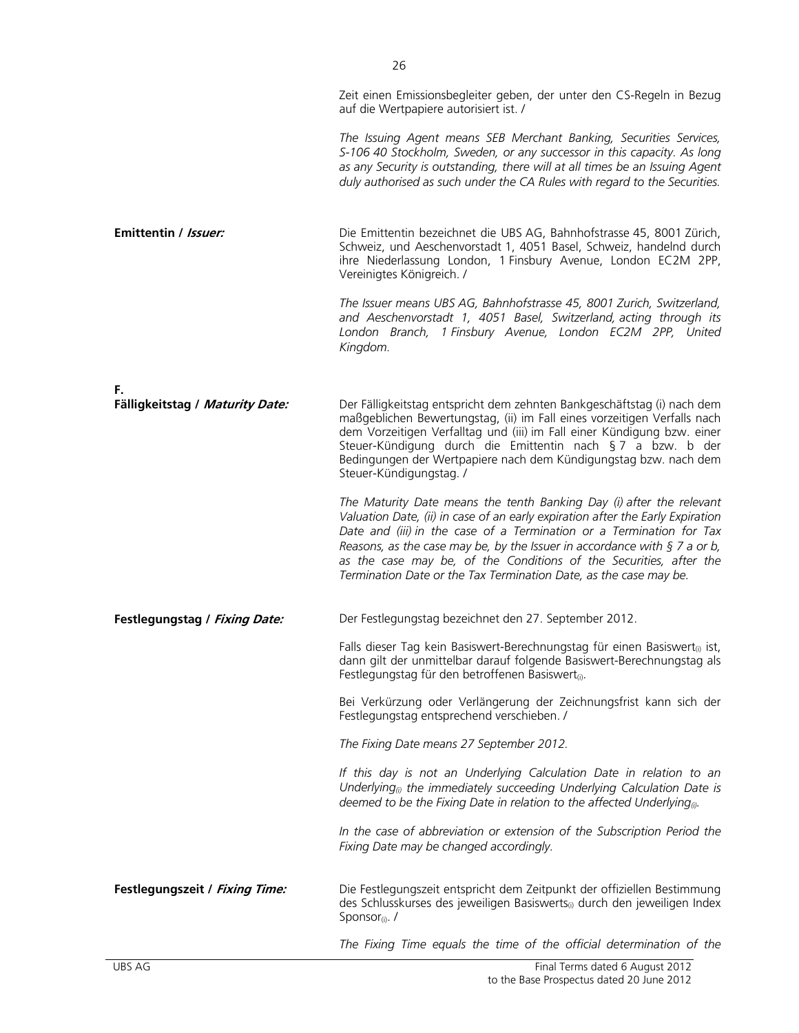Zeit einen Emissionsbegleiter geben, der unter den CS-Regeln in Bezug auf die Wertpapiere autorisiert ist. /

*The Issuing Agent means SEB Merchant Banking, Securities Services, S-106 40 Stockholm, Sweden, or any successor in this capacity. As long as any Security is outstanding, there will at all times be an Issuing Agent duly authorised as such under the CA Rules with regard to the Securities.*

**Emittentin / *Issuer:***

Die Emittentin bezeichnet die UBS AG, Bahnhofstrasse 45, 8001 Zürich, Schweiz, und Aeschenvorstadt 1, 4051 Basel, Schweiz, handelnd durch ihre Niederlassung London, 1 Finsbury Avenue, London EC2M 2PP, Vereinigtes Königreich. /

*The Issuer means UBS AG, Bahnhofstrasse 45, 8001 Zurich, Switzerland, and Aeschenvorstadt 1, 4051 Basel, Switzerland, acting through its London Branch, 1 Finsbury Avenue, London EC2M 2PP, United Kingdom.*

## F.

**Fälligkeitstag / *Maturity Date:***

Der Fälligkeitstag entspricht dem zehnten Bankgeschäftstag (i) nach dem maßgeblichen Bewertungstag, (ii) im Fall eines vorzeitigen Verfalls nach dem Vorzeitigen Verfalltag und (iii) im Fall einer Kündigung bzw. einer Steuer-Kündigung durch die Emittentin nach § 7 a bzw. b der Bedingungen der Wertpapiere nach dem Kündigungstag bzw. nach dem Steuer-Kündigungstag. /

*The Maturity Date means the tenth Banking Day (i) after the relevant Valuation Date, (ii) in case of an early expiration after the Early Expiration Date and (iii) in the case of a Termination or a Termination for Tax Reasons, as the case may be, by the Issuer in accordance with § 7 a or b, as the case may be, of the Conditions of the Securities, after the Termination Date or the Tax Termination Date, as the case may be.*

**Festlegungstag / *Fixing Date:***

Der Festlegungstag bezeichnet den 27. September 2012.

Falls dieser Tag kein Basiswert-Berechnungstag für einen Basiswert$_{(i)}$ ist, dann gilt der unmittelbar darauf folgende Basiswert-Berechnungstag als Festlegungstag für den betroffenen Basiswert$_{(i)}$.

Bei Verkürzung oder Verlängerung der Zeichnungsfrist kann sich der Festlegungstag entsprechend verschieben. /

*The Fixing Date means 27 September 2012.*

*If this day is not an Underlying Calculation Date in relation to an Underlying$_{(i)}$ the immediately succeeding Underlying Calculation Date is deemed to be the Fixing Date in relation to the affected Underlying$_{(i)}$.*

*In the case of abbreviation or extension of the Subscription Period the Fixing Date may be changed accordingly.*

**Festlegungszeit / *Fixing Time:***

Die Festlegungszeit entspricht dem Zeitpunkt der offiziellen Bestimmung des Schlusskurses des jeweiligen Basiswerts$_{(i)}$ durch den jeweiligen Index Sponsor$_{(i)}$. /

*The Fixing Time equals the time of the official determination of the*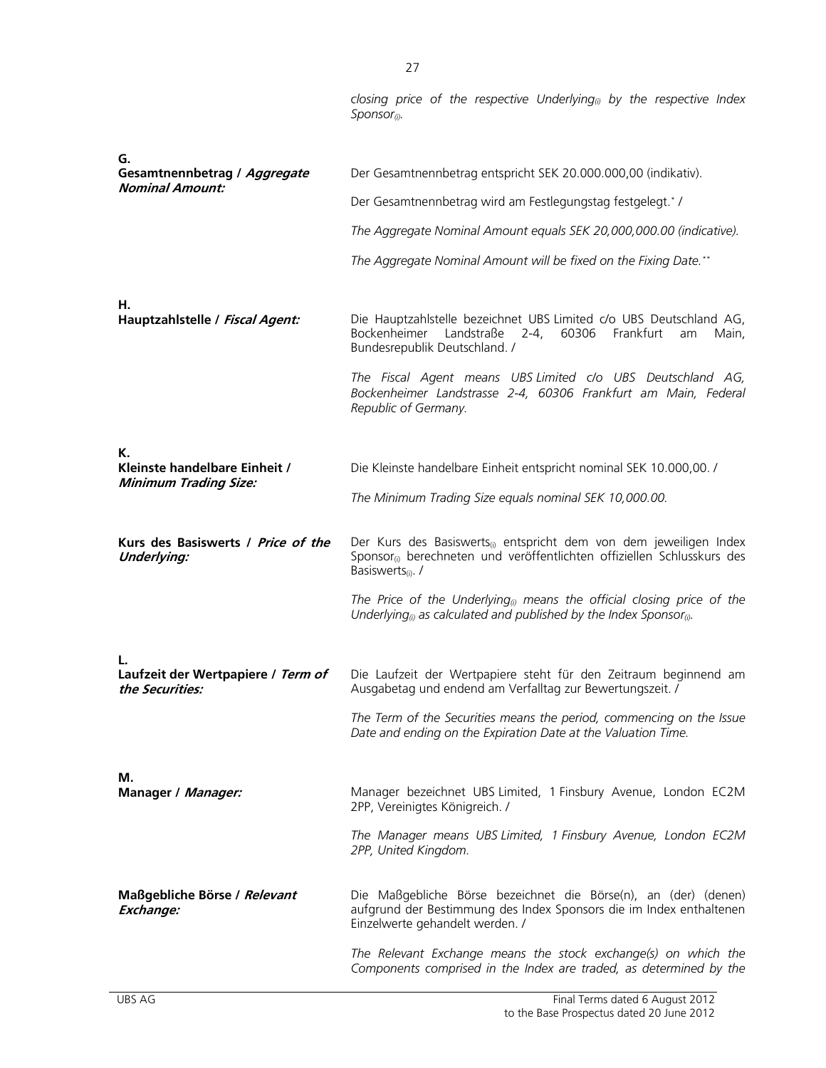*closing price of the respective Underlying$_{(i)}$ by the respective Index Sponsor$_{(i)}$.*

**G.**

| | |
|---|---|
| **Gesamtnennbetrag / *Aggregate Nominal Amount:*** | Der Gesamtnennbetrag entspricht SEK 20.000.000,00 (indikativ).<br><br>Der Gesamtnennbetrag wird am Festlegungstag festgelegt.* /<br><br>*The Aggregate Nominal Amount equals SEK 20,000,000.00 (indicative).*<br><br>*The Aggregate Nominal Amount will be fixed on the Fixing Date.*** |

**H.**

| | |
|---|---|
| **Hauptzahlstelle / *Fiscal Agent:*** | Die Hauptzahlstelle bezeichnet UBS Limited c/o UBS Deutschland AG, Bockenheimer Landstraße 2-4, 60306 Frankfurt am Main, Bundesrepublik Deutschland. /<br><br>*The Fiscal Agent means UBS Limited c/o UBS Deutschland AG, Bockenheimer Landstrasse 2-4, 60306 Frankfurt am Main, Federal Republic of Germany.* |

**K.**

| | |
|---|---|
| **Kleinste handelbare Einheit / *Minimum Trading Size:*** | Die Kleinste handelbare Einheit entspricht nominal SEK 10.000,00. /<br><br>*The Minimum Trading Size equals nominal SEK 10,000.00.* |
| **Kurs des Basiswerts / *Price of the Underlying:*** | Der Kurs des Basiswerts$_{(i)}$ entspricht dem von dem jeweiligen Index Sponsor$_{(i)}$ berechneten und veröffentlichten offiziellen Schlusskurs des Basiswerts$_{(i)}$. /<br><br>*The Price of the Underlying$_{(i)}$ means the official closing price of the Underlying$_{(i)}$ as calculated and published by the Index Sponsor$_{(i)}$.* |

**L.**

| | |
|---|---|
| **Laufzeit der Wertpapiere / *Term of the Securities:*** | Die Laufzeit der Wertpapiere steht für den Zeitraum beginnend am Ausgabetag und endend am Verfalltag zur Bewertungszeit. /<br><br>*The Term of the Securities means the period, commencing on the Issue Date and ending on the Expiration Date at the Valuation Time.* |

**M.**

| | |
|---|---|
| **Manager / *Manager:*** | Manager bezeichnet UBS Limited, 1 Finsbury Avenue, London EC2M 2PP, Vereinigtes Königreich. /<br><br>*The Manager means UBS Limited, 1 Finsbury Avenue, London EC2M 2PP, United Kingdom.* |
| **Maßgebliche Börse / *Relevant Exchange:*** | Die Maßgebliche Börse bezeichnet die Börse(n), an (der) (denen) aufgrund der Bestimmung des Index Sponsors die im Index enthaltenen Einzelwerte gehandelt werden. /<br><br>*The Relevant Exchange means the stock exchange(s) on which the Components comprised in the Index are traded, as determined by the* |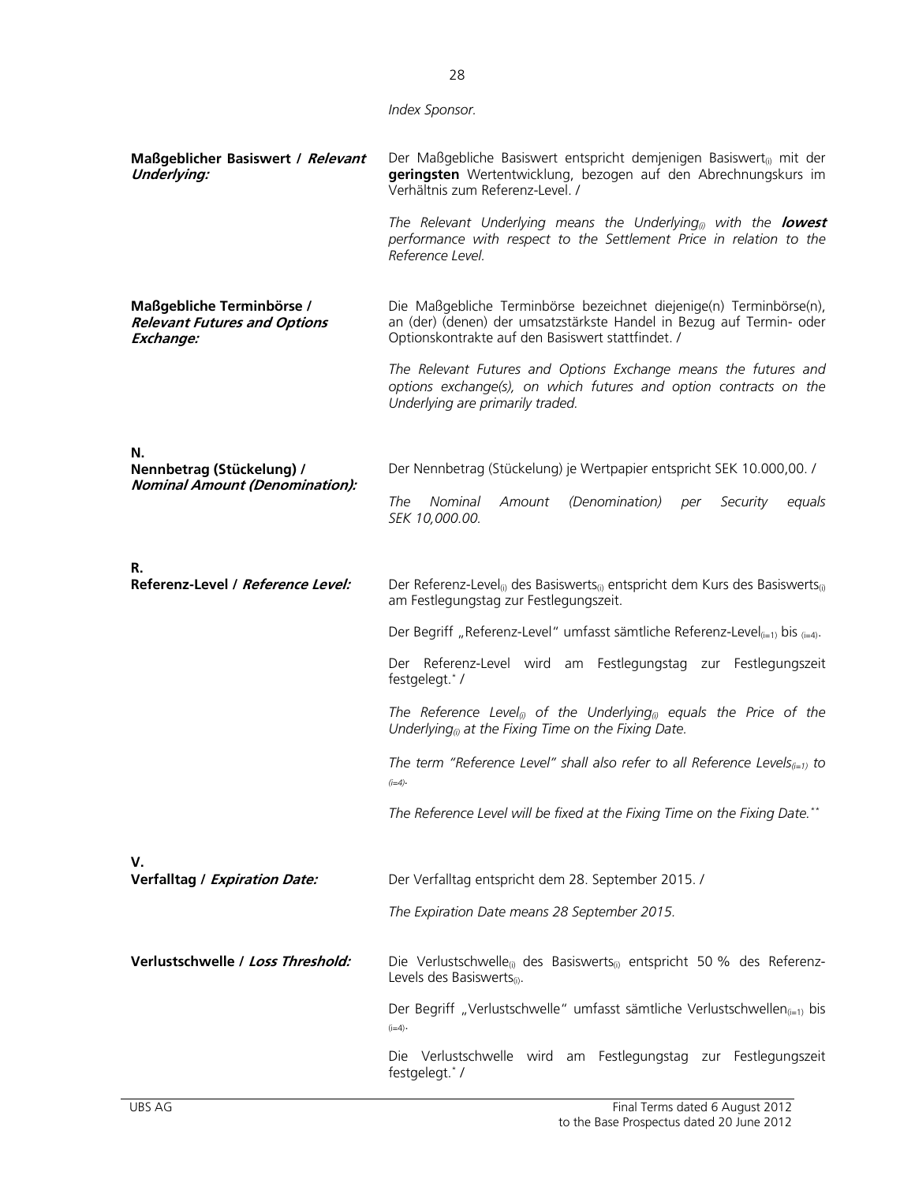*Index Sponsor.*

| | |
|---|---|
| **Maßgeblicher Basiswert / *Relevant Underlying:*** | Der Maßgebliche Basiswert entspricht demjenigen Basiswert$_{(i)}$ mit der **geringsten** Wertentwicklung, bezogen auf den Abrechnungskurs im Verhältnis zum Referenz-Level. /<br><br>*The Relevant Underlying means the Underlying$_{(i)}$ with the **lowest** performance with respect to the Settlement Price in relation to the Reference Level.* |
| **Maßgebliche Terminbörse / *Relevant Futures and Options Exchange:*** | Die Maßgebliche Terminbörse bezeichnet diejenige(n) Terminbörse(n), an (der) (denen) der umsatzstärkste Handel in Bezug auf Termin- oder Optionskontrakte auf den Basiswert stattfindet. /<br><br>*The Relevant Futures and Options Exchange means the futures and options exchange(s), on which futures and option contracts on the Underlying are primarily traded.* |
| **N.** | |
| **Nennbetrag (Stückelung) / *Nominal Amount (Denomination):*** | Der Nennbetrag (Stückelung) je Wertpapier entspricht SEK 10.000,00. /<br><br>*The Nominal Amount (Denomination) per Security equals SEK 10,000.00.* |
| **R.** | |
| **Referenz-Level / *Reference Level:*** | Der Referenz-Level$_{(i)}$ des Basiswerts$_{(i)}$ entspricht dem Kurs des Basiswerts$_{(i)}$ am Festlegungstag zur Festlegungszeit.<br><br>Der Begriff „Referenz-Level" umfasst sämtliche Referenz-Level$_{(i=1)}$ bis $_{(i=4)}$.<br><br>Der Referenz-Level wird am Festlegungstag zur Festlegungszeit festgelegt.* /<br><br>*The Reference Level$_{(i)}$ of the Underlying$_{(i)}$ equals the Price of the Underlying$_{(i)}$ at the Fixing Time on the Fixing Date.*<br><br>*The term "Reference Level" shall also refer to all Reference Levels$_{(i=1)}$ to $_{(i=4)}$.*<br><br>*The Reference Level will be fixed at the Fixing Time on the Fixing Date.*** |
| **V.** | |
| **Verfalltag / *Expiration Date:*** | Der Verfalltag entspricht dem 28. September 2015. /<br><br>*The Expiration Date means 28 September 2015.* |
| **Verlustschwelle / *Loss Threshold:*** | Die Verlustschwelle$_{(i)}$ des Basiswerts$_{(i)}$ entspricht 50 % des Referenz-Levels des Basiswerts$_{(i)}$.<br><br>Der Begriff „Verlustschwelle" umfasst sämtliche Verlustschwellen$_{(i=1)}$ bis $_{(i=4)}$.<br><br>Die Verlustschwelle wird am Festlegungstag zur Festlegungszeit festgelegt.* / |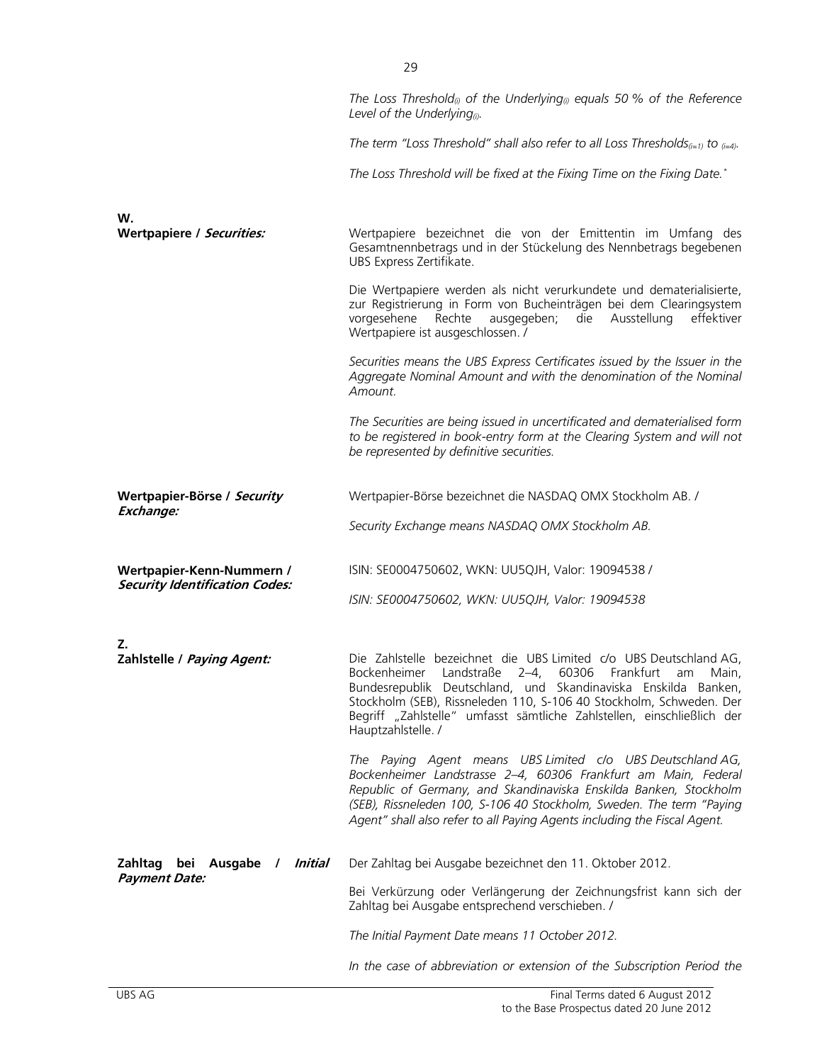*The Loss Threshold$_{(i)}$ of the Underlying$_{(i)}$ equals 50 % of the Reference Level of the Underlying$_{(i)}$.*

*The term "Loss Threshold" shall also refer to all Loss Thresholds$_{(i=1)}$ to $_{(i=4)}$.*

*The Loss Threshold will be fixed at the Fixing Time on the Fixing Date.\**

## W.

**Wertpapiere / *Securities:***

Wertpapiere bezeichnet die von der Emittentin im Umfang des Gesamtnennbetrags und in der Stückelung des Nennbetrags begebenen UBS Express Zertifikate.

Die Wertpapiere werden als nicht verurkundete und dematerialisierte, zur Registrierung in Form von Bucheinträgen bei dem Clearingsystem vorgesehene Rechte ausgegeben; die Ausstellung effektiver Wertpapiere ist ausgeschlossen. /

*Securities means the UBS Express Certificates issued by the Issuer in the Aggregate Nominal Amount and with the denomination of the Nominal Amount.*

*The Securities are being issued in uncertificated and dematerialised form to be registered in book-entry form at the Clearing System and will not be represented by definitive securities.*

**Wertpapier-Börse / *Security Exchange:***

Wertpapier-Börse bezeichnet die NASDAQ OMX Stockholm AB. /

*Security Exchange means NASDAQ OMX Stockholm AB.*

**Wertpapier-Kenn-Nummern / *Security Identification Codes:***

ISIN: SE0004750602, WKN: UU5QJH, Valor: 19094538 /

*ISIN: SE0004750602, WKN: UU5QJH, Valor: 19094538*

## Z.

**Zahlstelle / *Paying Agent:***

Die Zahlstelle bezeichnet die UBS Limited c/o UBS Deutschland AG, Bockenheimer Landstraße 2–4, 60306 Frankfurt am Main, Bundesrepublik Deutschland, und Skandinaviska Enskilda Banken, Stockholm (SEB), Rissneleden 110, S-106 40 Stockholm, Schweden. Der Begriff „Zahlstelle" umfasst sämtliche Zahlstellen, einschließlich der Hauptzahlstelle. /

*The Paying Agent means UBS Limited c/o UBS Deutschland AG, Bockenheimer Landstrasse 2–4, 60306 Frankfurt am Main, Federal Republic of Germany, and Skandinaviska Enskilda Banken, Stockholm (SEB), Rissneleden 100, S-106 40 Stockholm, Sweden. The term "Paying Agent" shall also refer to all Paying Agents including the Fiscal Agent.*

**Zahltag bei Ausgabe / *Initial Payment Date:***

Der Zahltag bei Ausgabe bezeichnet den 11. Oktober 2012.

Bei Verkürzung oder Verlängerung der Zeichnungsfrist kann sich der Zahltag bei Ausgabe entsprechend verschieben. /

*The Initial Payment Date means 11 October 2012.*

*In the case of abbreviation or extension of the Subscription Period the*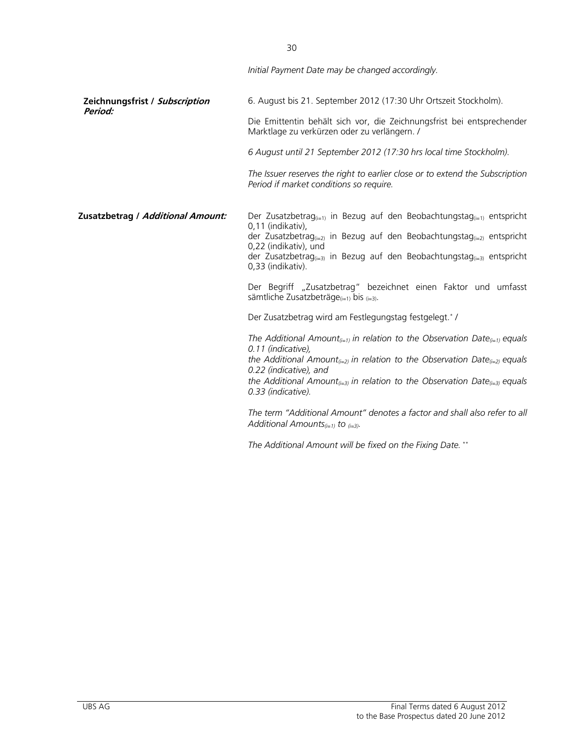*Initial Payment Date may be changed accordingly.*

| | |
|---|---|
| **Zeichnungsfrist / *Subscription Period:*** | 6. August bis 21. September 2012 (17:30 Uhr Ortszeit Stockholm).<br><br>Die Emittentin behält sich vor, die Zeichnungsfrist bei entsprechender Marktlage zu verkürzen oder zu verlängern. /<br><br>*6 August until 21 September 2012 (17:30 hrs local time Stockholm).*<br><br>*The Issuer reserves the right to earlier close or to extend the Subscription Period if market conditions so require.* |
| **Zusatzbetrag / *Additional Amount:*** | Der Zusatzbetrag$_{(i=1)}$ in Bezug auf den Beobachtungstag$_{(i=1)}$ entspricht 0,11 (indikativ),<br>der Zusatzbetrag$_{(i=2)}$ in Bezug auf den Beobachtungstag$_{(i=2)}$ entspricht 0,22 (indikativ), und<br>der Zusatzbetrag$_{(i=3)}$ in Bezug auf den Beobachtungstag$_{(i=3)}$ entspricht 0,33 (indikativ).<br><br>Der Begriff „Zusatzbetrag" bezeichnet einen Faktor und umfasst sämtliche Zusatzbeträge$_{(i=1)}$ bis $_{(i=3)}$.<br><br>Der Zusatzbetrag wird am Festlegungstag festgelegt.* /<br><br>*The Additional Amount$_{(i=1)}$ in relation to the Observation Date$_{(i=1)}$ equals 0.11 (indicative),*<br>*the Additional Amount$_{(i=2)}$ in relation to the Observation Date$_{(i=2)}$ equals 0.22 (indicative), and*<br>*the Additional Amount$_{(i=3)}$ in relation to the Observation Date$_{(i=3)}$ equals 0.33 (indicative).*<br><br>*The term "Additional Amount" denotes a factor and shall also refer to all Additional Amounts$_{(i=1)}$ to $_{(i=3)}$.*<br><br>*The Additional Amount will be fixed on the Fixing Date.* ** |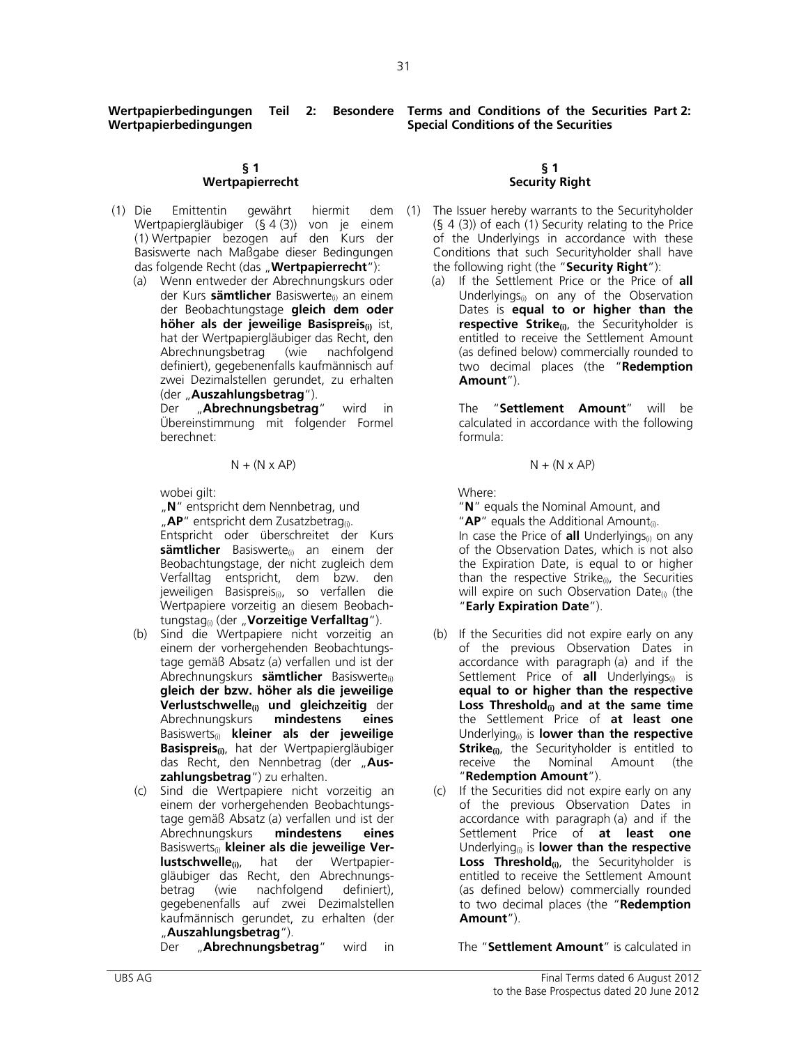## Wertpapierbedingungen Teil 2: Besondere Wertpapierbedingungen

### § 1 Wertpapierrecht

(1) Die Emittentin gewährt hiermit dem Wertpapiergläubiger (§ 4 (3)) von je einem (1) Wertpapier bezogen auf den Kurs der Basiswerte nach Maßgabe dieser Bedingungen das folgende Recht (das „**Wertpapierrecht**"):

(a) Wenn entweder der Abrechnungskurs oder der Kurs **sämtlicher** Basiswerte$_{(i)}$ an einem der Beobachtungstage **gleich dem oder höher als der jeweilige Basispreis$_{(i)}$** ist, hat der Wertpapiergläubiger das Recht, den Abrechnungsbetrag (wie nachfolgend definiert), gegebenenfalls kaufmännisch auf zwei Dezimalstellen gerundet, zu erhalten (der „**Auszahlungsbetrag**").

Der „**Abrechnungsbetrag**" wird in Übereinstimmung mit folgender Formel berechnet:

$$N + (N \times AP)$$

wobei gilt:

„**N**" entspricht dem Nennbetrag, und

„**AP**" entspricht dem Zusatzbetrag$_{(i)}$.

Entspricht oder überschreitet der Kurs **sämtlicher** Basiswerte$_{(i)}$ an einem der Beobachtungstage, der nicht zugleich dem Verfalltag entspricht, dem bzw. den jeweiligen Basispreis$_{(i)}$, so verfallen die Wertpapiere vorzeitig an diesem Beobachtungstag$_{(i)}$ (der „**Vorzeitige Verfalltag**").

(b) Sind die Wertpapiere nicht vorzeitig an einem der vorhergehenden Beobachtungstage gemäß Absatz (a) verfallen und ist der Abrechnungskurs **sämtlicher** Basiswerte$_{(i)}$ **gleich der bzw. höher als die jeweilige Verlustschwelle$_{(i)}$ und gleichzeitig** der Abrechnungskurs **mindestens eines** Basiswerts$_{(i)}$ **kleiner als der jeweilige Basispreis$_{(i)}$**, hat der Wertpapiergläubiger das Recht, den Nennbetrag (der „**Auszahlungsbetrag**") zu erhalten.

(c) Sind die Wertpapiere nicht vorzeitig an einem der vorhergehenden Beobachtungstage gemäß Absatz (a) verfallen und ist der Abrechnungskurs **mindestens eines** Basiswerts$_{(i)}$ **kleiner als die jeweilige Verlustschwelle$_{(i)}$**, hat der Wertpapiergläubiger das Recht, den Abrechnungsbetrag (wie nachfolgend definiert), gegebenenfalls auf zwei Dezimalstellen kaufmännisch gerundet, zu erhalten (der „**Auszahlungsbetrag**").

Der „**Abrechnungsbetrag**" wird in

## Terms and Conditions of the Securities Part 2: Special Conditions of the Securities

### § 1 Security Right

(1) The Issuer hereby warrants to the Securityholder (§ 4 (3)) of each (1) Security relating to the Price of the Underlyings in accordance with these Conditions that such Securityholder shall have the following right (the "**Security Right**"):

(a) If the Settlement Price or the Price of **all** Underlyings$_{(i)}$ on any of the Observation Dates is **equal to or higher than the respective Strike$_{(i)}$**, the Securityholder is entitled to receive the Settlement Amount (as defined below) commercially rounded to two decimal places (the "**Redemption Amount**").

The "**Settlement Amount**" will be calculated in accordance with the following formula:

$$N + (N \times AP)$$

Where:

"**N**" equals the Nominal Amount, and

"**AP**" equals the Additional Amount$_{(i)}$.

In case the Price of **all** Underlyings$_{(i)}$ on any of the Observation Dates, which is not also the Expiration Date, is equal to or higher than the respective Strike$_{(i)}$, the Securities will expire on such Observation Date$_{(i)}$ (the "**Early Expiration Date**").

(b) If the Securities did not expire early on any of the previous Observation Dates in accordance with paragraph (a) and if the Settlement Price of **all** Underlyings$_{(i)}$ is **equal to or higher than the respective Loss Threshold$_{(i)}$ and at the same time** the Settlement Price of **at least one** Underlying$_{(i)}$ is **lower than the respective Strike$_{(i)}$**, the Securityholder is entitled to receive the Nominal Amount (the "**Redemption Amount**").

(c) If the Securities did not expire early on any of the previous Observation Dates in accordance with paragraph (a) and if the Settlement Price of **at least one** Underlying$_{(i)}$ is **lower than the respective Loss Threshold$_{(i)}$**, the Securityholder is entitled to receive the Settlement Amount (as defined below) commercially rounded to two decimal places (the "**Redemption Amount**").

The "**Settlement Amount**" is calculated in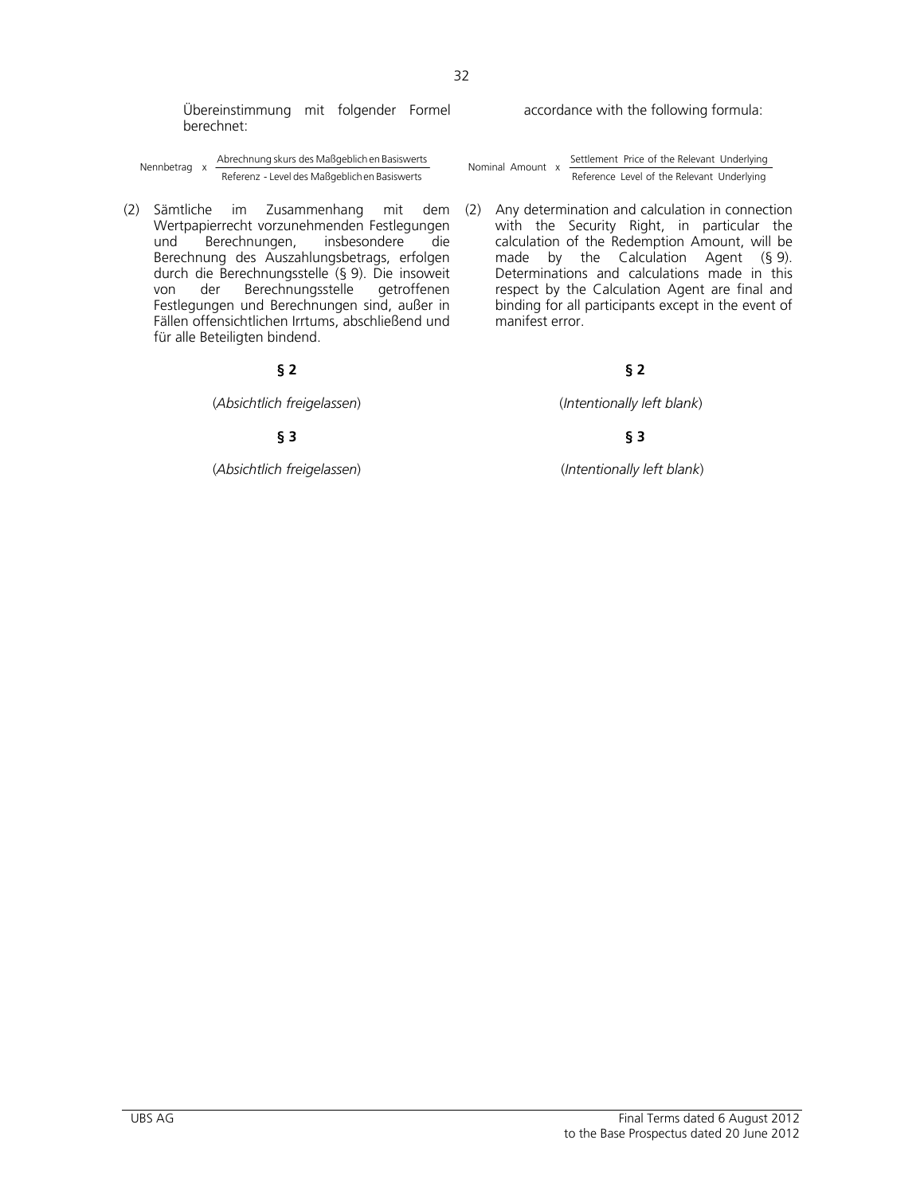Übereinstimmung mit folgender Formel berechnet:

$$\text{Nennbetrag} \times \frac{\text{Abrechnungskurs des Maßgeblichen Basiswerts}}{\text{Referenz-Level des Maßgeblichen Basiswerts}}$$

accordance with the following formula:

$$\text{Nominal Amount} \times \frac{\text{Settlement Price of the Relevant Underlying}}{\text{Reference Level of the Relevant Underlying}}$$

(2) Sämtliche im Zusammenhang mit dem Wertpapierrecht vorzunehmenden Festlegungen und Berechnungen, insbesondere die Berechnung des Auszahlungsbetrags, erfolgen durch die Berechnungsstelle (§ 9). Die insoweit von der Berechnungsstelle getroffenen Festlegungen und Berechnungen sind, außer in Fällen offensichtlichen Irrtums, abschließend und für alle Beteiligten bindend.

(2) Any determination and calculation in connection with the Security Right, in particular the calculation of the Redemption Amount, will be made by the Calculation Agent (§ 9). Determinations and calculations made in this respect by the Calculation Agent are final and binding for all participants except in the event of manifest error.

**§ 2**

(*Absichtlich freigelassen*)

(*Intentionally left blank*)

**§ 3**

(*Absichtlich freigelassen*)

(*Intentionally left blank*)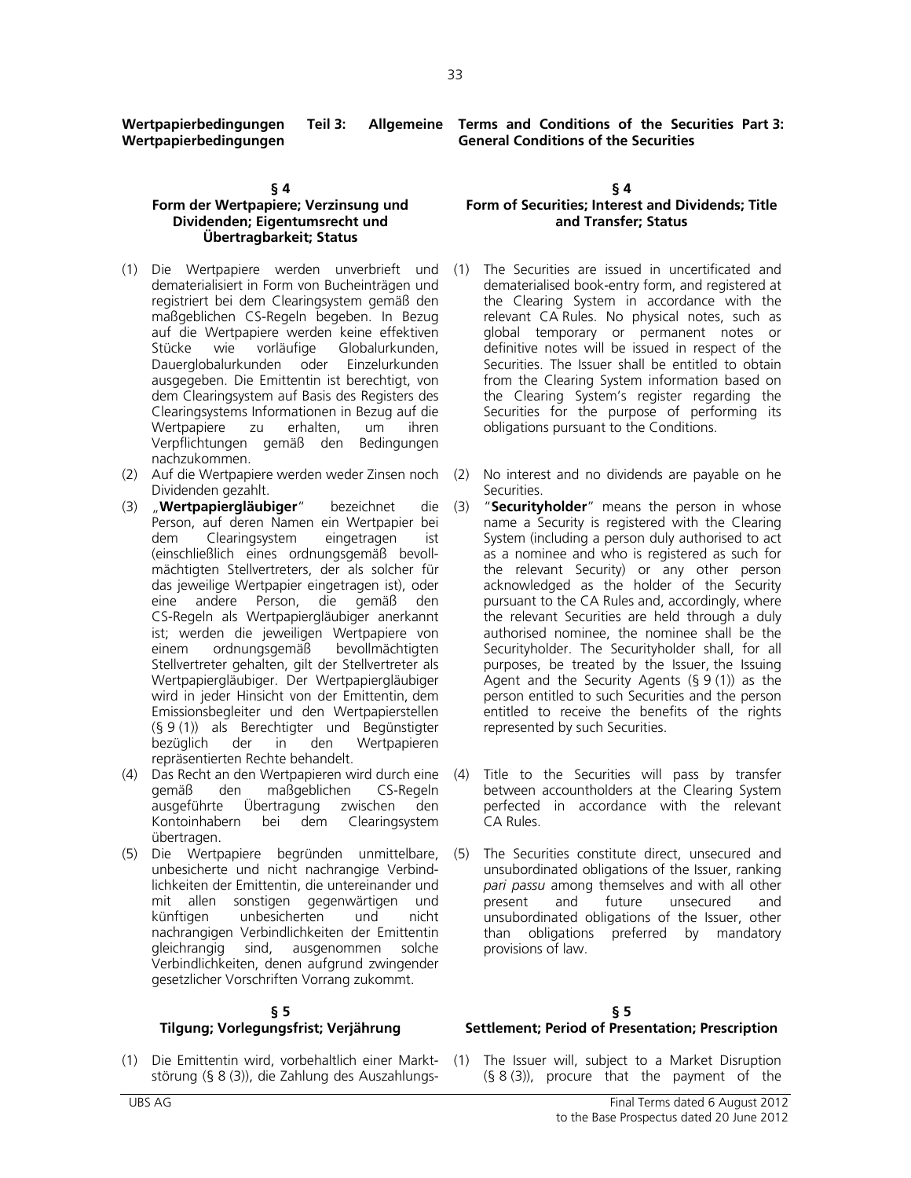**Wertpapierbedingungen Teil 3: Allgemeine Wertpapierbedingungen**

**Terms and Conditions of the Securities Part 3: General Conditions of the Securities**

### § 4
### Form der Wertpapiere; Verzinsung und Dividenden; Eigentumsrecht und Übertragbarkeit; Status

(1) Die Wertpapiere werden unverbrieft und dematerialisiert in Form von Bucheinträgen und registriert bei dem Clearingsystem gemäß den maßgeblichen CS-Regeln begeben. In Bezug auf die Wertpapiere werden keine effektiven Stücke wie vorläufige Globalurkunden, Dauerglobalurkunden oder Einzelurkunden ausgegeben. Die Emittentin ist berechtigt, von dem Clearingsystem auf Basis des Registers des Clearingsystems Informationen in Bezug auf die Wertpapiere zu erhalten, um ihren Verpflichtungen gemäß den Bedingungen nachzukommen.

(2) Auf die Wertpapiere werden weder Zinsen noch Dividenden gezahlt.

(3) „**Wertpapiergläubiger**" bezeichnet die Person, auf deren Namen ein Wertpapier bei dem Clearingsystem eingetragen ist (einschließlich eines ordnungsgemäß bevollmächtigten Stellvertreters, der als solcher für das jeweilige Wertpapier eingetragen ist), oder eine andere Person, die gemäß den CS-Regeln als Wertpapiergläubiger anerkannt ist; werden die jeweiligen Wertpapiere von einem ordnungsgemäß bevollmächtigten Stellvertreter gehalten, gilt der Stellvertreter als Wertpapiergläubiger. Der Wertpapiergläubiger wird in jeder Hinsicht von der Emittentin, dem Emissionsbegleiter und den Wertpapierstellen (§ 9 (1)) als Berechtigter und Begünstigter bezüglich der in den Wertpapieren repräsentierten Rechte behandelt.

(4) Das Recht an den Wertpapieren wird durch eine gemäß den maßgeblichen CS-Regeln ausgeführte Übertragung zwischen den Kontoinhabern bei dem Clearingsystem übertragen.

(5) Die Wertpapiere begründen unmittelbare, unbesicherte und nicht nachrangige Verbindlichkeiten der Emittentin, die untereinander und mit allen sonstigen gegenwärtigen und künftigen unbesicherten und nicht nachrangigen Verbindlichkeiten der Emittentin gleichrangig sind, ausgenommen solche Verbindlichkeiten, denen aufgrund zwingender gesetzlicher Vorschriften Vorrang zukommt.

### § 4
### Form of Securities; Interest and Dividends; Title and Transfer; Status

(1) The Securities are issued in uncertificated and dematerialised book-entry form, and registered at the Clearing System in accordance with the relevant CA Rules. No physical notes, such as global temporary or permanent notes or definitive notes will be issued in respect of the Securities. The Issuer shall be entitled to obtain from the Clearing System information based on the Clearing System's register regarding the Securities for the purpose of performing its obligations pursuant to the Conditions.

(2) No interest and no dividends are payable on he Securities.

(3) "**Securityholder**" means the person in whose name a Security is registered with the Clearing System (including a person duly authorised to act as a nominee and who is registered as such for the relevant Security) or any other person acknowledged as the holder of the Security pursuant to the CA Rules and, accordingly, where the relevant Securities are held through a duly authorised nominee, the nominee shall be the Securityholder. The Securityholder shall, for all purposes, be treated by the Issuer, the Issuing Agent and the Security Agents (§ 9 (1)) as the person entitled to such Securities and the person entitled to receive the benefits of the rights represented by such Securities.

(4) Title to the Securities will pass by transfer between accountholders at the Clearing System perfected in accordance with the relevant CA Rules.

(5) The Securities constitute direct, unsecured and unsubordinated obligations of the Issuer, ranking *pari passu* among themselves and with all other present and future unsecured and unsubordinated obligations of the Issuer, other than obligations preferred by mandatory provisions of law.

### § 5
### Tilgung; Vorlegungsfrist; Verjährung

(1) Die Emittentin wird, vorbehaltlich einer Marktstörung (§ 8 (3)), die Zahlung des Auszahlungs-

### § 5
### Settlement; Period of Presentation; Prescription

(1) The Issuer will, subject to a Market Disruption (§ 8 (3)), procure that the payment of the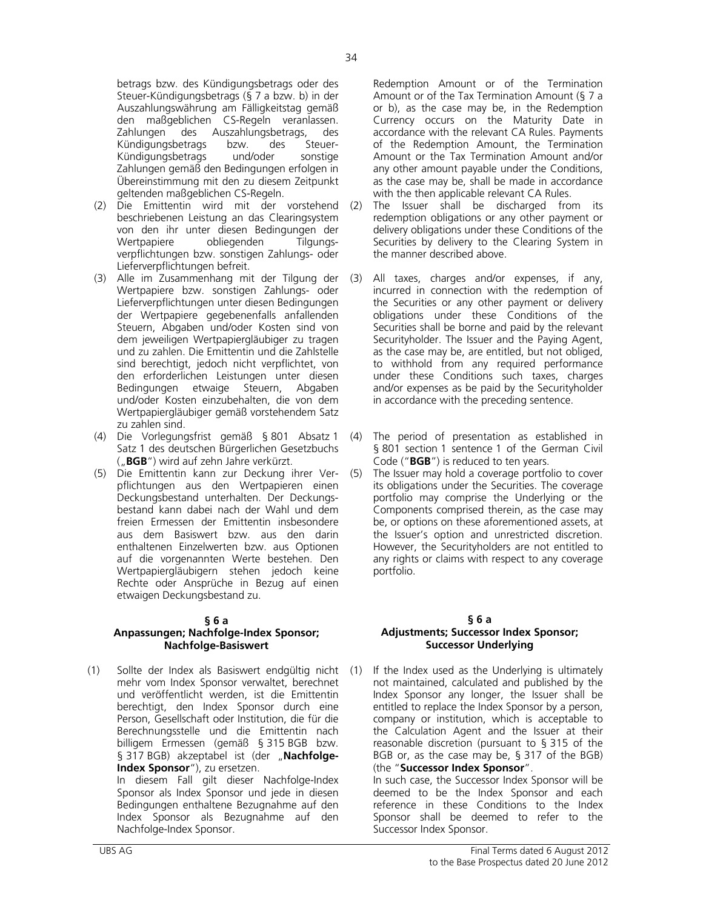betrags bzw. des Kündigungsbetrags oder des Steuer-Kündigungsbetrags (§ 7 a bzw. b) in der Auszahlungswährung am Fälligkeitstag gemäß den maßgeblichen CS-Regeln veranlassen. Zahlungen des Auszahlungsbetrags, des Kündigungsbetrags bzw. des Steuer-Kündigungsbetrags und/oder sonstige Zahlungen gemäß den Bedingungen erfolgen in Übereinstimmung mit den zu diesem Zeitpunkt geltenden maßgeblichen CS-Regeln.

(2) Die Emittentin wird mit der vorstehend beschriebenen Leistung an das Clearingsystem von den ihr unter diesen Bedingungen der Wertpapiere obliegenden Tilgungsverpflichtungen bzw. sonstigen Zahlungs- oder Lieferverpflichtungen befreit.

(3) Alle im Zusammenhang mit der Tilgung der Wertpapiere bzw. sonstigen Zahlungs- oder Lieferverpflichtungen unter diesen Bedingungen der Wertpapiere gegebenenfalls anfallenden Steuern, Abgaben und/oder Kosten sind von dem jeweiligen Wertpapiergläubiger zu tragen und zu zahlen. Die Emittentin und die Zahlstelle sind berechtigt, jedoch nicht verpflichtet, von den erforderlichen Leistungen unter diesen Bedingungen etwaige Steuern, Abgaben und/oder Kosten einzubehalten, die von dem Wertpapiergläubiger gemäß vorstehendem Satz zu zahlen sind.

(4) Die Vorlegungsfrist gemäß § 801 Absatz 1 Satz 1 des deutschen Bürgerlichen Gesetzbuchs („**BGB**") wird auf zehn Jahre verkürzt.

(5) Die Emittentin kann zur Deckung ihrer Verpflichtungen aus den Wertpapieren einen Deckungsbestand unterhalten. Der Deckungsbestand kann dabei nach der Wahl und dem freien Ermessen der Emittentin insbesondere aus dem Basiswert bzw. aus den darin enthaltenen Einzelwerten bzw. aus Optionen auf die vorgenannten Werte bestehen. Den Wertpapiergläubigern stehen jedoch keine Rechte oder Ansprüche in Bezug auf einen etwaigen Deckungsbestand zu.

### § 6 a
### Anpassungen; Nachfolge-Index Sponsor; Nachfolge-Basiswert

(1) Sollte der Index als Basiswert endgültig nicht mehr vom Index Sponsor verwaltet, berechnet und veröffentlicht werden, ist die Emittentin berechtigt, den Index Sponsor durch eine Person, Gesellschaft oder Institution, die für die Berechnungsstelle und die Emittentin nach billigem Ermessen (gemäß § 315 BGB bzw. § 317 BGB) akzeptabel ist (der „**Nachfolge-Index Sponsor**"), zu ersetzen.
In diesem Fall gilt dieser Nachfolge-Index Sponsor als Index Sponsor und jede in diesen Bedingungen enthaltene Bezugnahme auf den Index Sponsor als Bezugnahme auf den Nachfolge-Index Sponsor.

---

Redemption Amount or of the Termination Amount or of the Tax Termination Amount (§ 7 a or b), as the case may be, in the Redemption Currency occurs on the Maturity Date in accordance with the relevant CA Rules. Payments of the Redemption Amount, the Termination Amount or the Tax Termination Amount and/or any other amount payable under the Conditions, as the case may be, shall be made in accordance with the then applicable relevant CA Rules.

(2) The Issuer shall be discharged from its redemption obligations or any other payment or delivery obligations under these Conditions of the Securities by delivery to the Clearing System in the manner described above.

(3) All taxes, charges and/or expenses, if any, incurred in connection with the redemption of the Securities or any other payment or delivery obligations under these Conditions of the Securities shall be borne and paid by the relevant Securityholder. The Issuer and the Paying Agent, as the case may be, are entitled, but not obliged, to withhold from any required performance under these Conditions such taxes, charges and/or expenses as be paid by the Securityholder in accordance with the preceding sentence.

(4) The period of presentation as established in § 801 section 1 sentence 1 of the German Civil Code ("**BGB**") is reduced to ten years.

(5) The Issuer may hold a coverage portfolio to cover its obligations under the Securities. The coverage portfolio may comprise the Underlying or the Components comprised therein, as the case may be, or options on these aforementioned assets, at the Issuer's option and unrestricted discretion. However, the Securityholders are not entitled to any rights or claims with respect to any coverage portfolio.

### § 6 a
### Adjustments; Successor Index Sponsor; Successor Underlying

(1) If the Index used as the Underlying is ultimately not maintained, calculated and published by the Index Sponsor any longer, the Issuer shall be entitled to replace the Index Sponsor by a person, company or institution, which is acceptable to the Calculation Agent and the Issuer at their reasonable discretion (pursuant to § 315 of the BGB or, as the case may be, § 317 of the BGB) (the "**Successor Index Sponsor**".
In such case, the Successor Index Sponsor will be deemed to be the Index Sponsor and each reference in these Conditions to the Index Sponsor shall be deemed to refer to the Successor Index Sponsor.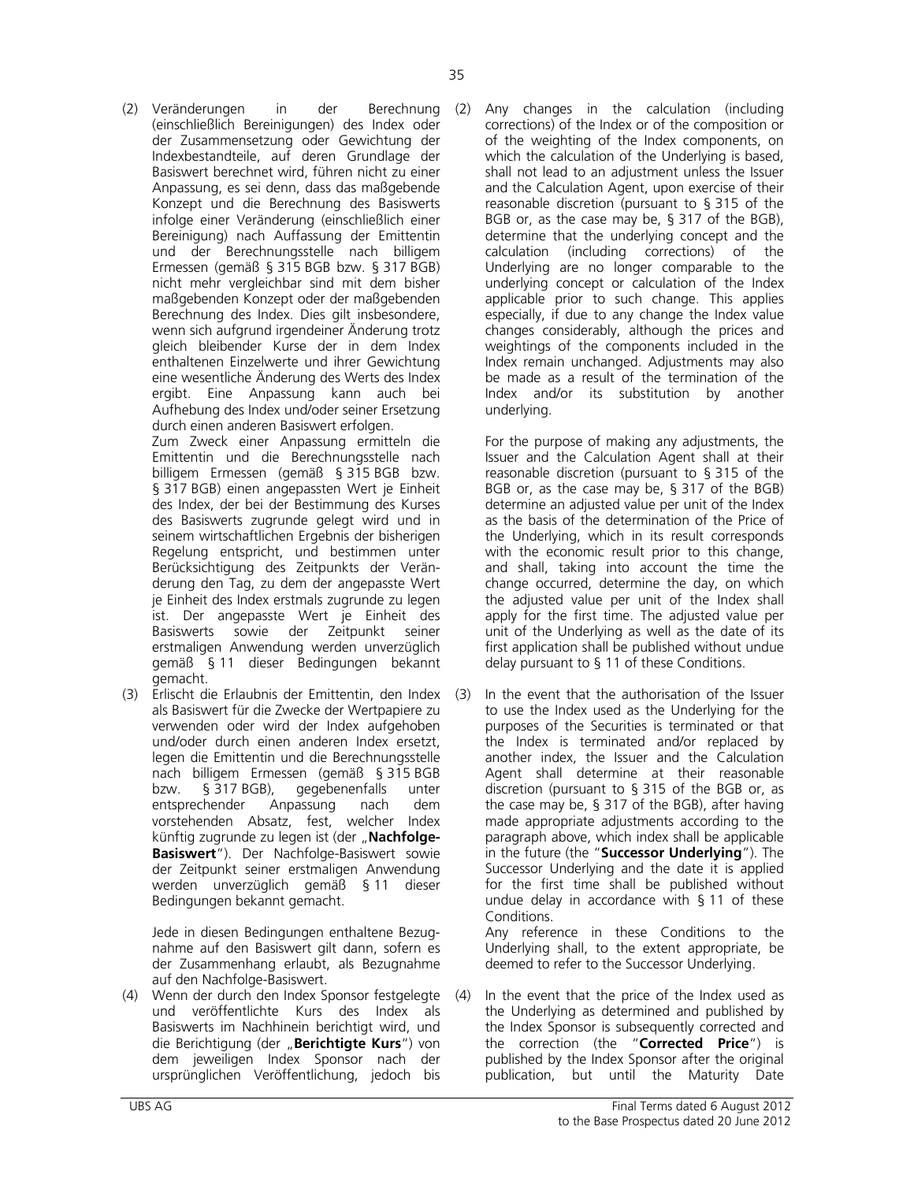(2) Veränderungen in der Berechnung (einschließlich Bereinigungen) des Index oder der Zusammensetzung oder Gewichtung der Indexbestandteile, auf deren Grundlage der Basiswert berechnet wird, führen nicht zu einer Anpassung, es sei denn, dass das maßgebende Konzept und die Berechnung des Basiswerts infolge einer Veränderung (einschließlich einer Bereinigung) nach Auffassung der Emittentin und der Berechnungsstelle nach billigem Ermessen (gemäß § 315 BGB bzw. § 317 BGB) nicht mehr vergleichbar sind mit dem bisher maßgebenden Konzept oder der maßgebenden Berechnung des Index. Dies gilt insbesondere, wenn sich aufgrund irgendeiner Änderung trotz gleich bleibender Kurse der in dem Index enthaltenen Einzelwerte und ihrer Gewichtung eine wesentliche Änderung des Werts des Index ergibt. Eine Anpassung kann auch bei Aufhebung des Index und/oder seiner Ersetzung durch einen anderen Basiswert erfolgen.

Zum Zweck einer Anpassung ermitteln die Emittentin und die Berechnungsstelle nach billigem Ermessen (gemäß § 315 BGB bzw. § 317 BGB) einen angepassten Wert je Einheit des Index, der bei der Bestimmung des Kurses des Basiswerts zugrunde gelegt wird und in seinem wirtschaftlichen Ergebnis der bisherigen Regelung entspricht, und bestimmen unter Berücksichtigung des Zeitpunkts der Veränderung den Tag, zu dem der angepasste Wert je Einheit des Index erstmals zugrunde zu legen ist. Der angepasste Wert je Einheit des Basiswerts sowie der Zeitpunkt seiner erstmaligen Anwendung werden unverzüglich gemäß § 11 dieser Bedingungen bekannt gemacht.

(3) Erlischt die Erlaubnis der Emittentin, den Index als Basiswert für die Zwecke der Wertpapiere zu verwenden oder wird der Index aufgehoben und/oder durch einen anderen Index ersetzt, legen die Emittentin und die Berechnungsstelle nach billigem Ermessen (gemäß § 315 BGB bzw. § 317 BGB), gegebenenfalls unter entsprechender Anpassung nach dem vorstehenden Absatz, fest, welcher Index künftig zugrunde zu legen ist (der „**Nachfolge-Basiswert**"). Der Nachfolge-Basiswert sowie der Zeitpunkt seiner erstmaligen Anwendung werden unverzüglich gemäß § 11 dieser Bedingungen bekannt gemacht.

Jede in diesen Bedingungen enthaltene Bezugnahme auf den Basiswert gilt dann, sofern es der Zusammenhang erlaubt, als Bezugnahme auf den Nachfolge-Basiswert.

(4) Wenn der durch den Index Sponsor festgelegte und veröffentlichte Kurs des Index als Basiswerts im Nachhinein berichtigt wird, und die Berichtigung (der „**Berichtigte Kurs**") von dem jeweiligen Index Sponsor nach der ursprünglichen Veröffentlichung, jedoch bis

(2) Any changes in the calculation (including corrections) of the Index or of the composition or of the weighting of the Index components, on which the calculation of the Underlying is based, shall not lead to an adjustment unless the Issuer and the Calculation Agent, upon exercise of their reasonable discretion (pursuant to § 315 of the BGB or, as the case may be, § 317 of the BGB), determine that the underlying concept and the calculation (including corrections) of the Underlying are no longer comparable to the underlying concept or calculation of the Index applicable prior to such change. This applies especially, if due to any change the Index value changes considerably, although the prices and weightings of the components included in the Index remain unchanged. Adjustments may also be made as a result of the termination of the Index and/or its substitution by another underlying.

For the purpose of making any adjustments, the Issuer and the Calculation Agent shall at their reasonable discretion (pursuant to § 315 of the BGB or, as the case may be, § 317 of the BGB) determine an adjusted value per unit of the Index as the basis of the determination of the Price of the Underlying, which in its result corresponds with the economic result prior to this change, and shall, taking into account the time the change occurred, determine the day, on which the adjusted value per unit of the Index shall apply for the first time. The adjusted value per unit of the Underlying as well as the date of its first application shall be published without undue delay pursuant to § 11 of these Conditions.

(3) In the event that the authorisation of the Issuer to use the Index used as the Underlying for the purposes of the Securities is terminated or that the Index is terminated and/or replaced by another index, the Issuer and the Calculation Agent shall determine at their reasonable discretion (pursuant to § 315 of the BGB or, as the case may be, § 317 of the BGB), after having made appropriate adjustments according to the paragraph above, which index shall be applicable in the future (the "**Successor Underlying**"). The Successor Underlying and the date it is applied for the first time shall be published without undue delay in accordance with § 11 of these Conditions.

Any reference in these Conditions to the Underlying shall, to the extent appropriate, be deemed to refer to the Successor Underlying.

(4) In the event that the price of the Index used as the Underlying as determined and published by the Index Sponsor is subsequently corrected and the correction (the "**Corrected Price**") is published by the Index Sponsor after the original publication, but until the Maturity Date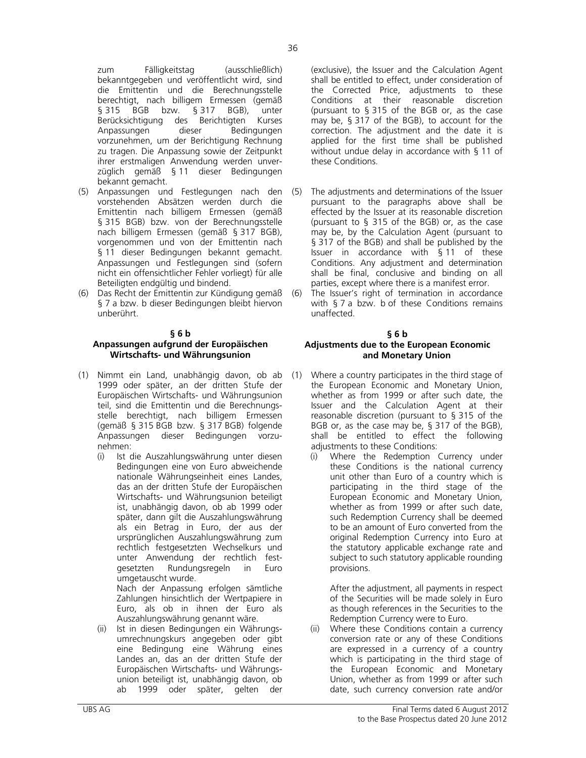zum Fälligkeitstag (ausschließlich) bekanntgegeben und veröffentlicht wird, sind die Emittentin und die Berechnungsstelle berechtigt, nach billigem Ermessen (gemäß § 315 BGB bzw. § 317 BGB), unter Berücksichtigung des Berichtigten Kurses Anpassungen dieser Bedingungen vorzunehmen, um der Berichtigung Rechnung zu tragen. Die Anpassung sowie der Zeitpunkt ihrer erstmaligen Anwendung werden unverzüglich gemäß § 11 dieser Bedingungen bekannt gemacht.

(5) Anpassungen und Festlegungen nach den vorstehenden Absätzen werden durch die Emittentin nach billigem Ermessen (gemäß § 315 BGB) bzw. von der Berechnungsstelle nach billigem Ermessen (gemäß § 317 BGB), vorgenommen und von der Emittentin nach § 11 dieser Bedingungen bekannt gemacht. Anpassungen und Festlegungen sind (sofern nicht ein offensichtlicher Fehler vorliegt) für alle Beteiligten endgültig und bindend.

(6) Das Recht der Emittentin zur Kündigung gemäß § 7 a bzw. b dieser Bedingungen bleibt hiervon unberührt.

**§ 6 b**
**Anpassungen aufgrund der Europäischen Wirtschafts- und Währungsunion**

(1) Nimmt ein Land, unabhängig davon, ob ab 1999 oder später, an der dritten Stufe der Europäischen Wirtschafts- und Währungsunion teil, sind die Emittentin und die Berechnungsstelle berechtigt, nach billigem Ermessen (gemäß § 315 BGB bzw. § 317 BGB) folgende Anpassungen dieser Bedingungen vorzunehmen:

   (i) Ist die Auszahlungswährung unter diesen Bedingungen eine von Euro abweichende nationale Währungseinheit eines Landes, das an der dritten Stufe der Europäischen Wirtschafts- und Währungsunion beteiligt ist, unabhängig davon, ob ab 1999 oder später, dann gilt die Auszahlungswährung als ein Betrag in Euro, der aus der ursprünglichen Auszahlungswährung zum rechtlich festgesetzten Wechselkurs und unter Anwendung der rechtlich festgesetzten Rundungsregeln in Euro umgetauscht wurde.

   Nach der Anpassung erfolgen sämtliche Zahlungen hinsichtlich der Wertpapiere in Euro, als ob in ihnen der Euro als Auszahlungswährung genannt wäre.

   (ii) Ist in diesen Bedingungen ein Währungsumrechnungskurs angegeben oder gibt eine Bedingung eine Währung eines Landes an, das an der dritten Stufe der Europäischen Wirtschafts- und Währungsunion beteiligt ist, unabhängig davon, ob ab 1999 oder später, gelten der

(exclusive), the Issuer and the Calculation Agent shall be entitled to effect, under consideration of the Corrected Price, adjustments to these Conditions at their reasonable discretion (pursuant to § 315 of the BGB or, as the case may be, § 317 of the BGB), to account for the correction. The adjustment and the date it is applied for the first time shall be published without undue delay in accordance with § 11 of these Conditions.

(5) The adjustments and determinations of the Issuer pursuant to the paragraphs above shall be effected by the Issuer at its reasonable discretion (pursuant to § 315 of the BGB) or, as the case may be, by the Calculation Agent (pursuant to § 317 of the BGB) and shall be published by the Issuer in accordance with § 11 of these Conditions. Any adjustment and determination shall be final, conclusive and binding on all parties, except where there is a manifest error.

(6) The Issuer's right of termination in accordance with § 7 a bzw. b of these Conditions remains unaffected.

**§ 6 b**
**Adjustments due to the European Economic and Monetary Union**

(1) Where a country participates in the third stage of the European Economic and Monetary Union, whether as from 1999 or after such date, the Issuer and the Calculation Agent at their reasonable discretion (pursuant to § 315 of the BGB or, as the case may be, § 317 of the BGB), shall be entitled to effect the following adjustments to these Conditions:

   (i) Where the Redemption Currency under these Conditions is the national currency unit other than Euro of a country which is participating in the third stage of the European Economic and Monetary Union, whether as from 1999 or after such date, such Redemption Currency shall be deemed to be an amount of Euro converted from the original Redemption Currency into Euro at the statutory applicable exchange rate and subject to such statutory applicable rounding provisions.

   After the adjustment, all payments in respect of the Securities will be made solely in Euro as though references in the Securities to the Redemption Currency were to Euro.

   (ii) Where these Conditions contain a currency conversion rate or any of these Conditions are expressed in a currency of a country which is participating in the third stage of the European Economic and Monetary Union, whether as from 1999 or after such date, such currency conversion rate and/or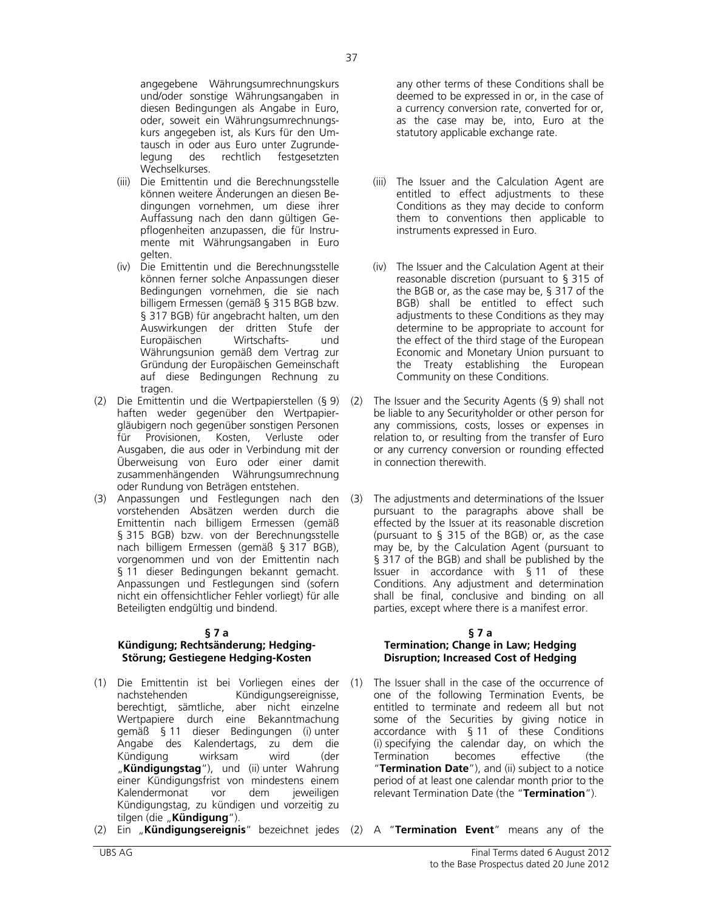angegebene Währungsumrechnungskurs und/oder sonstige Währungsangaben in diesen Bedingungen als Angabe in Euro, oder, soweit ein Währungsumrechnungskurs angegeben ist, als Kurs für den Umtausch in oder aus Euro unter Zugrundelegung des rechtlich festgesetzten Wechselkurses.

(iii) Die Emittentin und die Berechnungsstelle können weitere Änderungen an diesen Bedingungen vornehmen, um diese ihrer Auffassung nach den dann gültigen Gepflogenheiten anzupassen, die für Instrumente mit Währungsangaben in Euro gelten.

(iv) Die Emittentin und die Berechnungsstelle können ferner solche Anpassungen dieser Bedingungen vornehmen, die sie nach billigem Ermessen (gemäß § 315 BGB bzw. § 317 BGB) für angebracht halten, um den Auswirkungen der dritten Stufe der Europäischen Wirtschafts- und Währungsunion gemäß dem Vertrag zur Gründung der Europäischen Gemeinschaft auf diese Bedingungen Rechnung zu tragen.

(2) Die Emittentin und die Wertpapierstellen (§ 9) haften weder gegenüber den Wertpapiergläubigern noch gegenüber sonstigen Personen für Provisionen, Kosten, Verluste oder Ausgaben, die aus oder in Verbindung mit der Überweisung von Euro oder einer damit zusammenhängenden Währungsumrechnung oder Rundung von Beträgen entstehen.

(3) Anpassungen und Festlegungen nach den vorstehenden Absätzen werden durch die Emittentin nach billigem Ermessen (gemäß § 315 BGB) bzw. von der Berechnungsstelle nach billigem Ermessen (gemäß § 317 BGB), vorgenommen und von der Emittentin nach § 11 dieser Bedingungen bekannt gemacht. Anpassungen und Festlegungen sind (sofern nicht ein offensichtlicher Fehler vorliegt) für alle Beteiligten endgültig und bindend.

### § 7 a
### Kündigung; Rechtsänderung; Hedging-Störung; Gestiegene Hedging-Kosten

(1) Die Emittentin ist bei Vorliegen eines der nachstehenden Kündigungsereignisse, berechtigt, sämtliche, aber nicht einzelne Wertpapiere durch eine Bekanntmachung gemäß § 11 dieser Bedingungen (i) unter Angabe des Kalendertags, zu dem die Kündigung wirksam wird (der „**Kündigungstag**"), und (ii) unter Wahrung einer Kündigungsfrist von mindestens einem Kalendermonat vor dem jeweiligen Kündigungstag, zu kündigen und vorzeitig zu tilgen (die „**Kündigung**").

(2) Ein „**Kündigungsereignis**" bezeichnet jedes

---

any other terms of these Conditions shall be deemed to be expressed in or, in the case of a currency conversion rate, converted for or, as the case may be, into, Euro at the statutory applicable exchange rate.

(iii) The Issuer and the Calculation Agent are entitled to effect adjustments to these Conditions as they may decide to conform them to conventions then applicable to instruments expressed in Euro.

(iv) The Issuer and the Calculation Agent at their reasonable discretion (pursuant to § 315 of the BGB or, as the case may be, § 317 of the BGB) shall be entitled to effect such adjustments to these Conditions as they may determine to be appropriate to account for the effect of the third stage of the European Economic and Monetary Union pursuant to the Treaty establishing the European Community on these Conditions.

(2) The Issuer and the Security Agents (§ 9) shall not be liable to any Securityholder or other person for any commissions, costs, losses or expenses in relation to, or resulting from the transfer of Euro or any currency conversion or rounding effected in connection therewith.

(3) The adjustments and determinations of the Issuer pursuant to the paragraphs above shall be effected by the Issuer at its reasonable discretion (pursuant to § 315 of the BGB) or, as the case may be, by the Calculation Agent (pursuant to § 317 of the BGB) and shall be published by the Issuer in accordance with § 11 of these Conditions. Any adjustment and determination shall be final, conclusive and binding on all parties, except where there is a manifest error.

### § 7 a
### Termination; Change in Law; Hedging Disruption; Increased Cost of Hedging

(1) The Issuer shall in the case of the occurrence of one of the following Termination Events, be entitled to terminate and redeem all but not some of the Securities by giving notice in accordance with § 11 of these Conditions (i) specifying the calendar day, on which the Termination becomes effective (the "**Termination Date**"), and (ii) subject to a notice period of at least one calendar month prior to the relevant Termination Date (the "**Termination**").

(2) A "**Termination Event**" means any of the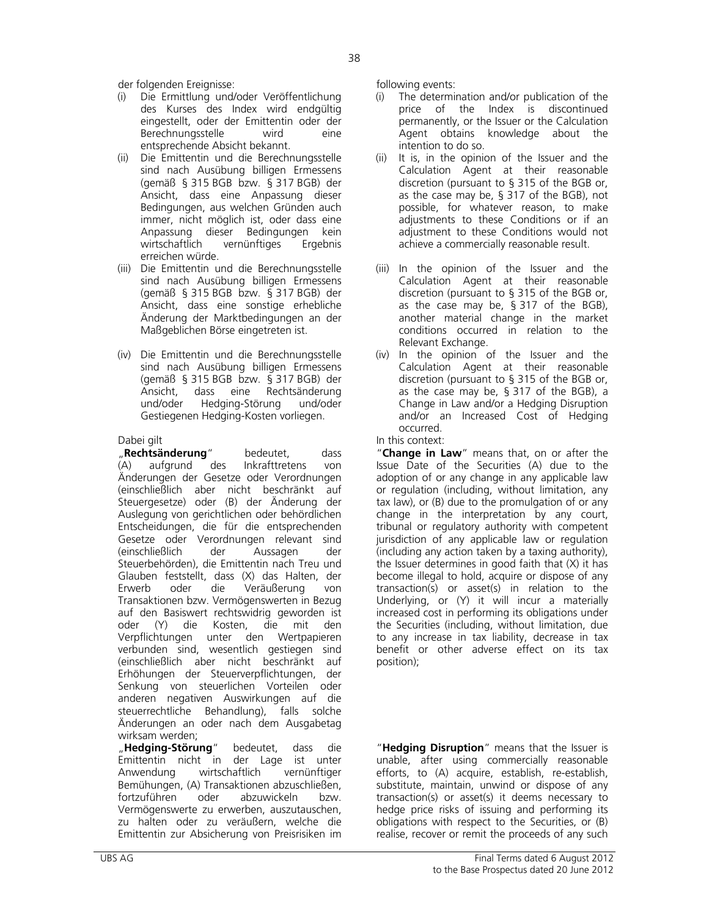der folgenden Ereignisse:

(i) Die Ermittlung und/oder Veröffentlichung des Kurses des Index wird endgültig eingestellt, oder der Emittentin oder der Berechnungsstelle wird eine entsprechende Absicht bekannt.

(ii) Die Emittentin und die Berechnungsstelle sind nach Ausübung billigen Ermessens (gemäß § 315 BGB bzw. § 317 BGB) der Ansicht, dass eine Anpassung dieser Bedingungen, aus welchen Gründen auch immer, nicht möglich ist, oder dass eine Anpassung dieser Bedingungen kein wirtschaftlich vernünftiges Ergebnis erreichen würde.

(iii) Die Emittentin und die Berechnungsstelle sind nach Ausübung billigen Ermessens (gemäß § 315 BGB bzw. § 317 BGB) der Ansicht, dass eine sonstige erhebliche Änderung der Marktbedingungen an der Maßgeblichen Börse eingetreten ist.

(iv) Die Emittentin und die Berechnungsstelle sind nach Ausübung billigen Ermessens (gemäß § 315 BGB bzw. § 317 BGB) der Ansicht, dass eine Rechtsänderung und/oder Hedging-Störung und/oder Gestiegenen Hedging-Kosten vorliegen.

Dabei gilt

„**Rechtsänderung**" bedeutet, dass (A) aufgrund des Inkrafttretens von Änderungen der Gesetze oder Verordnungen (einschließlich aber nicht beschränkt auf Steuergesetze) oder (B) der Änderung der Auslegung von gerichtlichen oder behördlichen Entscheidungen, die für die entsprechenden Gesetze oder Verordnungen relevant sind (einschließlich der Aussagen der Steuerbehörden), die Emittentin nach Treu und Glauben feststellt, dass (X) das Halten, der Erwerb oder die Veräußerung von Transaktionen bzw. Vermögenswerten in Bezug auf den Basiswert rechtswidrig geworden ist oder (Y) die Kosten, die mit den Verpflichtungen unter den Wertpapieren verbunden sind, wesentlich gestiegen sind (einschließlich aber nicht beschränkt auf Erhöhungen der Steuerverpflichtungen, der Senkung von steuerlichen Vorteilen oder anderen negativen Auswirkungen auf die steuerrechtliche Behandlung), falls solche Änderungen an oder nach dem Ausgabetag wirksam werden;

„**Hedging-Störung**" bedeutet, dass die Emittentin nicht in der Lage ist unter Anwendung wirtschaftlich vernünftiger Bemühungen, (A) Transaktionen abzuschließen, fortzuführen oder abzuwickeln bzw. Vermögenswerte zu erwerben, auszutauschen, zu halten oder zu veräußern, welche die Emittentin zur Absicherung von Preisrisiken im

following events:

(i) The determination and/or publication of the price of the Index is discontinued permanently, or the Issuer or the Calculation Agent obtains knowledge about the intention to do so.

(ii) It is, in the opinion of the Issuer and the Calculation Agent at their reasonable discretion (pursuant to § 315 of the BGB or, as the case may be, § 317 of the BGB), not possible, for whatever reason, to make adjustments to these Conditions or if an adjustment to these Conditions would not achieve a commercially reasonable result.

(iii) In the opinion of the Issuer and the Calculation Agent at their reasonable discretion (pursuant to § 315 of the BGB or, as the case may be, § 317 of the BGB), another material change in the market conditions occurred in relation to the Relevant Exchange.

(iv) In the opinion of the Issuer and the Calculation Agent at their reasonable discretion (pursuant to § 315 of the BGB or, as the case may be, § 317 of the BGB), a Change in Law and/or a Hedging Disruption and/or an Increased Cost of Hedging occurred.

In this context:

"**Change in Law**" means that, on or after the Issue Date of the Securities (A) due to the adoption of or any change in any applicable law or regulation (including, without limitation, any tax law), or (B) due to the promulgation of or any change in the interpretation by any court, tribunal or regulatory authority with competent jurisdiction of any applicable law or regulation (including any action taken by a taxing authority), the Issuer determines in good faith that (X) it has become illegal to hold, acquire or dispose of any transaction(s) or asset(s) in relation to the Underlying, or (Y) it will incur a materially increased cost in performing its obligations under the Securities (including, without limitation, due to any increase in tax liability, decrease in tax benefit or other adverse effect on its tax position);

"**Hedging Disruption**" means that the Issuer is unable, after using commercially reasonable efforts, to (A) acquire, establish, re-establish, substitute, maintain, unwind or dispose of any transaction(s) or asset(s) it deems necessary to hedge price risks of issuing and performing its obligations with respect to the Securities, or (B) realise, recover or remit the proceeds of any such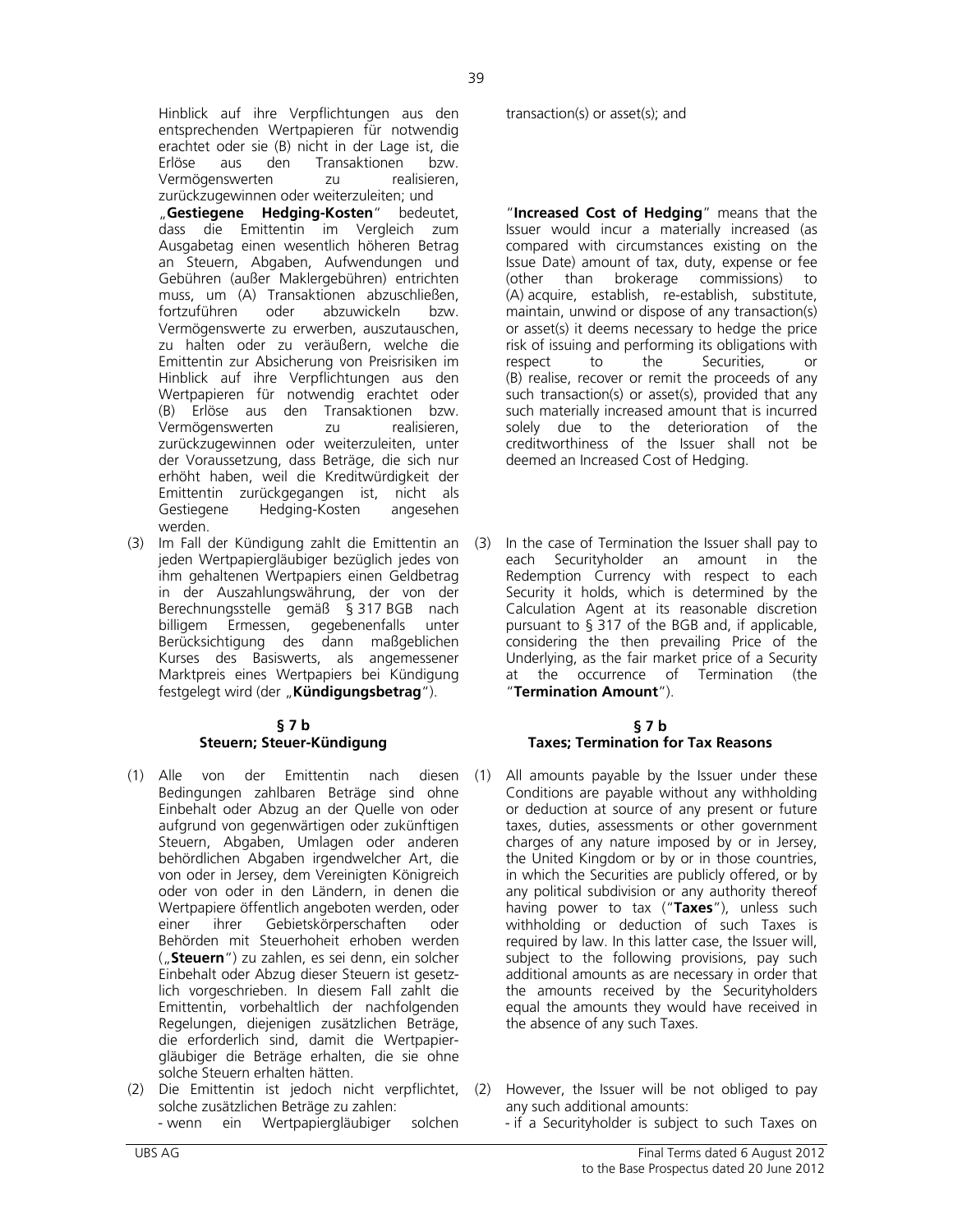Hinblick auf ihre Verpflichtungen aus den entsprechenden Wertpapieren für notwendig erachtet oder sie (B) nicht in der Lage ist, die Erlöse aus den Transaktionen bzw. Vermögenswerten zu realisieren, zurückzugewinnen oder weiterzuleiten; und

„**Gestiegene Hedging-Kosten**" bedeutet, dass die Emittentin im Vergleich zum Ausgabetag einen wesentlich höheren Betrag an Steuern, Abgaben, Aufwendungen und Gebühren (außer Maklergebühren) entrichten muss, um (A) Transaktionen abzuschließen, fortzuführen oder abzuwickeln bzw. Vermögenswerte zu erwerben, auszutauschen, zu halten oder zu veräußern, welche die Emittentin zur Absicherung von Preisrisiken im Hinblick auf ihre Verpflichtungen aus den Wertpapieren für notwendig erachtet oder (B) Erlöse aus den Transaktionen bzw. Vermögenswerten zu realisieren, zurückzugewinnen oder weiterzuleiten, unter der Voraussetzung, dass Beträge, die sich nur erhöht haben, weil die Kreditwürdigkeit der Emittentin zurückgegangen ist, nicht als Gestiegene Hedging-Kosten angesehen werden.

(3) Im Fall der Kündigung zahlt die Emittentin an jeden Wertpapiergläubiger bezüglich jedes von ihm gehaltenen Wertpapiers einen Geldbetrag in der Auszahlungswährung, der von der Berechnungsstelle gemäß § 317 BGB nach billigem Ermessen, gegebenenfalls unter Berücksichtigung des dann maßgeblichen Kurses des Basiswerts, als angemessener Marktpreis eines Wertpapiers bei Kündigung festgelegt wird (der „**Kündigungsbetrag**").

transaction(s) or asset(s); and

"**Increased Cost of Hedging**" means that the Issuer would incur a materially increased (as compared with circumstances existing on the Issue Date) amount of tax, duty, expense or fee (other than brokerage commissions) to (A) acquire, establish, re-establish, substitute, maintain, unwind or dispose of any transaction(s) or asset(s) it deems necessary to hedge the price risk of issuing and performing its obligations with respect to the Securities, or (B) realise, recover or remit the proceeds of any such transaction(s) or asset(s), provided that any such materially increased amount that is incurred solely due to the deterioration of the creditworthiness of the Issuer shall not be deemed an Increased Cost of Hedging.

(3) In the case of Termination the Issuer shall pay to each Securityholder an amount in the Redemption Currency with respect to each Security it holds, which is determined by the Calculation Agent at its reasonable discretion pursuant to § 317 of the BGB and, if applicable, considering the then prevailing Price of the Underlying, as the fair market price of a Security at the occurrence of Termination (the "**Termination Amount**").

## § 7 b
## Steuern; Steuer-Kündigung

(1) Alle von der Emittentin nach diesen Bedingungen zahlbaren Beträge sind ohne Einbehalt oder Abzug an der Quelle von oder aufgrund von gegenwärtigen oder zukünftigen Steuern, Abgaben, Umlagen oder anderen behördlichen Abgaben irgendwelcher Art, die von oder in Jersey, dem Vereinigten Königreich oder von oder in den Ländern, in denen die Wertpapiere öffentlich angeboten werden, oder einer ihrer Gebietskörperschaften oder Behörden mit Steuerhoheit erhoben werden („**Steuern**") zu zahlen, es sei denn, ein solcher Einbehalt oder Abzug dieser Steuern ist gesetzlich vorgeschrieben. In diesem Fall zahlt die Emittentin, vorbehaltlich der nachfolgenden Regelungen, diejenigen zusätzlichen Beträge, die erforderlich sind, damit die Wertpapiergläubiger die Beträge erhalten, die sie ohne solche Steuern erhalten hätten.

(2) Die Emittentin ist jedoch nicht verpflichtet, solche zusätzlichen Beträge zu zahlen:
- wenn ein Wertpapiergläubiger solchen

## § 7 b
## Taxes; Termination for Tax Reasons

(1) All amounts payable by the Issuer under these Conditions are payable without any withholding or deduction at source of any present or future taxes, duties, assessments or other government charges of any nature imposed by or in Jersey, the United Kingdom or by or in those countries, in which the Securities are publicly offered, or by any political subdivision or any authority thereof having power to tax ("**Taxes**"), unless such withholding or deduction of such Taxes is required by law. In this latter case, the Issuer will, subject to the following provisions, pay such additional amounts as are necessary in order that the amounts received by the Securityholders equal the amounts they would have received in the absence of any such Taxes.

(2) However, the Issuer will be not obliged to pay any such additional amounts:
- if a Securityholder is subject to such Taxes on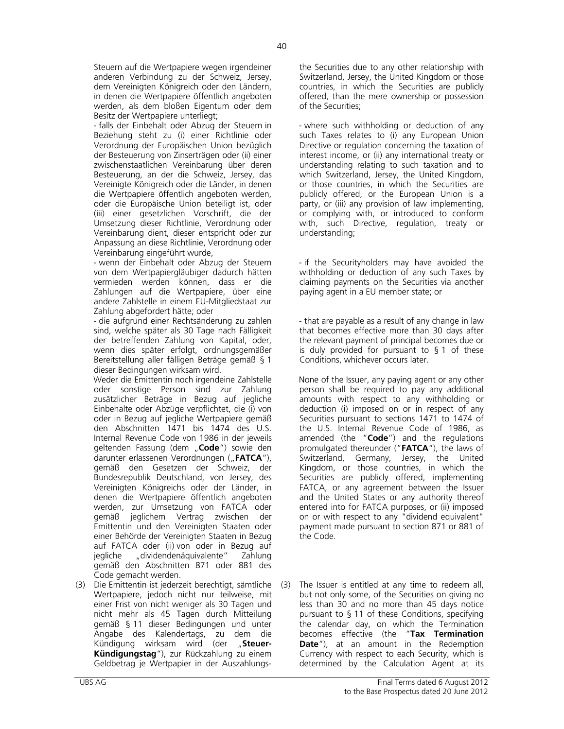Steuern auf die Wertpapiere wegen irgendeiner anderen Verbindung zu der Schweiz, Jersey, dem Vereinigten Königreich oder den Ländern, in denen die Wertpapiere öffentlich angeboten werden, als dem bloßen Eigentum oder dem Besitz der Wertpapiere unterliegt;

- falls der Einbehalt oder Abzug der Steuern in Beziehung steht zu (i) einer Richtlinie oder Verordnung der Europäischen Union bezüglich der Besteuerung von Zinserträgen oder (ii) einer zwischenstaatlichen Vereinbarung über deren Besteuerung, an der die Schweiz, Jersey, das Vereinigte Königreich oder die Länder, in denen die Wertpapiere öffentlich angeboten werden, oder die Europäische Union beteiligt ist, oder (iii) einer gesetzlichen Vorschrift, die der Umsetzung dieser Richtlinie, Verordnung oder Vereinbarung dient, dieser entspricht oder zur Anpassung an diese Richtlinie, Verordnung oder Vereinbarung eingeführt wurde,

- wenn der Einbehalt oder Abzug der Steuern von dem Wertpapiergläubiger dadurch hätten vermieden werden können, dass er die Zahlungen auf die Wertpapiere, über eine andere Zahlstelle in einem EU-Mitgliedstaat zur Zahlung abgefordert hätte; oder

- die aufgrund einer Rechtsänderung zu zahlen sind, welche später als 30 Tage nach Fälligkeit der betreffenden Zahlung von Kapital, oder, wenn dies später erfolgt, ordnungsgemäßer Bereitstellung aller fälligen Beträge gemäß § 1 dieser Bedingungen wirksam wird.

Weder die Emittentin noch irgendeine Zahlstelle oder sonstige Person sind zur Zahlung zusätzlicher Beträge in Bezug auf jegliche Einbehalte oder Abzüge verpflichtet, die (i) von oder in Bezug auf jegliche Wertpapiere gemäß den Abschnitten 1471 bis 1474 des U.S. Internal Revenue Code von 1986 in der jeweils geltenden Fassung (dem „**Code**") sowie den darunter erlassenen Verordnungen („**FATCA**"), gemäß den Gesetzen der Schweiz, der Bundesrepublik Deutschland, von Jersey, des Vereinigten Königreichs oder der Länder, in denen die Wertpapiere öffentlich angeboten werden, zur Umsetzung von FATCA oder gemäß jeglichem Vertrag zwischen der Emittentin und den Vereinigten Staaten oder einer Behörde der Vereinigten Staaten in Bezug auf FATCA oder (ii) von oder in Bezug auf jegliche „dividendenäquivalente" Zahlung gemäß den Abschnitten 871 oder 881 des Code gemacht werden.

(3) Die Emittentin ist jederzeit berechtigt, sämtliche Wertpapiere, jedoch nicht nur teilweise, mit einer Frist von nicht weniger als 30 Tagen und nicht mehr als 45 Tagen durch Mitteilung gemäß § 11 dieser Bedingungen und unter Angabe des Kalendertags, zu dem die Kündigung wirksam wird (der „**Steuer-Kündigungstag**"), zur Rückzahlung zu einem Geldbetrag je Wertpapier in der Auszahlungs-

the Securities due to any other relationship with Switzerland, Jersey, the United Kingdom or those countries, in which the Securities are publicly offered, than the mere ownership or possession of the Securities;

- where such withholding or deduction of any such Taxes relates to (i) any European Union Directive or regulation concerning the taxation of interest income, or (ii) any international treaty or understanding relating to such taxation and to which Switzerland, Jersey, the United Kingdom, or those countries, in which the Securities are publicly offered, or the European Union is a party, or (iii) any provision of law implementing, or complying with, or introduced to conform with, such Directive, regulation, treaty or understanding;

- if the Securityholders may have avoided the withholding or deduction of any such Taxes by claiming payments on the Securities via another paying agent in a EU member state; or

- that are payable as a result of any change in law that becomes effective more than 30 days after the relevant payment of principal becomes due or is duly provided for pursuant to § 1 of these Conditions, whichever occurs later.

None of the Issuer, any paying agent or any other person shall be required to pay any additional amounts with respect to any withholding or deduction (i) imposed on or in respect of any Securities pursuant to sections 1471 to 1474 of the U.S. Internal Revenue Code of 1986, as amended (the "**Code**") and the regulations promulgated thereunder ("**FATCA**"), the laws of Switzerland, Germany, Jersey, the United Kingdom, or those countries, in which the Securities are publicly offered, implementing FATCA, or any agreement between the Issuer and the United States or any authority thereof entered into for FATCA purposes, or (ii) imposed on or with respect to any "dividend equivalent" payment made pursuant to section 871 or 881 of the Code.

(3) The Issuer is entitled at any time to redeem all, but not only some, of the Securities on giving no less than 30 and no more than 45 days notice pursuant to § 11 of these Conditions, specifying the calendar day, on which the Termination becomes effective (the "**Tax Termination Date**"), at an amount in the Redemption Currency with respect to each Security, which is determined by the Calculation Agent at its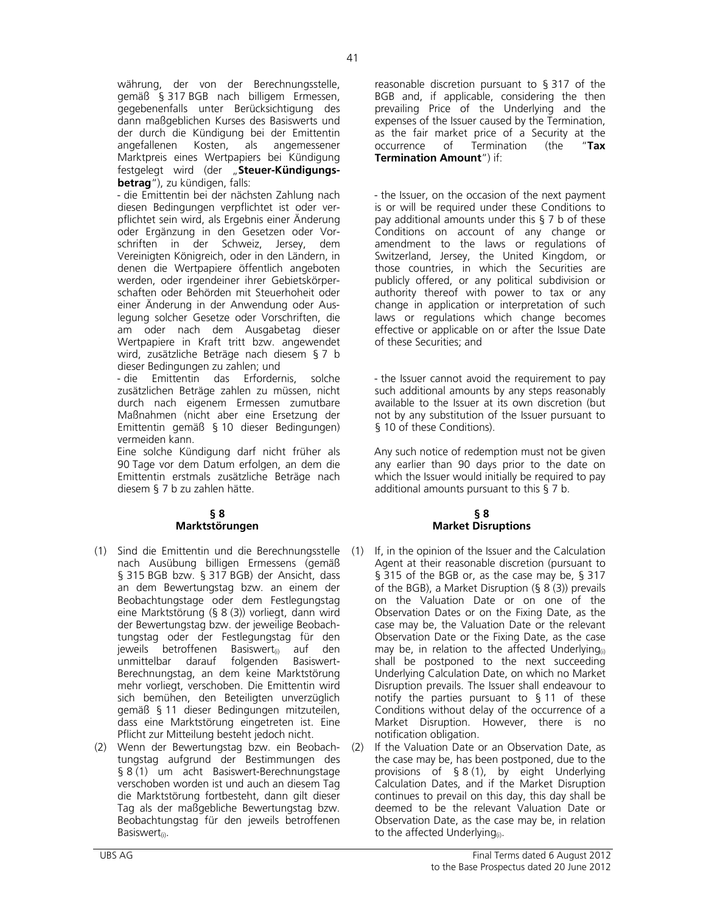währung, der von der Berechnungsstelle, gemäß § 317 BGB nach billigem Ermessen, gegebenenfalls unter Berücksichtigung des dann maßgeblichen Kurses des Basiswerts und der durch die Kündigung bei der Emittentin angefallenen Kosten, als angemessener Marktpreis eines Wertpapiers bei Kündigung festgelegt wird (der „**Steuer-Kündigungsbetrag**"), zu kündigen, falls:

- die Emittentin bei der nächsten Zahlung nach diesen Bedingungen verpflichtet ist oder verpflichtet sein wird, als Ergebnis einer Änderung oder Ergänzung in den Gesetzen oder Vorschriften in der Schweiz, Jersey, dem Vereinigten Königreich, oder in den Ländern, in denen die Wertpapiere öffentlich angeboten werden, oder irgendeiner ihrer Gebietskörperschaften oder Behörden mit Steuerhoheit oder einer Änderung in der Anwendung oder Auslegung solcher Gesetze oder Vorschriften, die am oder nach dem Ausgabetag dieser Wertpapiere in Kraft tritt bzw. angewendet wird, zusätzliche Beträge nach diesem § 7 b dieser Bedingungen zu zahlen; und
- die Emittentin das Erfordernis, solche zusätzlichen Beträge zahlen zu müssen, nicht durch nach eigenem Ermessen zumutbare Maßnahmen (nicht aber eine Ersetzung der Emittentin gemäß § 10 dieser Bedingungen) vermeiden kann.

Eine solche Kündigung darf nicht früher als 90 Tage vor dem Datum erfolgen, an dem die Emittentin erstmals zusätzliche Beträge nach diesem § 7 b zu zahlen hätte.

## § 8 Marktstörungen

(1) Sind die Emittentin und die Berechnungsstelle nach Ausübung billigen Ermessens (gemäß § 315 BGB bzw. § 317 BGB) der Ansicht, dass an dem Bewertungstag bzw. an einem der Beobachtungstage oder dem Festlegungstag eine Marktstörung (§ 8 (3)) vorliegt, dann wird der Bewertungstag bzw. der jeweilige Beobachtungstag oder der Festlegungstag für den jeweils betroffenen $\text{Basiswert}_{(i)}$ auf den unmittelbar darauf folgenden Basiswert-Berechnungstag, an dem keine Marktstörung mehr vorliegt, verschoben. Die Emittentin wird sich bemühen, den Beteiligten unverzüglich gemäß § 11 dieser Bedingungen mitzuteilen, dass eine Marktstörung eingetreten ist. Eine Pflicht zur Mitteilung besteht jedoch nicht.

(2) Wenn der Bewertungstag bzw. ein Beobachtungstag aufgrund der Bestimmungen des § 8 (1) um acht Basiswert-Berechnungstage verschoben worden ist und auch an diesem Tag die Marktstörung fortbesteht, dann gilt dieser Tag als der maßgebliche Bewertungstag bzw. Beobachtungstag für den jeweils betroffenen $\text{Basiswert}_{(i)}$.

---

reasonable discretion pursuant to § 317 of the BGB and, if applicable, considering the then prevailing Price of the Underlying and the expenses of the Issuer caused by the Termination, as the fair market price of a Security at the occurrence of Termination (the "**Tax Termination Amount**") if:

- the Issuer, on the occasion of the next payment is or will be required under these Conditions to pay additional amounts under this § 7 b of these Conditions on account of any change or amendment to the laws or regulations of Switzerland, Jersey, the United Kingdom, or those countries, in which the Securities are publicly offered, or any political subdivision or authority thereof with power to tax or any change in application or interpretation of such laws or regulations which change becomes effective or applicable on or after the Issue Date of these Securities; and
- the Issuer cannot avoid the requirement to pay such additional amounts by any steps reasonably available to the Issuer at its own discretion (but not by any substitution of the Issuer pursuant to § 10 of these Conditions).

Any such notice of redemption must not be given any earlier than 90 days prior to the date on which the Issuer would initially be required to pay additional amounts pursuant to this § 7 b.

## § 8 Market Disruptions

(1) If, in the opinion of the Issuer and the Calculation Agent at their reasonable discretion (pursuant to § 315 of the BGB or, as the case may be, § 317 of the BGB), a Market Disruption (§ 8 (3)) prevails on the Valuation Date or on one of the Observation Dates or on the Fixing Date, as the case may be, the Valuation Date or the relevant Observation Date or the Fixing Date, as the case may be, in relation to the affected $\text{Underlying}_{(i)}$ shall be postponed to the next succeeding Underlying Calculation Date, on which no Market Disruption prevails. The Issuer shall endeavour to notify the parties pursuant to § 11 of these Conditions without delay of the occurrence of a Market Disruption. However, there is no notification obligation.

(2) If the Valuation Date or an Observation Date, as the case may be, has been postponed, due to the provisions of § 8 (1), by eight Underlying Calculation Dates, and if the Market Disruption continues to prevail on this day, this day shall be deemed to be the relevant Valuation Date or Observation Date, as the case may be, in relation to the affected $\text{Underlying}_{(i)}$.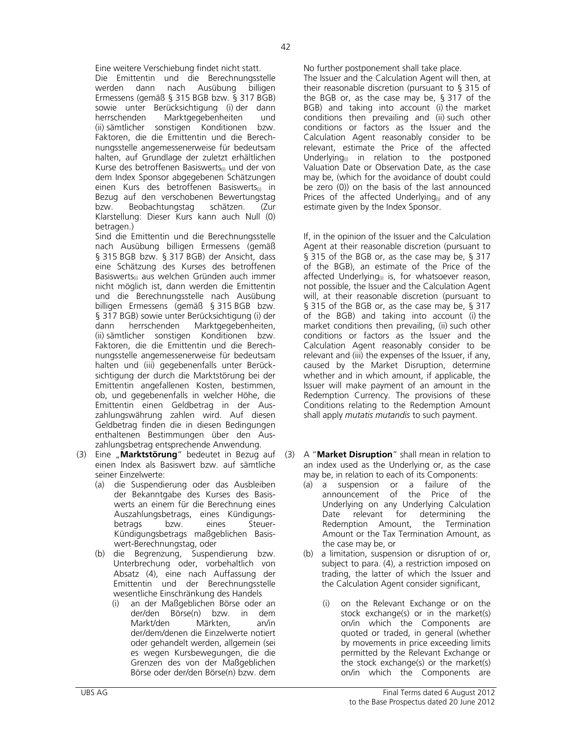Eine weitere Verschiebung findet nicht statt.

Die Emittentin und die Berechnungsstelle werden dann nach Ausübung billigen Ermessens (gemäß § 315 BGB bzw. § 317 BGB) sowie unter Berücksichtigung (i) der dann herrschenden Marktgegebenheiten und (ii) sämtlicher sonstigen Konditionen bzw. Faktoren, die die Emittentin und die Berechnungsstelle angemessenerweise für bedeutsam halten, auf Grundlage der zuletzt erhältlichen Kurse des betroffenen Basiswerts$_{(i)}$ und der von dem Index Sponsor abgegebenen Schätzungen einen Kurs des betroffenen Basiswerts$_{(i)}$ in Bezug auf den verschobenen Bewertungstag bzw. Beobachtungstag schätzen. (Zur Klarstellung: Dieser Kurs kann auch Null (0) betragen.)

Sind die Emittentin und die Berechnungsstelle nach Ausübung billigen Ermessens (gemäß § 315 BGB bzw. § 317 BGB) der Ansicht, dass eine Schätzung des Kurses des betroffenen Basiswerts$_{(i)}$ aus welchen Gründen auch immer nicht möglich ist, dann werden die Emittentin und die Berechnungsstelle nach Ausübung billigen Ermessens (gemäß § 315 BGB bzw. § 317 BGB) sowie unter Berücksichtigung (i) der dann herrschenden Marktgegebenheiten, (ii) sämtlicher sonstigen Konditionen bzw. Faktoren, die die Emittentin und die Berechnungsstelle angemessenerweise für bedeutsam halten und (iii) gegebenenfalls unter Berücksichtigung der durch die Marktstörung bei der Emittentin angefallenen Kosten, bestimmen, ob, und gegebenenfalls in welcher Höhe, die Emittentin einen Geldbetrag in der Auszahlungswährung zahlen wird. Auf diesen Geldbetrag finden die in diesen Bedingungen enthaltenen Bestimmungen über den Auszahlungsbetrag entsprechende Anwendung.

(3) Eine „**Marktstörung**" bedeutet in Bezug auf einen Index als Basiswert bzw. auf sämtliche seiner Einzelwerte:

(a) die Suspendierung oder das Ausbleiben der Bekanntgabe des Kurses des Basiswerts an einem für die Berechnung eines Auszahlungsbetrags, eines Kündigungsbetrags bzw. eines Steuer-Kündigungsbetrags maßgeblichen Basiswert-Berechnungstag, oder

(b) die Begrenzung, Suspendierung bzw. Unterbrechung oder, vorbehaltlich von Absatz (4), eine nach Auffassung der Emittentin und der Berechnungsstelle wesentliche Einschränkung des Handels

(i) an der Maßgeblichen Börse oder an der/den Börse(n) bzw. in dem Markt/den Märkten, an/in der/dem/denen die Einzelwerte notiert oder gehandelt werden, allgemein (sei es wegen Kursbewegungen, die die Grenzen des von der Maßgeblichen Börse oder der/den Börse(n) bzw. dem

No further postponement shall take place.

The Issuer and the Calculation Agent will then, at their reasonable discretion (pursuant to § 315 of the BGB or, as the case may be, § 317 of the BGB) and taking into account (i) the market conditions then prevailing and (ii) such other conditions or factors as the Issuer and the Calculation Agent reasonably consider to be relevant, estimate the Price of the affected Underlying$_{(i)}$ in relation to the postponed Valuation Date or Observation Date, as the case may be, (which for the avoidance of doubt could be zero (0)) on the basis of the last announced Prices of the affected Underlying$_{(i)}$ and of any estimate given by the Index Sponsor.

If, in the opinion of the Issuer and the Calculation Agent at their reasonable discretion (pursuant to § 315 of the BGB or, as the case may be, § 317 of the BGB), an estimate of the Price of the affected Underlying$_{(i)}$ is, for whatsoever reason, not possible, the Issuer and the Calculation Agent will, at their reasonable discretion (pursuant to § 315 of the BGB or, as the case may be, § 317 of the BGB) and taking into account (i) the market conditions then prevailing, (ii) such other conditions or factors as the Issuer and the Calculation Agent reasonably consider to be relevant and (iii) the expenses of the Issuer, if any, caused by the Market Disruption, determine whether and in which amount, if applicable, the Issuer will make payment of an amount in the Redemption Currency. The provisions of these Conditions relating to the Redemption Amount shall apply *mutatis mutandis* to such payment.

(3) A "**Market Disruption**" shall mean in relation to an index used as the Underlying or, as the case may be, in relation to each of its Components:

(a) a suspension or a failure of the announcement of the Price of the Underlying on any Underlying Calculation Date relevant for determining the Redemption Amount, the Termination Amount or the Tax Termination Amount, as the case may be, or

(b) a limitation, suspension or disruption of or, subject to para. (4), a restriction imposed on trading, the latter of which the Issuer and the Calculation Agent consider significant,

(i) on the Relevant Exchange or on the stock exchange(s) or in the market(s) on/in which the Components are quoted or traded, in general (whether by movements in price exceeding limits permitted by the Relevant Exchange or the stock exchange(s) or the market(s) on/in which the Components are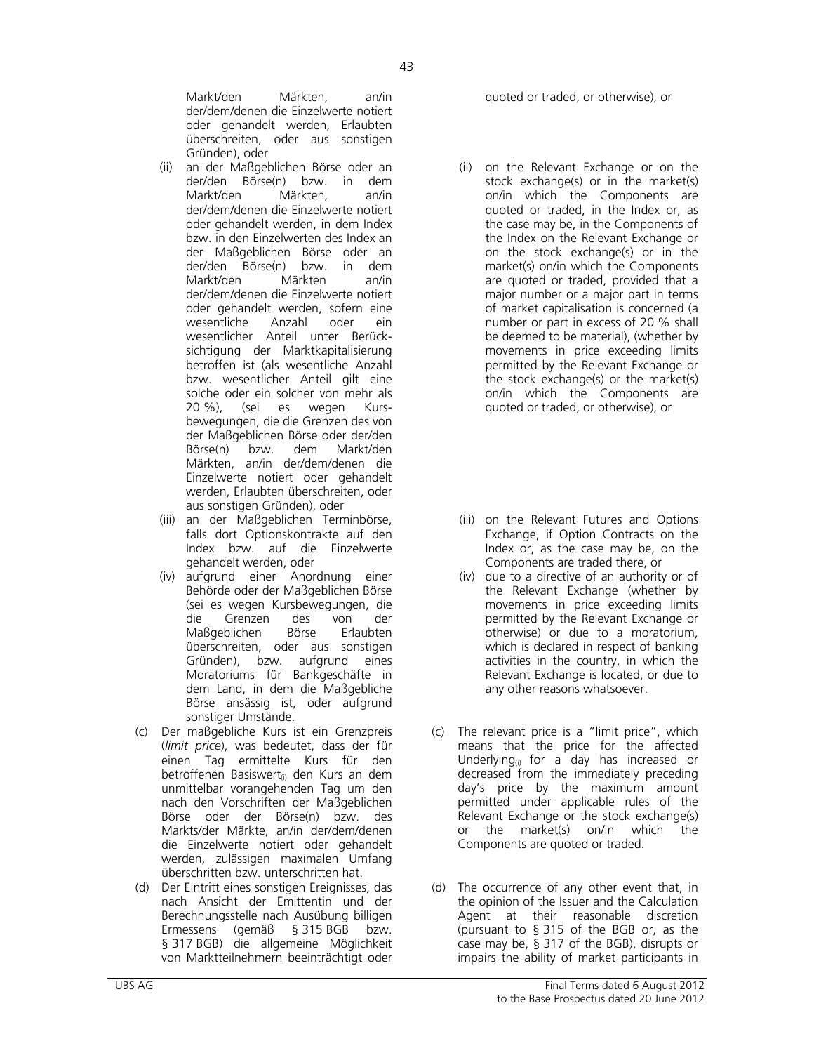Markt/den Märkten, an/in der/dem/denen die Einzelwerte notiert oder gehandelt werden, Erlaubten überschreiten, oder aus sonstigen Gründen), oder

(ii) an der Maßgeblichen Börse oder an der/den Börse(n) bzw. in dem Markt/den Märkten, an/in der/dem/denen die Einzelwerte notiert oder gehandelt werden, in dem Index bzw. in den Einzelwerten des Index an der Maßgeblichen Börse oder an der/den Börse(n) bzw. in dem Markt/den Märkten an/in der/dem/denen die Einzelwerte notiert oder gehandelt werden, sofern eine wesentliche Anzahl oder ein wesentlicher Anteil unter Berücksichtigung der Marktkapitalisierung betroffen ist (als wesentliche Anzahl bzw. wesentlicher Anteil gilt eine solche oder ein solcher von mehr als 20 %), (sei es wegen Kursbewegungen, die die Grenzen des von der Maßgeblichen Börse oder der/den Börse(n) bzw. dem Markt/den Märkten, an/in der/dem/denen die Einzelwerte notiert oder gehandelt werden, Erlaubten überschreiten, oder aus sonstigen Gründen), oder

(iii) an der Maßgeblichen Terminbörse, falls dort Optionskontrakte auf den Index bzw. auf die Einzelwerte gehandelt werden, oder

(iv) aufgrund einer Anordnung einer Behörde oder der Maßgeblichen Börse (sei es wegen Kursbewegungen, die die Grenzen des von der Maßgeblichen Börse Erlaubten überschreiten, oder aus sonstigen Gründen), bzw. aufgrund eines Moratoriums für Bankgeschäfte in dem Land, in dem die Maßgebliche Börse ansässig ist, oder aufgrund sonstiger Umstände.

(c) Der maßgebliche Kurs ist ein Grenzpreis (*limit price*), was bedeutet, dass der für einen Tag ermittelte Kurs für den betroffenen Basiswert$_{(i)}$ den Kurs an dem unmittelbar vorangehenden Tag um den nach den Vorschriften der Maßgeblichen Börse oder der Börse(n) bzw. des Markts/der Märkte, an/in der/dem/denen die Einzelwerte notiert oder gehandelt werden, zulässigen maximalen Umfang überschritten bzw. unterschritten hat.

(d) Der Eintritt eines sonstigen Ereignisses, das nach Ansicht der Emittentin und der Berechnungsstelle nach Ausübung billigen Ermessens (gemäß § 315 BGB bzw. § 317 BGB) die allgemeine Möglichkeit von Marktteilnehmern beeinträchtigt oder

quoted or traded, or otherwise), or

(ii) on the Relevant Exchange or on the stock exchange(s) or in the market(s) on/in which the Components are quoted or traded, in the Index or, as the case may be, in the Components of the Index on the Relevant Exchange or on the stock exchange(s) or in the market(s) on/in which the Components are quoted or traded, provided that a major number or a major part in terms of market capitalisation is concerned (a number or part in excess of 20 % shall be deemed to be material), (whether by movements in price exceeding limits permitted by the Relevant Exchange or the stock exchange(s) or the market(s) on/in which the Components are quoted or traded, or otherwise), or

(iii) on the Relevant Futures and Options Exchange, if Option Contracts on the Index or, as the case may be, on the Components are traded there, or

(iv) due to a directive of an authority or of the Relevant Exchange (whether by movements in price exceeding limits permitted by the Relevant Exchange or otherwise) or due to a moratorium, which is declared in respect of banking activities in the country, in which the Relevant Exchange is located, or due to any other reasons whatsoever.

(c) The relevant price is a "limit price", which means that the price for the affected Underlying$_{(i)}$ for a day has increased or decreased from the immediately preceding day's price by the maximum amount permitted under applicable rules of the Relevant Exchange or the stock exchange(s) or the market(s) on/in which the Components are quoted or traded.

(d) The occurrence of any other event that, in the opinion of the Issuer and the Calculation Agent at their reasonable discretion (pursuant to § 315 of the BGB or, as the case may be, § 317 of the BGB), disrupts or impairs the ability of market participants in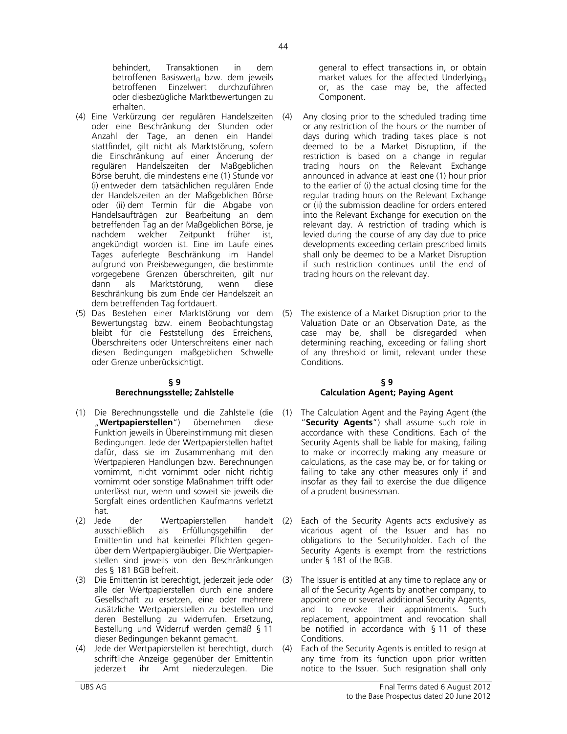behindert, Transaktionen in dem betroffenen Basiswert$_{(i)}$ bzw. dem jeweils betroffenen Einzelwert durchzuführen oder diesbezügliche Marktbewertungen zu erhalten.

(4) Eine Verkürzung der regulären Handelszeiten oder eine Beschränkung der Stunden oder Anzahl der Tage, an denen ein Handel stattfindet, gilt nicht als Marktstörung, sofern die Einschränkung auf einer Änderung der regulären Handelszeiten der Maßgeblichen Börse beruht, die mindestens eine (1) Stunde vor (i) entweder dem tatsächlichen regulären Ende der Handelszeiten an der Maßgeblichen Börse oder (ii) dem Termin für die Abgabe von Handelsaufträgen zur Bearbeitung an dem betreffenden Tag an der Maßgeblichen Börse, je nachdem welcher Zeitpunkt früher ist, angekündigt worden ist. Eine im Laufe eines Tages auferlegte Beschränkung im Handel aufgrund von Preisbewegungen, die bestimmte vorgegebene Grenzen überschreiten, gilt nur dann als Marktstörung, wenn diese Beschränkung bis zum Ende der Handelszeit an dem betreffenden Tag fortdauert.

(5) Das Bestehen einer Marktstörung vor dem Bewertungstag bzw. einem Beobachtungstag bleibt für die Feststellung des Erreichens, Überschreitens oder Unterschreitens einer nach diesen Bedingungen maßgeblichen Schwelle oder Grenze unberücksichtigt.

## § 9
## Berechnungsstelle; Zahlstelle

(1) Die Berechnungsstelle und die Zahlstelle (die „**Wertpapierstellen**") übernehmen diese Funktion jeweils in Übereinstimmung mit diesen Bedingungen. Jede der Wertpapierstellen haftet dafür, dass sie im Zusammenhang mit den Wertpapieren Handlungen bzw. Berechnungen vornimmt, nicht vornimmt oder nicht richtig vornimmt oder sonstige Maßnahmen trifft oder unterlässt nur, wenn und soweit sie jeweils die Sorgfalt eines ordentlichen Kaufmanns verletzt hat.

(2) Jede der Wertpapierstellen handelt ausschließlich als Erfüllungsgehilfin der Emittentin und hat keinerlei Pflichten gegenüber dem Wertpapiergläubiger. Die Wertpapierstellen sind jeweils von den Beschränkungen des § 181 BGB befreit.

(3) Die Emittentin ist berechtigt, jederzeit jede oder alle der Wertpapierstellen durch eine andere Gesellschaft zu ersetzen, eine oder mehrere zusätzliche Wertpapierstellen zu bestellen und deren Bestellung zu widerrufen. Ersetzung, Bestellung und Widerruf werden gemäß § 11 dieser Bedingungen bekannt gemacht.

(4) Jede der Wertpapierstellen ist berechtigt, durch schriftliche Anzeige gegenüber der Emittentin jederzeit ihr Amt niederzulegen. Die

---

general to effect transactions in, or obtain market values for the affected Underlying$_{(i)}$ or, as the case may be, the affected Component.

(4) Any closing prior to the scheduled trading time or any restriction of the hours or the number of days during which trading takes place is not deemed to be a Market Disruption, if the restriction is based on a change in regular trading hours on the Relevant Exchange announced in advance at least one (1) hour prior to the earlier of (i) the actual closing time for the regular trading hours on the Relevant Exchange or (ii) the submission deadline for orders entered into the Relevant Exchange for execution on the relevant day. A restriction of trading which is levied during the course of any day due to price developments exceeding certain prescribed limits shall only be deemed to be a Market Disruption if such restriction continues until the end of trading hours on the relevant day.

(5) The existence of a Market Disruption prior to the Valuation Date or an Observation Date, as the case may be, shall be disregarded when determining reaching, exceeding or falling short of any threshold or limit, relevant under these Conditions.

## § 9
## Calculation Agent; Paying Agent

(1) The Calculation Agent and the Paying Agent (the "**Security Agents**") shall assume such role in accordance with these Conditions. Each of the Security Agents shall be liable for making, failing to make or incorrectly making any measure or calculations, as the case may be, or for taking or failing to take any other measures only if and insofar as they fail to exercise the due diligence of a prudent businessman.

(2) Each of the Security Agents acts exclusively as vicarious agent of the Issuer and has no obligations to the Securityholder. Each of the Security Agents is exempt from the restrictions under § 181 of the BGB.

(3) The Issuer is entitled at any time to replace any or all of the Security Agents by another company, to appoint one or several additional Security Agents, and to revoke their appointments. Such replacement, appointment and revocation shall be notified in accordance with § 11 of these Conditions.

(4) Each of the Security Agents is entitled to resign at any time from its function upon prior written notice to the Issuer. Such resignation shall only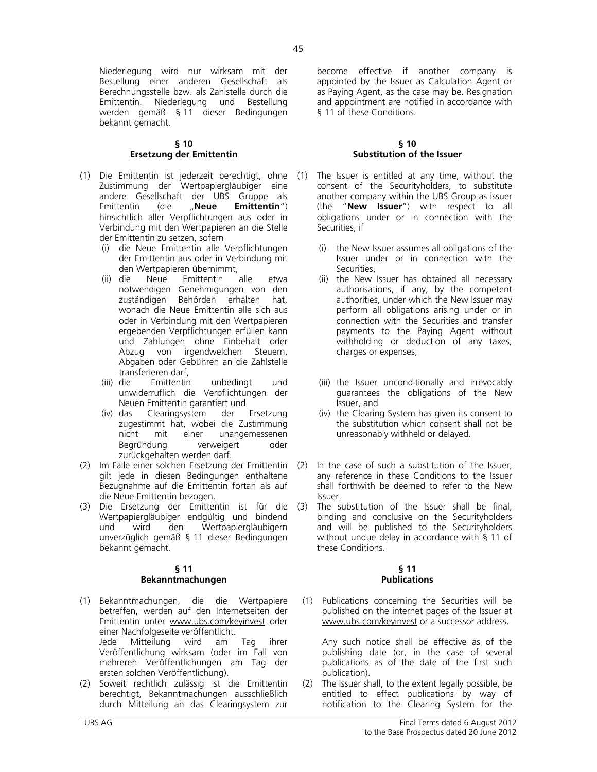Niederlegung wird nur wirksam mit der Bestellung einer anderen Gesellschaft als Berechnungsstelle bzw. als Zahlstelle durch die Emittentin. Niederlegung und Bestellung werden gemäß § 11 dieser Bedingungen bekannt gemacht.

become effective if another company is appointed by the Issuer as Calculation Agent or as Paying Agent, as the case may be. Resignation and appointment are notified in accordance with § 11 of these Conditions.

## § 10
## Ersetzung der Emittentin

(1) Die Emittentin ist jederzeit berechtigt, ohne Zustimmung der Wertpapiergläubiger eine andere Gesellschaft der UBS Gruppe als Emittentin (die „**Neue Emittentin**") hinsichtlich aller Verpflichtungen aus oder in Verbindung mit den Wertpapieren an die Stelle der Emittentin zu setzen, sofern

   (i) die Neue Emittentin alle Verpflichtungen der Emittentin aus oder in Verbindung mit den Wertpapieren übernimmt,
   (ii) die Neue Emittentin alle etwa notwendigen Genehmigungen von den zuständigen Behörden erhalten hat, wonach die Neue Emittentin alle sich aus oder in Verbindung mit den Wertpapieren ergebenden Verpflichtungen erfüllen kann und Zahlungen ohne Einbehalt oder Abzug von irgendwelchen Steuern, Abgaben oder Gebühren an die Zahlstelle transferieren darf,
   (iii) die Emittentin unbedingt und unwiderruflich die Verpflichtungen der Neuen Emittentin garantiert und
   (iv) das Clearingsystem der Ersetzung zugestimmt hat, wobei die Zustimmung nicht mit einer unangemessenen Begründung verweigert oder zurückgehalten werden darf.

(2) Im Falle einer solchen Ersetzung der Emittentin gilt jede in diesen Bedingungen enthaltene Bezugnahme auf die Emittentin fortan als auf die Neue Emittentin bezogen.

(3) Die Ersetzung der Emittentin ist für die Wertpapiergläubiger endgültig und bindend und wird den Wertpapiergläubigern unverzüglich gemäß § 11 dieser Bedingungen bekannt gemacht.

## § 10
## Substitution of the Issuer

(1) The Issuer is entitled at any time, without the consent of the Securityholders, to substitute another company within the UBS Group as issuer (the "**New Issuer**") with respect to all obligations under or in connection with the Securities, if

   (i) the New Issuer assumes all obligations of the Issuer under or in connection with the Securities,
   (ii) the New Issuer has obtained all necessary authorisations, if any, by the competent authorities, under which the New Issuer may perform all obligations arising under or in connection with the Securities and transfer payments to the Paying Agent without withholding or deduction of any taxes, charges or expenses,
   (iii) the Issuer unconditionally and irrevocably guarantees the obligations of the New Issuer, and
   (iv) the Clearing System has given its consent to the substitution which consent shall not be unreasonably withheld or delayed.

(2) In the case of such a substitution of the Issuer, any reference in these Conditions to the Issuer shall forthwith be deemed to refer to the New Issuer.

(3) The substitution of the Issuer shall be final, binding and conclusive on the Securityholders and will be published to the Securityholders without undue delay in accordance with § 11 of these Conditions.

## § 11
## Bekanntmachungen

(1) Bekanntmachungen, die die Wertpapiere betreffen, werden auf den Internetseiten der Emittentin unter www.ubs.com/keyinvest oder einer Nachfolgeseite veröffentlicht.

   Jede Mitteilung wird am Tag ihrer Veröffentlichung wirksam (oder im Fall von mehreren Veröffentlichungen am Tag der ersten solchen Veröffentlichung).

(2) Soweit rechtlich zulässig ist die Emittentin berechtigt, Bekanntmachungen ausschließlich durch Mitteilung an das Clearingsystem zur

## § 11
## Publications

(1) Publications concerning the Securities will be published on the internet pages of the Issuer at www.ubs.com/keyinvest or a successor address.

   Any such notice shall be effective as of the publishing date (or, in the case of several publications as of the date of the first such publication).

(2) The Issuer shall, to the extent legally possible, be entitled to effect publications by way of notification to the Clearing System for the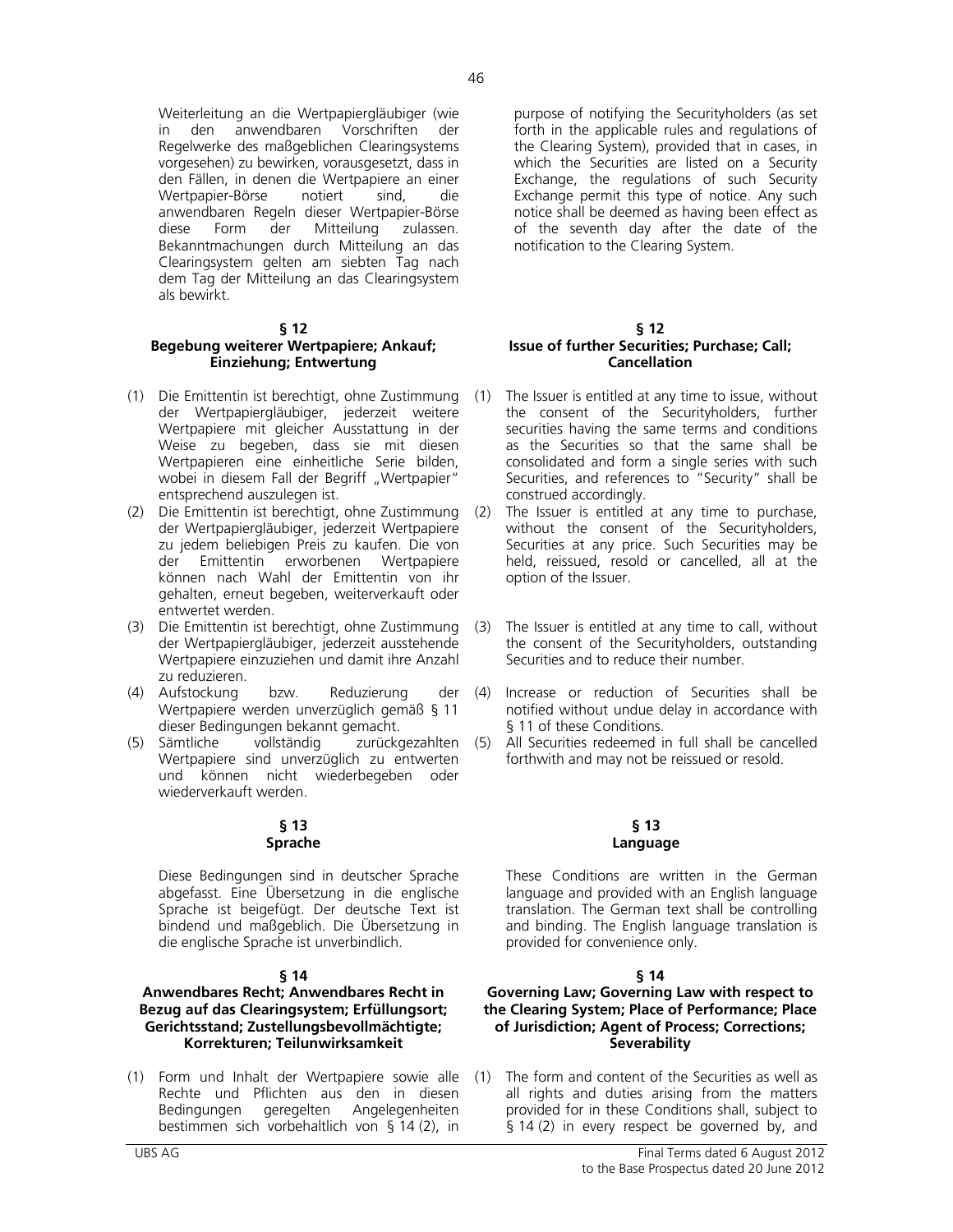Weiterleitung an die Wertpapiergläubiger (wie in den anwendbaren Vorschriften der Regelwerke des maßgeblichen Clearingsystems vorgesehen) zu bewirken, vorausgesetzt, dass in den Fällen, in denen die Wertpapiere an einer Wertpapier-Börse notiert sind, die anwendbaren Regeln dieser Wertpapier-Börse diese Form der Mitteilung zulassen. Bekanntmachungen durch Mitteilung an das Clearingsystem gelten am siebten Tag nach dem Tag der Mitteilung an das Clearingsystem als bewirkt.

### § 12
### Begebung weiterer Wertpapiere; Ankauf; Einziehung; Entwertung

(1) Die Emittentin ist berechtigt, ohne Zustimmung der Wertpapiergläubiger, jederzeit weitere Wertpapiere mit gleicher Ausstattung in der Weise zu begeben, dass sie mit diesen Wertpapieren eine einheitliche Serie bilden, wobei in diesem Fall der Begriff „Wertpapier" entsprechend auszulegen ist.

(2) Die Emittentin ist berechtigt, ohne Zustimmung der Wertpapiergläubiger, jederzeit Wertpapiere zu jedem beliebigen Preis zu kaufen. Die von der Emittentin erworbenen Wertpapiere können nach Wahl der Emittentin von ihr gehalten, erneut begeben, weiterverkauft oder entwertet werden.

(3) Die Emittentin ist berechtigt, ohne Zustimmung der Wertpapiergläubiger, jederzeit ausstehende Wertpapiere einzuziehen und damit ihre Anzahl zu reduzieren.

(4) Aufstockung bzw. Reduzierung der Wertpapiere werden unverzüglich gemäß § 11 dieser Bedingungen bekannt gemacht.

(5) Sämtliche vollständig zurückgezahlten Wertpapiere sind unverzüglich zu entwerten und können nicht wiederbegeben oder wiederverkauft werden.

### § 13
### Sprache

Diese Bedingungen sind in deutscher Sprache abgefasst. Eine Übersetzung in die englische Sprache ist beigefügt. Der deutsche Text ist bindend und maßgeblich. Die Übersetzung in die englische Sprache ist unverbindlich.

### § 14
### Anwendbares Recht; Anwendbares Recht in Bezug auf das Clearingsystem; Erfüllungsort; Gerichtsstand; Zustellungsbevollmächtigte; Korrekturen; Teilunwirksamkeit

(1) Form und Inhalt der Wertpapiere sowie alle Rechte und Pflichten aus den in diesen Bedingungen geregelten Angelegenheiten bestimmen sich vorbehaltlich von § 14 (2), in

---

purpose of notifying the Securityholders (as set forth in the applicable rules and regulations of the Clearing System), provided that in cases, in which the Securities are listed on a Security Exchange, the regulations of such Security Exchange permit this type of notice. Any such notice shall be deemed as having been effect as of the seventh day after the date of the notification to the Clearing System.

### § 12
### Issue of further Securities; Purchase; Call; Cancellation

(1) The Issuer is entitled at any time to issue, without the consent of the Securityholders, further securities having the same terms and conditions as the Securities so that the same shall be consolidated and form a single series with such Securities, and references to "Security" shall be construed accordingly.

(2) The Issuer is entitled at any time to purchase, without the consent of the Securityholders, Securities at any price. Such Securities may be held, reissued, resold or cancelled, all at the option of the Issuer.

(3) The Issuer is entitled at any time to call, without the consent of the Securityholders, outstanding Securities and to reduce their number.

(4) Increase or reduction of Securities shall be notified without undue delay in accordance with § 11 of these Conditions.

(5) All Securities redeemed in full shall be cancelled forthwith and may not be reissued or resold.

### § 13
### Language

These Conditions are written in the German language and provided with an English language translation. The German text shall be controlling and binding. The English language translation is provided for convenience only.

### § 14
### Governing Law; Governing Law with respect to the Clearing System; Place of Performance; Place of Jurisdiction; Agent of Process; Corrections; Severability

(1) The form and content of the Securities as well as all rights and duties arising from the matters provided for in these Conditions shall, subject to § 14 (2) in every respect be governed by, and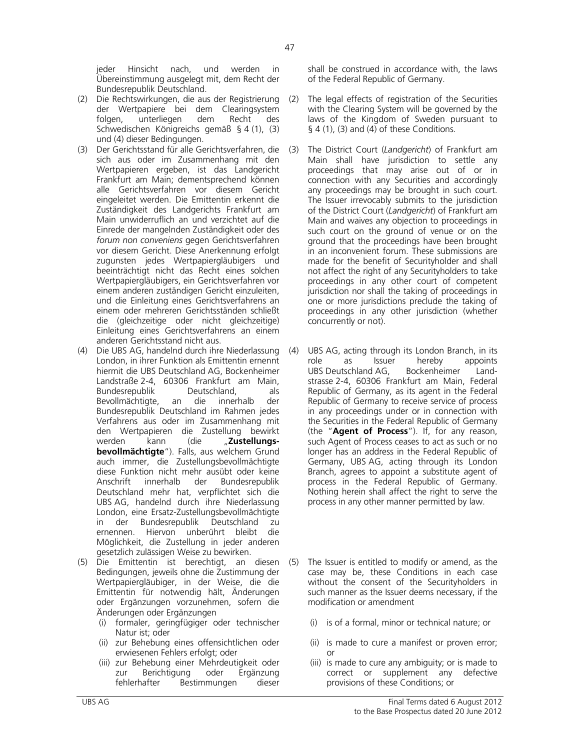jeder Hinsicht nach, und werden in Übereinstimmung ausgelegt mit, dem Recht der Bundesrepublik Deutschland.

(2) Die Rechtswirkungen, die aus der Registrierung der Wertpapiere bei dem Clearingsystem folgen, unterliegen dem Recht des Schwedischen Königreichs gemäß § 4 (1), (3) und (4) dieser Bedingungen.

(3) Der Gerichtsstand für alle Gerichtsverfahren, die sich aus oder im Zusammenhang mit den Wertpapieren ergeben, ist das Landgericht Frankfurt am Main; dementsprechend können alle Gerichtsverfahren vor diesem Gericht eingeleitet werden. Die Emittentin erkennt die Zuständigkeit des Landgerichts Frankfurt am Main unwiderruflich an und verzichtet auf die Einrede der mangelnden Zuständigkeit oder des *forum non conveniens* gegen Gerichtsverfahren vor diesem Gericht. Diese Anerkennung erfolgt zugunsten jedes Wertpapiergläubigers und beeinträchtigt nicht das Recht eines solchen Wertpapiergläubigers, ein Gerichtsverfahren vor einem anderen zuständigen Gericht einzuleiten, und die Einleitung eines Gerichtsverfahrens an einem oder mehreren Gerichtsständen schließt die (gleichzeitige oder nicht gleichzeitige) Einleitung eines Gerichtsverfahrens an einem anderen Gerichtsstand nicht aus.

(4) Die UBS AG, handelnd durch ihre Niederlassung London, in ihrer Funktion als Emittentin ernennt hiermit die UBS Deutschland AG, Bockenheimer Landstraße 2-4, 60306 Frankfurt am Main, Bundesrepublik Deutschland, als Bevollmächtigte, an die innerhalb der Bundesrepublik Deutschland im Rahmen jedes Verfahrens aus oder im Zusammenhang mit den Wertpapieren die Zustellung bewirkt werden kann (die „**Zustellungsbevollmächtigte**"). Falls, aus welchem Grund auch immer, die Zustellungsbevollmächtigte diese Funktion nicht mehr ausübt oder keine Anschrift innerhalb der Bundesrepublik Deutschland mehr hat, verpflichtet sich die UBS AG, handelnd durch ihre Niederlassung London, eine Ersatz-Zustellungsbevollmächtigte in der Bundesrepublik Deutschland zu ernennen. Hiervon unberührt bleibt die Möglichkeit, die Zustellung in jeder anderen gesetzlich zulässigen Weise zu bewirken.

(5) Die Emittentin ist berechtigt, an diesen Bedingungen, jeweils ohne die Zustimmung der Wertpapiergläubiger, in der Weise, die die Emittentin für notwendig hält, Änderungen oder Ergänzungen vorzunehmen, sofern die Änderungen oder Ergänzungen

   (i) formaler, geringfügiger oder technischer Natur ist; oder

   (ii) zur Behebung eines offensichtlichen oder erwiesenen Fehlers erfolgt; oder

   (iii) zur Behebung einer Mehrdeutigkeit oder zur Berichtigung oder Ergänzung fehlerhafter Bestimmungen dieser

shall be construed in accordance with, the laws of the Federal Republic of Germany.

(2) The legal effects of registration of the Securities with the Clearing System will be governed by the laws of the Kingdom of Sweden pursuant to § 4 (1), (3) and (4) of these Conditions.

(3) The District Court (*Landgericht*) of Frankfurt am Main shall have jurisdiction to settle any proceedings that may arise out of or in connection with any Securities and accordingly any proceedings may be brought in such court. The Issuer irrevocably submits to the jurisdiction of the District Court (*Landgericht*) of Frankfurt am Main and waives any objection to proceedings in such court on the ground of venue or on the ground that the proceedings have been brought in an inconvenient forum. These submissions are made for the benefit of Securityholder and shall not affect the right of any Securityholders to take proceedings in any other court of competent jurisdiction nor shall the taking of proceedings in one or more jurisdictions preclude the taking of proceedings in any other jurisdiction (whether concurrently or not).

(4) UBS AG, acting through its London Branch, in its role as Issuer hereby appoints UBS Deutschland AG, Bockenheimer Landstrasse 2-4, 60306 Frankfurt am Main, Federal Republic of Germany, as its agent in the Federal Republic of Germany to receive service of process in any proceedings under or in connection with the Securities in the Federal Republic of Germany (the "**Agent of Process**"). If, for any reason, such Agent of Process ceases to act as such or no longer has an address in the Federal Republic of Germany, UBS AG, acting through its London Branch, agrees to appoint a substitute agent of process in the Federal Republic of Germany. Nothing herein shall affect the right to serve the process in any other manner permitted by law.

(5) The Issuer is entitled to modify or amend, as the case may be, these Conditions in each case without the consent of the Securityholders in such manner as the Issuer deems necessary, if the modification or amendment

   (i) is of a formal, minor or technical nature; or

   (ii) is made to cure a manifest or proven error; or

   (iii) is made to cure any ambiguity; or is made to correct or supplement any defective provisions of these Conditions; or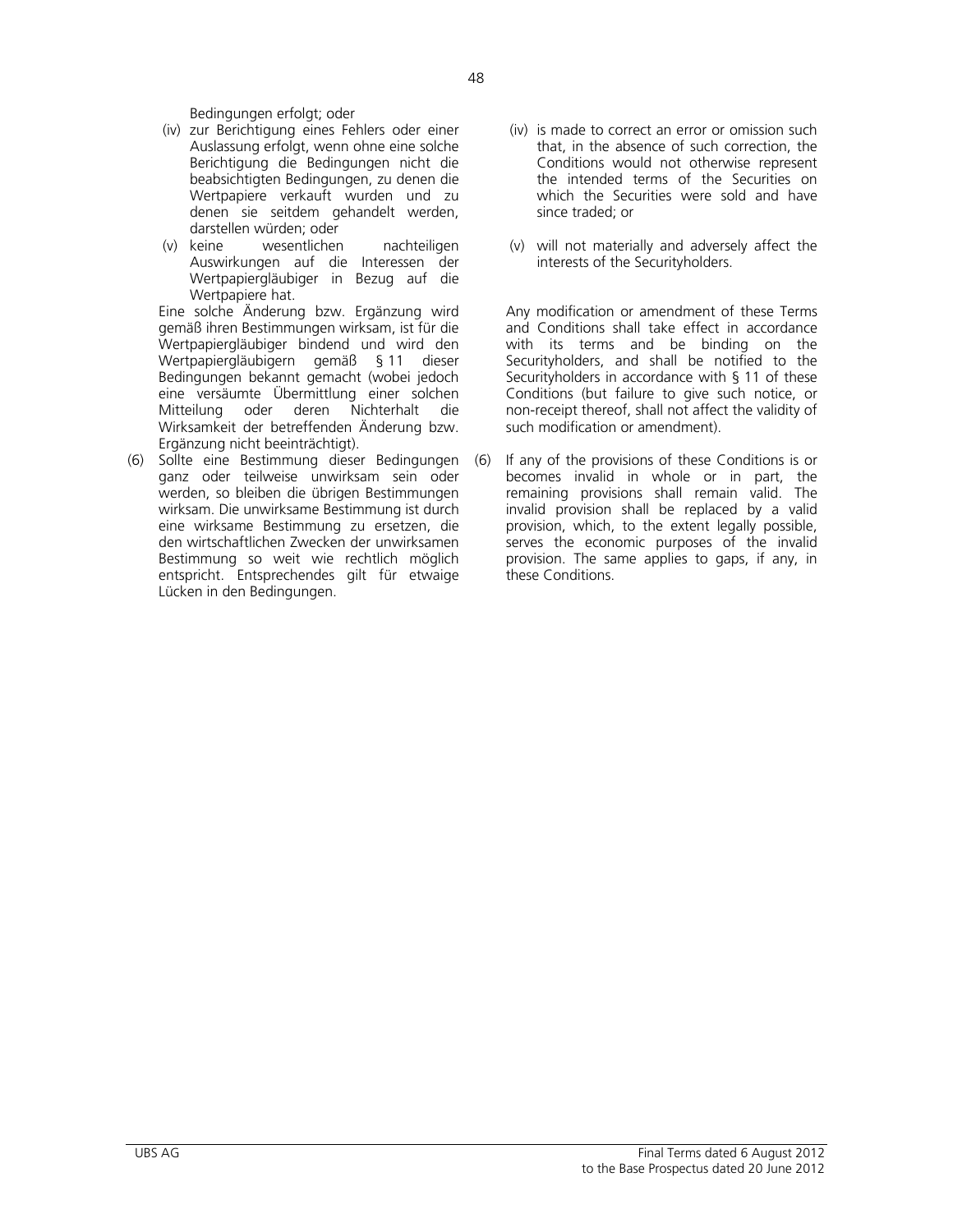Bedingungen erfolgt; oder

(iv) zur Berichtigung eines Fehlers oder einer Auslassung erfolgt, wenn ohne eine solche Berichtigung die Bedingungen nicht die beabsichtigten Bedingungen, zu denen die Wertpapiere verkauft wurden und zu denen sie seitdem gehandelt werden, darstellen würden; oder

(v) keine wesentlichen nachteiligen Auswirkungen auf die Interessen der Wertpapiergläubiger in Bezug auf die Wertpapiere hat.

Eine solche Änderung bzw. Ergänzung wird gemäß ihren Bestimmungen wirksam, ist für die Wertpapiergläubiger bindend und wird den Wertpapiergläubigern gemäß § 11 dieser Bedingungen bekannt gemacht (wobei jedoch eine versäumte Übermittlung einer solchen Mitteilung oder deren Nichterhalt die Wirksamkeit der betreffenden Änderung bzw. Ergänzung nicht beeinträchtigt).

(6) Sollte eine Bestimmung dieser Bedingungen ganz oder teilweise unwirksam sein oder werden, so bleiben die übrigen Bestimmungen wirksam. Die unwirksame Bestimmung ist durch eine wirksame Bestimmung zu ersetzen, die den wirtschaftlichen Zwecken der unwirksamen Bestimmung so weit wie rechtlich möglich entspricht. Entsprechendes gilt für etwaige Lücken in den Bedingungen.

(iv) is made to correct an error or omission such that, in the absence of such correction, the Conditions would not otherwise represent the intended terms of the Securities on which the Securities were sold and have since traded; or

(v) will not materially and adversely affect the interests of the Securityholders.

Any modification or amendment of these Terms and Conditions shall take effect in accordance with its terms and be binding on the Securityholders, and shall be notified to the Securityholders in accordance with § 11 of these Conditions (but failure to give such notice, or non-receipt thereof, shall not affect the validity of such modification or amendment).

(6) If any of the provisions of these Conditions is or becomes invalid in whole or in part, the remaining provisions shall remain valid. The invalid provision shall be replaced by a valid provision, which, to the extent legally possible, serves the economic purposes of the invalid provision. The same applies to gaps, if any, in these Conditions.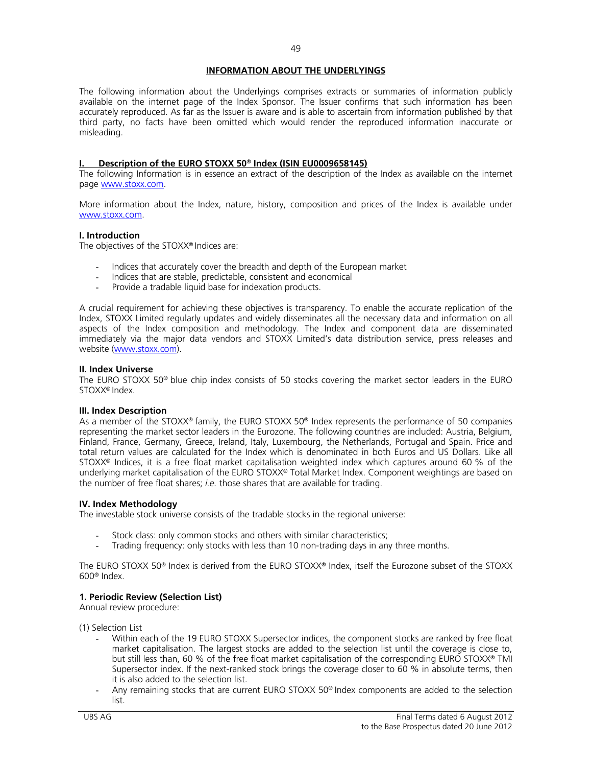## INFORMATION ABOUT THE UNDERLYINGS

The following information about the Underlyings comprises extracts or summaries of information publicly available on the internet page of the Index Sponsor. The Issuer confirms that such information has been accurately reproduced. As far as the Issuer is aware and is able to ascertain from information published by that third party, no facts have been omitted which would render the reproduced information inaccurate or misleading.

### I. Description of the EURO STOXX 50® Index (ISIN EU0009658145)

The following Information is in essence an extract of the description of the Index as available on the internet page www.stoxx.com.

More information about the Index, nature, history, composition and prices of the Index is available under www.stoxx.com.

**I. Introduction**

The objectives of the STOXX® Indices are:

- Indices that accurately cover the breadth and depth of the European market
- Indices that are stable, predictable, consistent and economical
- Provide a tradable liquid base for indexation products.

A crucial requirement for achieving these objectives is transparency. To enable the accurate replication of the Index, STOXX Limited regularly updates and widely disseminates all the necessary data and information on all aspects of the Index composition and methodology. The Index and component data are disseminated immediately via the major data vendors and STOXX Limited's data distribution service, press releases and website (www.stoxx.com).

**II. Index Universe**

The EURO STOXX 50® blue chip index consists of 50 stocks covering the market sector leaders in the EURO STOXX® Index.

**III. Index Description**

As a member of the STOXX® family, the EURO STOXX 50® Index represents the performance of 50 companies representing the market sector leaders in the Eurozone. The following countries are included: Austria, Belgium, Finland, France, Germany, Greece, Ireland, Italy, Luxembourg, the Netherlands, Portugal and Spain. Price and total return values are calculated for the Index which is denominated in both Euros and US Dollars. Like all STOXX® Indices, it is a free float market capitalisation weighted index which captures around 60 % of the underlying market capitalisation of the EURO STOXX® Total Market Index. Component weightings are based on the number of free float shares; *i.e.* those shares that are available for trading.

**IV. Index Methodology**

The investable stock universe consists of the tradable stocks in the regional universe:

- Stock class: only common stocks and others with similar characteristics;
- Trading frequency: only stocks with less than 10 non-trading days in any three months.

The EURO STOXX 50® Index is derived from the EURO STOXX® Index, itself the Eurozone subset of the STOXX 600® Index.

**1. Periodic Review (Selection List)**

Annual review procedure:

(1) Selection List

- Within each of the 19 EURO STOXX Supersector indices, the component stocks are ranked by free float market capitalisation. The largest stocks are added to the selection list until the coverage is close to, but still less than, 60 % of the free float market capitalisation of the corresponding EURO STOXX® TMI Supersector index. If the next-ranked stock brings the coverage closer to 60 % in absolute terms, then it is also added to the selection list.
- Any remaining stocks that are current EURO STOXX 50® Index components are added to the selection list.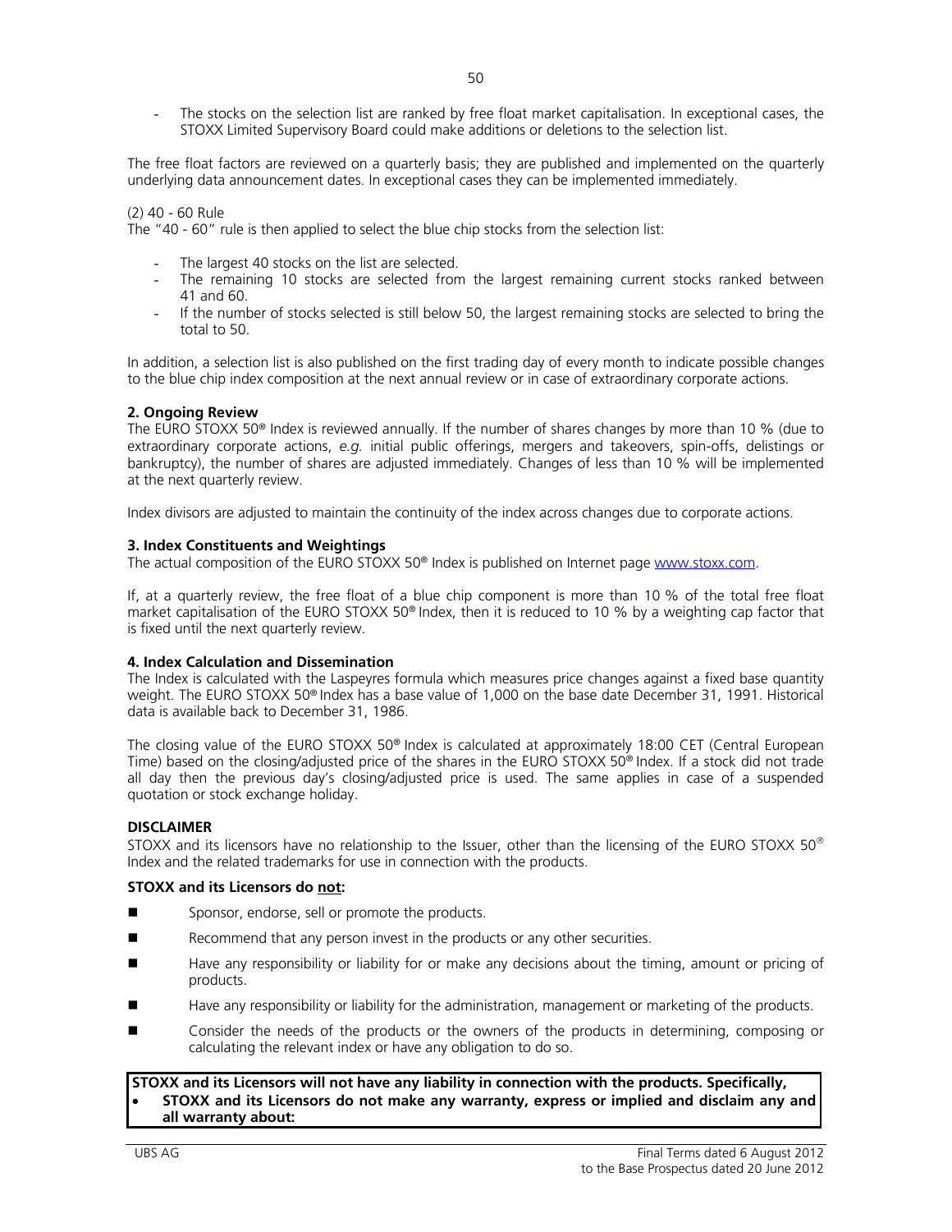- The stocks on the selection list are ranked by free float market capitalisation. In exceptional cases, the STOXX Limited Supervisory Board could make additions or deletions to the selection list.

The free float factors are reviewed on a quarterly basis; they are published and implemented on the quarterly underlying data announcement dates. In exceptional cases they can be implemented immediately.

(2) 40 - 60 Rule
The "40 - 60" rule is then applied to select the blue chip stocks from the selection list:

- The largest 40 stocks on the list are selected.
- The remaining 10 stocks are selected from the largest remaining current stocks ranked between 41 and 60.
- If the number of stocks selected is still below 50, the largest remaining stocks are selected to bring the total to 50.

In addition, a selection list is also published on the first trading day of every month to indicate possible changes to the blue chip index composition at the next annual review or in case of extraordinary corporate actions.

**2. Ongoing Review**
The EURO STOXX 50® Index is reviewed annually. If the number of shares changes by more than 10 % (due to extraordinary corporate actions, *e.g.* initial public offerings, mergers and takeovers, spin-offs, delistings or bankruptcy), the number of shares are adjusted immediately. Changes of less than 10 % will be implemented at the next quarterly review.

Index divisors are adjusted to maintain the continuity of the index across changes due to corporate actions.

**3. Index Constituents and Weightings**
The actual composition of the EURO STOXX 50® Index is published on Internet page www.stoxx.com.

If, at a quarterly review, the free float of a blue chip component is more than 10 % of the total free float market capitalisation of the EURO STOXX 50® Index, then it is reduced to 10 % by a weighting cap factor that is fixed until the next quarterly review.

**4. Index Calculation and Dissemination**
The Index is calculated with the Laspeyres formula which measures price changes against a fixed base quantity weight. The EURO STOXX 50® Index has a base value of 1,000 on the base date December 31, 1991. Historical data is available back to December 31, 1986.

The closing value of the EURO STOXX 50® Index is calculated at approximately 18:00 CET (Central European Time) based on the closing/adjusted price of the shares in the EURO STOXX 50® Index. If a stock did not trade all day then the previous day's closing/adjusted price is used. The same applies in case of a suspended quotation or stock exchange holiday.

**DISCLAIMER**
STOXX and its licensors have no relationship to the Issuer, other than the licensing of the EURO STOXX 50® Index and the related trademarks for use in connection with the products.

**STOXX and its Licensors do not:**

- Sponsor, endorse, sell or promote the products.
- Recommend that any person invest in the products or any other securities.
- Have any responsibility or liability for or make any decisions about the timing, amount or pricing of products.
- Have any responsibility or liability for the administration, management or marketing of the products.
- Consider the needs of the products or the owners of the products in determining, composing or calculating the relevant index or have any obligation to do so.

**STOXX and its Licensors will not have any liability in connection with the products. Specifically,**

- **STOXX and its Licensors do not make any warranty, express or implied and disclaim any and all warranty about:**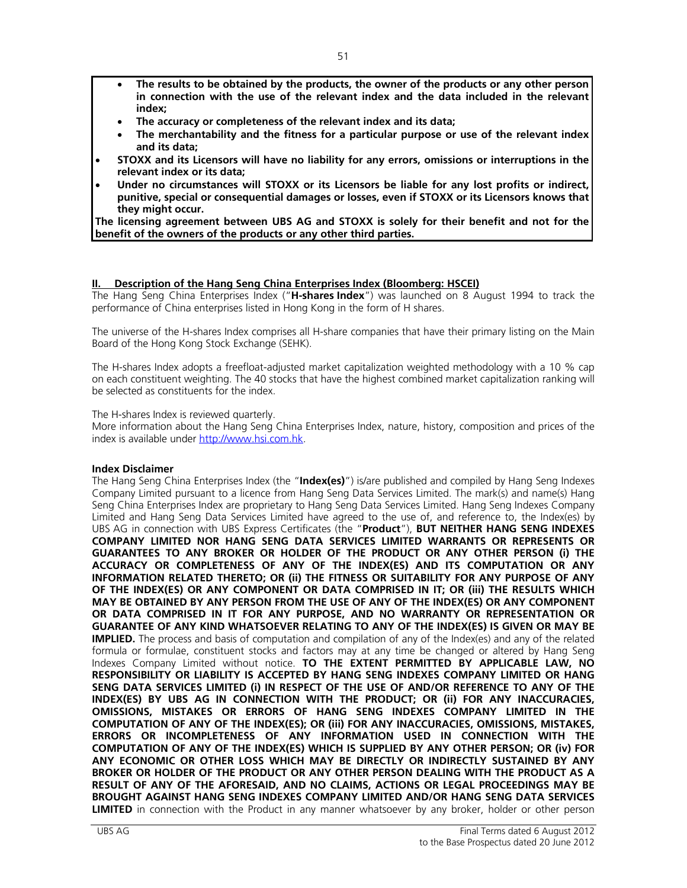- **The results to be obtained by the products, the owner of the products or any other person in connection with the use of the relevant index and the data included in the relevant index;**
- **The accuracy or completeness of the relevant index and its data;**
- **The merchantability and the fitness for a particular purpose or use of the relevant index and its data;**

- **STOXX and its Licensors will have no liability for any errors, omissions or interruptions in the relevant index or its data;**
- **Under no circumstances will STOXX or its Licensors be liable for any lost profits or indirect, punitive, special or consequential damages or losses, even if STOXX or its Licensors knows that they might occur.**

**The licensing agreement between UBS AG and STOXX is solely for their benefit and not for the benefit of the owners of the products or any other third parties.**

## II. Description of the Hang Seng China Enterprises Index (Bloomberg: HSCEI)

The Hang Seng China Enterprises Index ("**H-shares Index**") was launched on 8 August 1994 to track the performance of China enterprises listed in Hong Kong in the form of H shares.

The universe of the H-shares Index comprises all H-share companies that have their primary listing on the Main Board of the Hong Kong Stock Exchange (SEHK).

The H-shares Index adopts a freefloat-adjusted market capitalization weighted methodology with a 10 % cap on each constituent weighting. The 40 stocks that have the highest combined market capitalization ranking will be selected as constituents for the index.

The H-shares Index is reviewed quarterly.
More information about the Hang Seng China Enterprises Index, nature, history, composition and prices of the index is available under http://www.hsi.com.hk.

**Index Disclaimer**

The Hang Seng China Enterprises Index (the "**Index(es)**") is/are published and compiled by Hang Seng Indexes Company Limited pursuant to a licence from Hang Seng Data Services Limited. The mark(s) and name(s) Hang Seng China Enterprises Index are proprietary to Hang Seng Data Services Limited. Hang Seng Indexes Company Limited and Hang Seng Data Services Limited have agreed to the use of, and reference to, the Index(es) by UBS AG in connection with UBS Express Certificates (the "**Product**"), **BUT NEITHER HANG SENG INDEXES COMPANY LIMITED NOR HANG SENG DATA SERVICES LIMITED WARRANTS OR REPRESENTS OR GUARANTEES TO ANY BROKER OR HOLDER OF THE PRODUCT OR ANY OTHER PERSON (i) THE ACCURACY OR COMPLETENESS OF ANY OF THE INDEX(ES) AND ITS COMPUTATION OR ANY INFORMATION RELATED THERETO; OR (ii) THE FITNESS OR SUITABILITY FOR ANY PURPOSE OF ANY OF THE INDEX(ES) OR ANY COMPONENT OR DATA COMPRISED IN IT; OR (iii) THE RESULTS WHICH MAY BE OBTAINED BY ANY PERSON FROM THE USE OF ANY OF THE INDEX(ES) OR ANY COMPONENT OR DATA COMPRISED IN IT FOR ANY PURPOSE, AND NO WARRANTY OR REPRESENTATION OR GUARANTEE OF ANY KIND WHATSOEVER RELATING TO ANY OF THE INDEX(ES) IS GIVEN OR MAY BE IMPLIED.** The process and basis of computation and compilation of any of the Index(es) and any of the related formula or formulae, constituent stocks and factors may at any time be changed or altered by Hang Seng Indexes Company Limited without notice. **TO THE EXTENT PERMITTED BY APPLICABLE LAW, NO RESPONSIBILITY OR LIABILITY IS ACCEPTED BY HANG SENG INDEXES COMPANY LIMITED OR HANG SENG DATA SERVICES LIMITED (i) IN RESPECT OF THE USE OF AND/OR REFERENCE TO ANY OF THE INDEX(ES) BY UBS AG IN CONNECTION WITH THE PRODUCT; OR (ii) FOR ANY INACCURACIES, OMISSIONS, MISTAKES OR ERRORS OF HANG SENG INDEXES COMPANY LIMITED IN THE COMPUTATION OF ANY OF THE INDEX(ES); OR (iii) FOR ANY INACCURACIES, OMISSIONS, MISTAKES, ERRORS OR INCOMPLETENESS OF ANY INFORMATION USED IN CONNECTION WITH THE COMPUTATION OF ANY OF THE INDEX(ES) WHICH IS SUPPLIED BY ANY OTHER PERSON; OR (iv) FOR ANY ECONOMIC OR OTHER LOSS WHICH MAY BE DIRECTLY OR INDIRECTLY SUSTAINED BY ANY BROKER OR HOLDER OF THE PRODUCT OR ANY OTHER PERSON DEALING WITH THE PRODUCT AS A RESULT OF ANY OF THE AFORESAID, AND NO CLAIMS, ACTIONS OR LEGAL PROCEEDINGS MAY BE BROUGHT AGAINST HANG SENG INDEXES COMPANY LIMITED AND/OR HANG SENG DATA SERVICES LIMITED** in connection with the Product in any manner whatsoever by any broker, holder or other person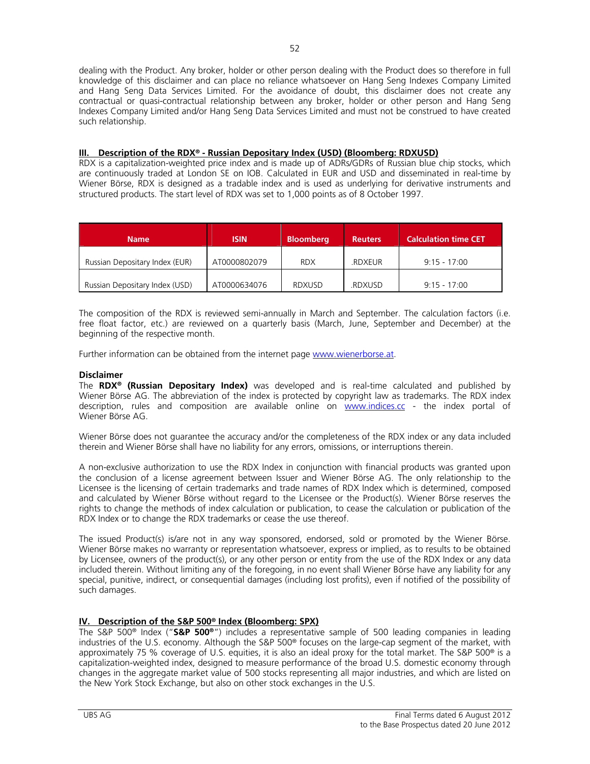dealing with the Product. Any broker, holder or other person dealing with the Product does so therefore in full knowledge of this disclaimer and can place no reliance whatsoever on Hang Seng Indexes Company Limited and Hang Seng Data Services Limited. For the avoidance of doubt, this disclaimer does not create any contractual or quasi-contractual relationship between any broker, holder or other person and Hang Seng Indexes Company Limited and/or Hang Seng Data Services Limited and must not be construed to have created such relationship.

## III. Description of the RDX® - Russian Depositary Index (USD) (Bloomberg: RDXUSD)

RDX is a capitalization-weighted price index and is made up of ADRs/GDRs of Russian blue chip stocks, which are continuously traded at London SE on IOB. Calculated in EUR and USD and disseminated in real-time by Wiener Börse, RDX is designed as a tradable index and is used as underlying for derivative instruments and structured products. The start level of RDX was set to 1,000 points as of 8 October 1997.

| Name | ISIN | Bloomberg | Reuters | Calculation time CET |
|---|---|---|---|---|
| Russian Depositary Index (EUR) | AT0000802079 | RDX | .RDXEUR | 9:15 - 17:00 |
| Russian Depositary Index (USD) | AT0000634076 | RDXUSD | .RDXUSD | 9:15 - 17:00 |

The composition of the RDX is reviewed semi-annually in March and September. The calculation factors (i.e. free float factor, etc.) are reviewed on a quarterly basis (March, June, September and December) at the beginning of the respective month.

Further information can be obtained from the internet page www.wienerborse.at.

**Disclaimer**

The **RDX® (Russian Depositary Index)** was developed and is real-time calculated and published by Wiener Börse AG. The abbreviation of the index is protected by copyright law as trademarks. The RDX index description, rules and composition are available online on www.indices.cc - the index portal of Wiener Börse AG.

Wiener Börse does not guarantee the accuracy and/or the completeness of the RDX index or any data included therein and Wiener Börse shall have no liability for any errors, omissions, or interruptions therein.

A non-exclusive authorization to use the RDX Index in conjunction with financial products was granted upon the conclusion of a license agreement between Issuer and Wiener Börse AG. The only relationship to the Licensee is the licensing of certain trademarks and trade names of RDX Index which is determined, composed and calculated by Wiener Börse without regard to the Licensee or the Product(s). Wiener Börse reserves the rights to change the methods of index calculation or publication, to cease the calculation or publication of the RDX Index or to change the RDX trademarks or cease the use thereof.

The issued Product(s) is/are not in any way sponsored, endorsed, sold or promoted by the Wiener Börse. Wiener Börse makes no warranty or representation whatsoever, express or implied, as to results to be obtained by Licensee, owners of the product(s), or any other person or entity from the use of the RDX Index or any data included therein. Without limiting any of the foregoing, in no event shall Wiener Börse have any liability for any special, punitive, indirect, or consequential damages (including lost profits), even if notified of the possibility of such damages.

## IV. Description of the S&P 500® Index (Bloomberg: SPX)

The S&P 500® Index ("**S&P 500®**") includes a representative sample of 500 leading companies in leading industries of the U.S. economy. Although the S&P 500® focuses on the large-cap segment of the market, with approximately 75 % coverage of U.S. equities, it is also an ideal proxy for the total market. The S&P 500® is a capitalization-weighted index, designed to measure performance of the broad U.S. domestic economy through changes in the aggregate market value of 500 stocks representing all major industries, and which are listed on the New York Stock Exchange, but also on other stock exchanges in the U.S.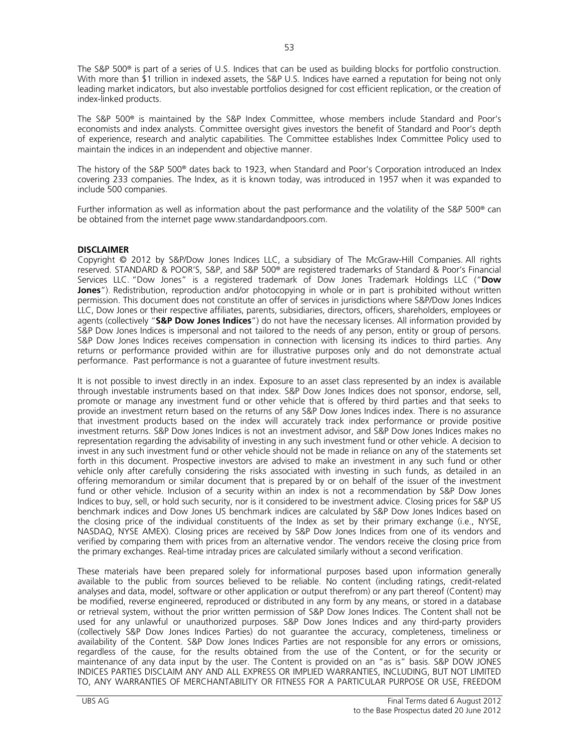The S&P 500® is part of a series of U.S. Indices that can be used as building blocks for portfolio construction. With more than $1 trillion in indexed assets, the S&P U.S. Indices have earned a reputation for being not only leading market indicators, but also investable portfolios designed for cost efficient replication, or the creation of index-linked products.

The S&P 500® is maintained by the S&P Index Committee, whose members include Standard and Poor's economists and index analysts. Committee oversight gives investors the benefit of Standard and Poor's depth of experience, research and analytic capabilities. The Committee establishes Index Committee Policy used to maintain the indices in an independent and objective manner.

The history of the S&P 500® dates back to 1923, when Standard and Poor's Corporation introduced an Index covering 233 companies. The Index, as it is known today, was introduced in 1957 when it was expanded to include 500 companies.

Further information as well as information about the past performance and the volatility of the S&P 500® can be obtained from the internet page www.standardandpoors.com.

**DISCLAIMER**

Copyright © 2012 by S&P/Dow Jones Indices LLC, a subsidiary of The McGraw-Hill Companies. All rights reserved. STANDARD & POOR'S, S&P, and S&P 500® are registered trademarks of Standard & Poor's Financial Services LLC. "Dow Jones" is a registered trademark of Dow Jones Trademark Holdings LLC ("**Dow Jones**"). Redistribution, reproduction and/or photocopying in whole or in part is prohibited without written permission. This document does not constitute an offer of services in jurisdictions where S&P/Dow Jones Indices LLC, Dow Jones or their respective affiliates, parents, subsidiaries, directors, officers, shareholders, employees or agents (collectively "**S&P Dow Jones Indices**") do not have the necessary licenses. All information provided by S&P Dow Jones Indices is impersonal and not tailored to the needs of any person, entity or group of persons. S&P Dow Jones Indices receives compensation in connection with licensing its indices to third parties. Any returns or performance provided within are for illustrative purposes only and do not demonstrate actual performance. Past performance is not a guarantee of future investment results.

It is not possible to invest directly in an index. Exposure to an asset class represented by an index is available through investable instruments based on that index. S&P Dow Jones Indices does not sponsor, endorse, sell, promote or manage any investment fund or other vehicle that is offered by third parties and that seeks to provide an investment return based on the returns of any S&P Dow Jones Indices index. There is no assurance that investment products based on the index will accurately track index performance or provide positive investment returns. S&P Dow Jones Indices is not an investment advisor, and S&P Dow Jones Indices makes no representation regarding the advisability of investing in any such investment fund or other vehicle. A decision to invest in any such investment fund or other vehicle should not be made in reliance on any of the statements set forth in this document. Prospective investors are advised to make an investment in any such fund or other vehicle only after carefully considering the risks associated with investing in such funds, as detailed in an offering memorandum or similar document that is prepared by or on behalf of the issuer of the investment fund or other vehicle. Inclusion of a security within an index is not a recommendation by S&P Dow Jones Indices to buy, sell, or hold such security, nor is it considered to be investment advice. Closing prices for S&P US benchmark indices and Dow Jones US benchmark indices are calculated by S&P Dow Jones Indices based on the closing price of the individual constituents of the Index as set by their primary exchange (i.e., NYSE, NASDAQ, NYSE AMEX). Closing prices are received by S&P Dow Jones Indices from one of its vendors and verified by comparing them with prices from an alternative vendor. The vendors receive the closing price from the primary exchanges. Real-time intraday prices are calculated similarly without a second verification.

These materials have been prepared solely for informational purposes based upon information generally available to the public from sources believed to be reliable. No content (including ratings, credit-related analyses and data, model, software or other application or output therefrom) or any part thereof (Content) may be modified, reverse engineered, reproduced or distributed in any form by any means, or stored in a database or retrieval system, without the prior written permission of S&P Dow Jones Indices. The Content shall not be used for any unlawful or unauthorized purposes. S&P Dow Jones Indices and any third-party providers (collectively S&P Dow Jones Indices Parties) do not guarantee the accuracy, completeness, timeliness or availability of the Content. S&P Dow Jones Indices Parties are not responsible for any errors or omissions, regardless of the cause, for the results obtained from the use of the Content, or for the security or maintenance of any data input by the user. The Content is provided on an "as is" basis. S&P DOW JONES INDICES PARTIES DISCLAIM ANY AND ALL EXPRESS OR IMPLIED WARRANTIES, INCLUDING, BUT NOT LIMITED TO, ANY WARRANTIES OF MERCHANTABILITY OR FITNESS FOR A PARTICULAR PURPOSE OR USE, FREEDOM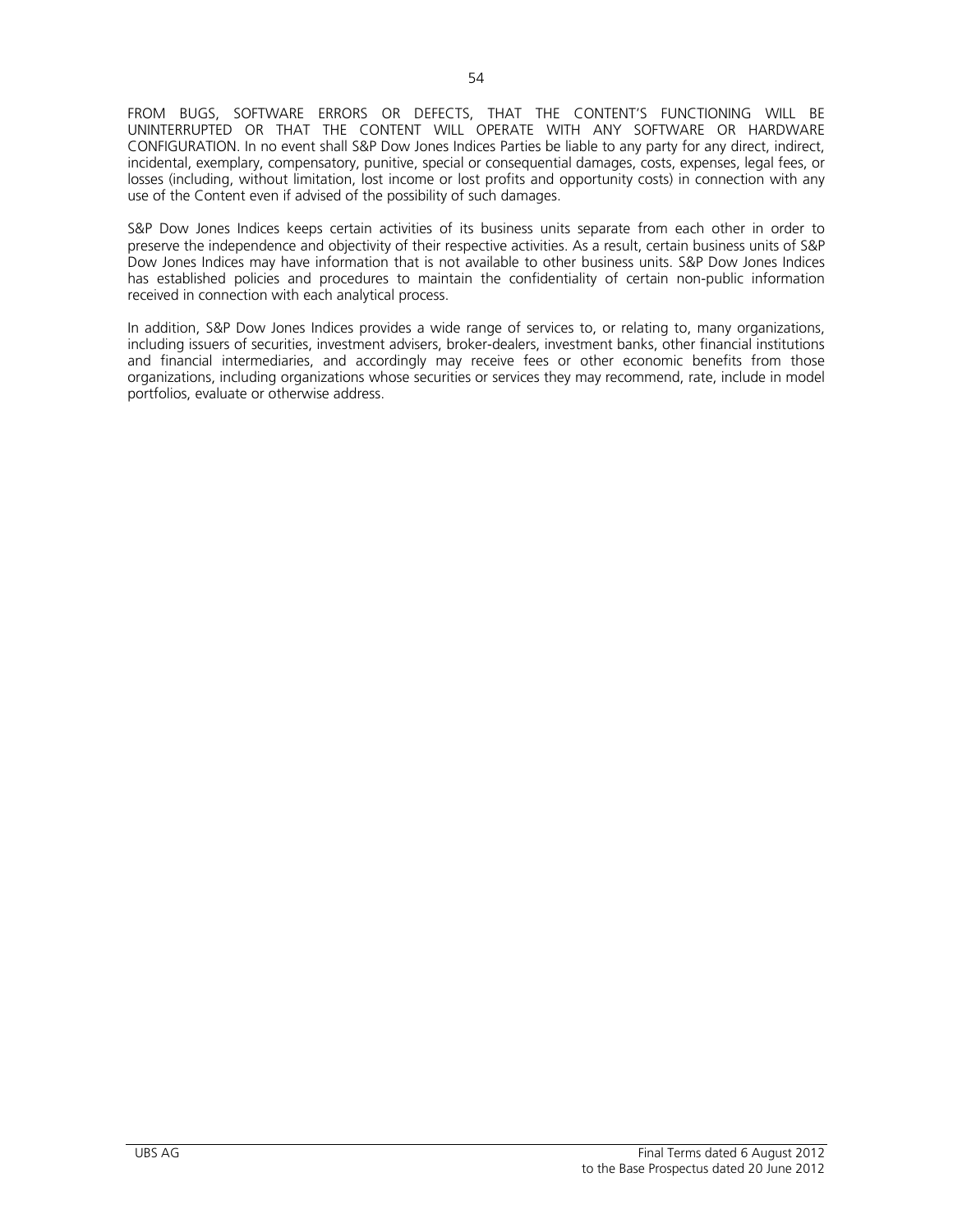FROM BUGS, SOFTWARE ERRORS OR DEFECTS, THAT THE CONTENT'S FUNCTIONING WILL BE UNINTERRUPTED OR THAT THE CONTENT WILL OPERATE WITH ANY SOFTWARE OR HARDWARE CONFIGURATION. In no event shall S&P Dow Jones Indices Parties be liable to any party for any direct, indirect, incidental, exemplary, compensatory, punitive, special or consequential damages, costs, expenses, legal fees, or losses (including, without limitation, lost income or lost profits and opportunity costs) in connection with any use of the Content even if advised of the possibility of such damages.

S&P Dow Jones Indices keeps certain activities of its business units separate from each other in order to preserve the independence and objectivity of their respective activities. As a result, certain business units of S&P Dow Jones Indices may have information that is not available to other business units. S&P Dow Jones Indices has established policies and procedures to maintain the confidentiality of certain non-public information received in connection with each analytical process.

In addition, S&P Dow Jones Indices provides a wide range of services to, or relating to, many organizations, including issuers of securities, investment advisers, broker-dealers, investment banks, other financial institutions and financial intermediaries, and accordingly may receive fees or other economic benefits from those organizations, including organizations whose securities or services they may recommend, rate, include in model portfolios, evaluate or otherwise address.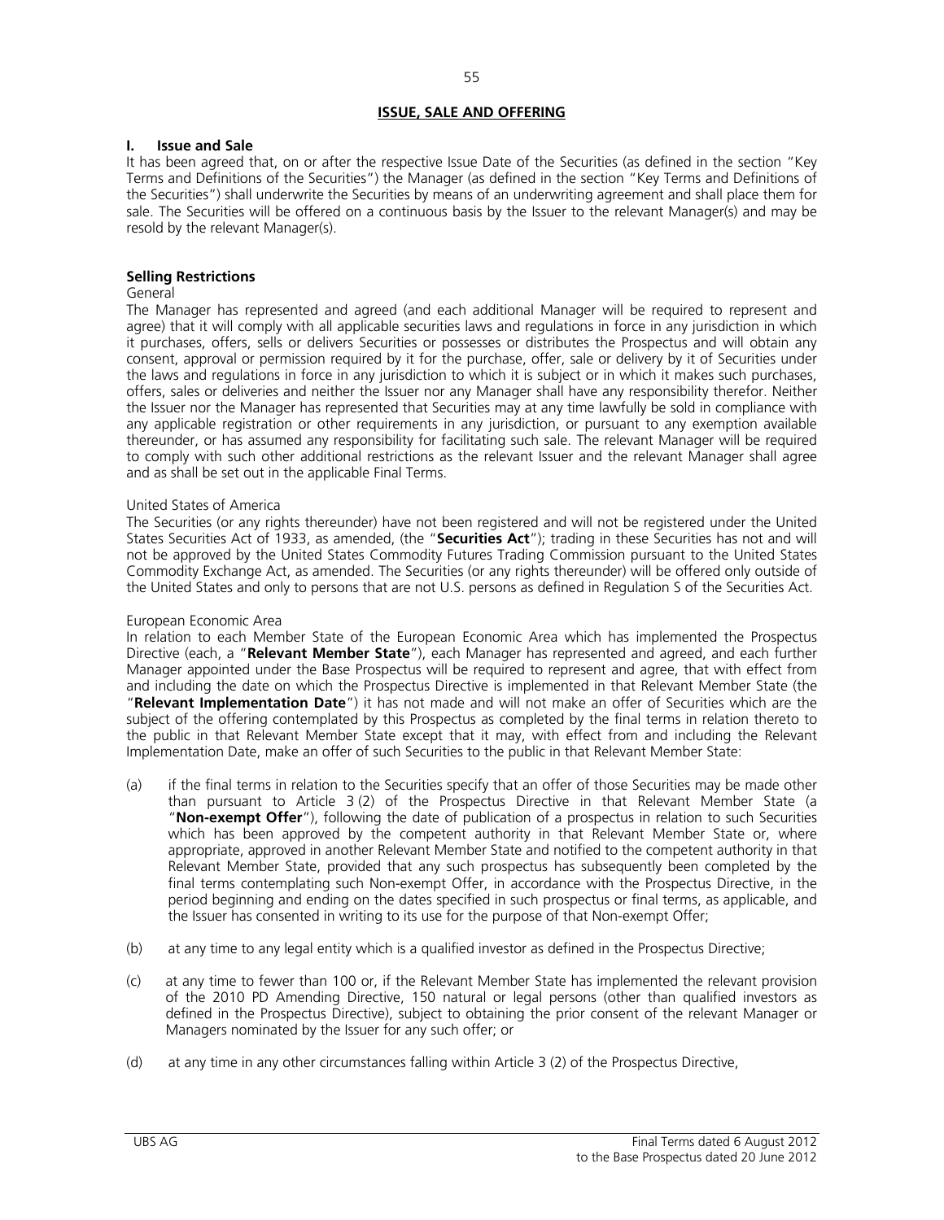## ISSUE, SALE AND OFFERING

### I. Issue and Sale

It has been agreed that, on or after the respective Issue Date of the Securities (as defined in the section "Key Terms and Definitions of the Securities") the Manager (as defined in the section "Key Terms and Definitions of the Securities") shall underwrite the Securities by means of an underwriting agreement and shall place them for sale. The Securities will be offered on a continuous basis by the Issuer to the relevant Manager(s) and may be resold by the relevant Manager(s).

### Selling Restrictions

General

The Manager has represented and agreed (and each additional Manager will be required to represent and agree) that it will comply with all applicable securities laws and regulations in force in any jurisdiction in which it purchases, offers, sells or delivers Securities or possesses or distributes the Prospectus and will obtain any consent, approval or permission required by it for the purchase, offer, sale or delivery by it of Securities under the laws and regulations in force in any jurisdiction to which it is subject or in which it makes such purchases, offers, sales or deliveries and neither the Issuer nor any Manager shall have any responsibility therefor. Neither the Issuer nor the Manager has represented that Securities may at any time lawfully be sold in compliance with any applicable registration or other requirements in any jurisdiction, or pursuant to any exemption available thereunder, or has assumed any responsibility for facilitating such sale. The relevant Manager will be required to comply with such other additional restrictions as the relevant Issuer and the relevant Manager shall agree and as shall be set out in the applicable Final Terms.

United States of America

The Securities (or any rights thereunder) have not been registered and will not be registered under the United States Securities Act of 1933, as amended, (the "**Securities Act**"); trading in these Securities has not and will not be approved by the United States Commodity Futures Trading Commission pursuant to the United States Commodity Exchange Act, as amended. The Securities (or any rights thereunder) will be offered only outside of the United States and only to persons that are not U.S. persons as defined in Regulation S of the Securities Act.

European Economic Area

In relation to each Member State of the European Economic Area which has implemented the Prospectus Directive (each, a "**Relevant Member State**"), each Manager has represented and agreed, and each further Manager appointed under the Base Prospectus will be required to represent and agree, that with effect from and including the date on which the Prospectus Directive is implemented in that Relevant Member State (the "**Relevant Implementation Date**") it has not made and will not make an offer of Securities which are the subject of the offering contemplated by this Prospectus as completed by the final terms in relation thereto to the public in that Relevant Member State except that it may, with effect from and including the Relevant Implementation Date, make an offer of such Securities to the public in that Relevant Member State:

(a) if the final terms in relation to the Securities specify that an offer of those Securities may be made other than pursuant to Article 3 (2) of the Prospectus Directive in that Relevant Member State (a "**Non-exempt Offer**"), following the date of publication of a prospectus in relation to such Securities which has been approved by the competent authority in that Relevant Member State or, where appropriate, approved in another Relevant Member State and notified to the competent authority in that Relevant Member State, provided that any such prospectus has subsequently been completed by the final terms contemplating such Non-exempt Offer, in accordance with the Prospectus Directive, in the period beginning and ending on the dates specified in such prospectus or final terms, as applicable, and the Issuer has consented in writing to its use for the purpose of that Non-exempt Offer;

(b) at any time to any legal entity which is a qualified investor as defined in the Prospectus Directive;

(c) at any time to fewer than 100 or, if the Relevant Member State has implemented the relevant provision of the 2010 PD Amending Directive, 150 natural or legal persons (other than qualified investors as defined in the Prospectus Directive), subject to obtaining the prior consent of the relevant Manager or Managers nominated by the Issuer for any such offer; or

(d) at any time in any other circumstances falling within Article 3 (2) of the Prospectus Directive,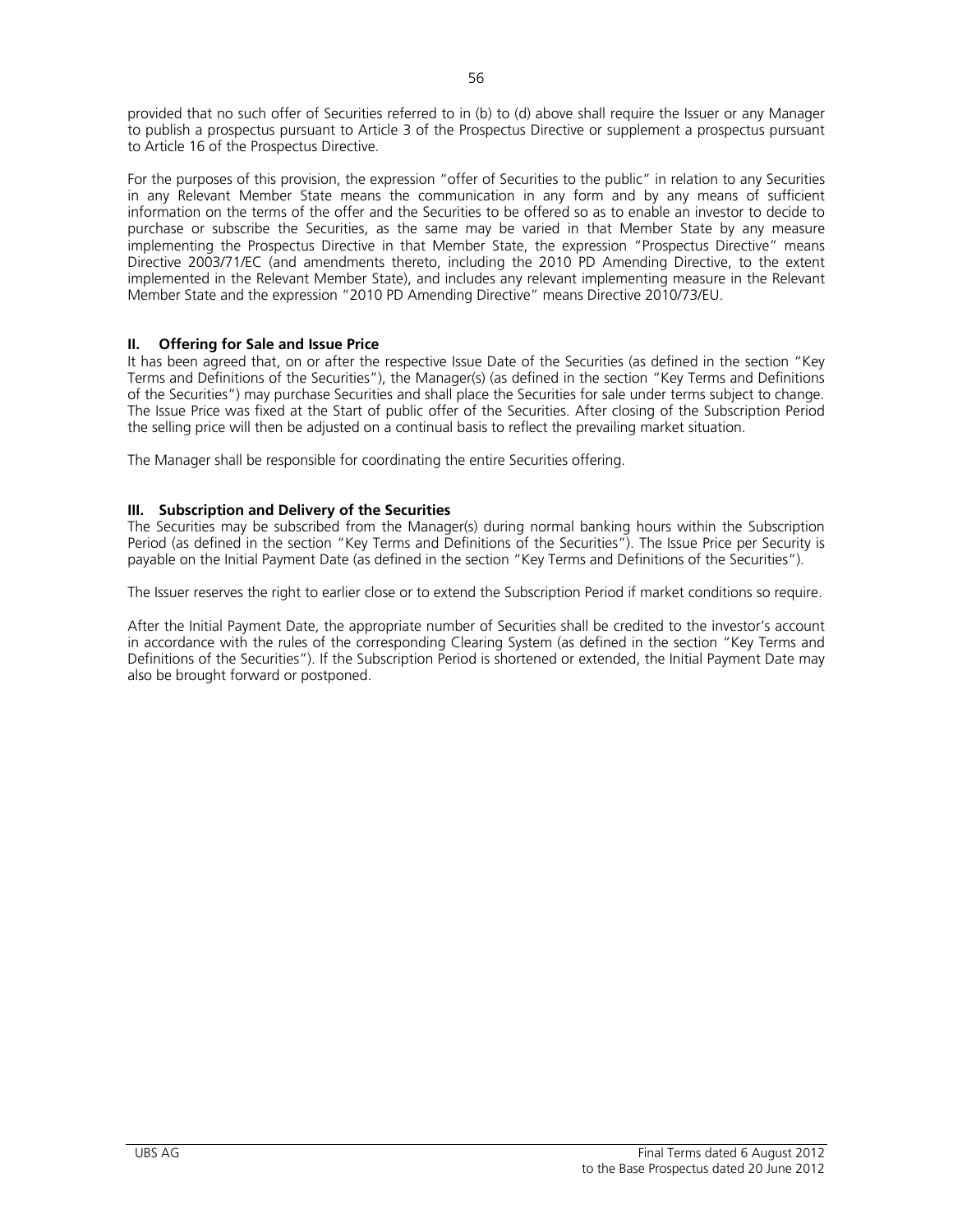provided that no such offer of Securities referred to in (b) to (d) above shall require the Issuer or any Manager to publish a prospectus pursuant to Article 3 of the Prospectus Directive or supplement a prospectus pursuant to Article 16 of the Prospectus Directive.

For the purposes of this provision, the expression "offer of Securities to the public" in relation to any Securities in any Relevant Member State means the communication in any form and by any means of sufficient information on the terms of the offer and the Securities to be offered so as to enable an investor to decide to purchase or subscribe the Securities, as the same may be varied in that Member State by any measure implementing the Prospectus Directive in that Member State, the expression "Prospectus Directive" means Directive 2003/71/EC (and amendments thereto, including the 2010 PD Amending Directive, to the extent implemented in the Relevant Member State), and includes any relevant implementing measure in the Relevant Member State and the expression "2010 PD Amending Directive" means Directive 2010/73/EU.

## II. Offering for Sale and Issue Price

It has been agreed that, on or after the respective Issue Date of the Securities (as defined in the section "Key Terms and Definitions of the Securities"), the Manager(s) (as defined in the section "Key Terms and Definitions of the Securities") may purchase Securities and shall place the Securities for sale under terms subject to change. The Issue Price was fixed at the Start of public offer of the Securities. After closing of the Subscription Period the selling price will then be adjusted on a continual basis to reflect the prevailing market situation.

The Manager shall be responsible for coordinating the entire Securities offering.

## III. Subscription and Delivery of the Securities

The Securities may be subscribed from the Manager(s) during normal banking hours within the Subscription Period (as defined in the section "Key Terms and Definitions of the Securities"). The Issue Price per Security is payable on the Initial Payment Date (as defined in the section "Key Terms and Definitions of the Securities").

The Issuer reserves the right to earlier close or to extend the Subscription Period if market conditions so require.

After the Initial Payment Date, the appropriate number of Securities shall be credited to the investor's account in accordance with the rules of the corresponding Clearing System (as defined in the section "Key Terms and Definitions of the Securities"). If the Subscription Period is shortened or extended, the Initial Payment Date may also be brought forward or postponed.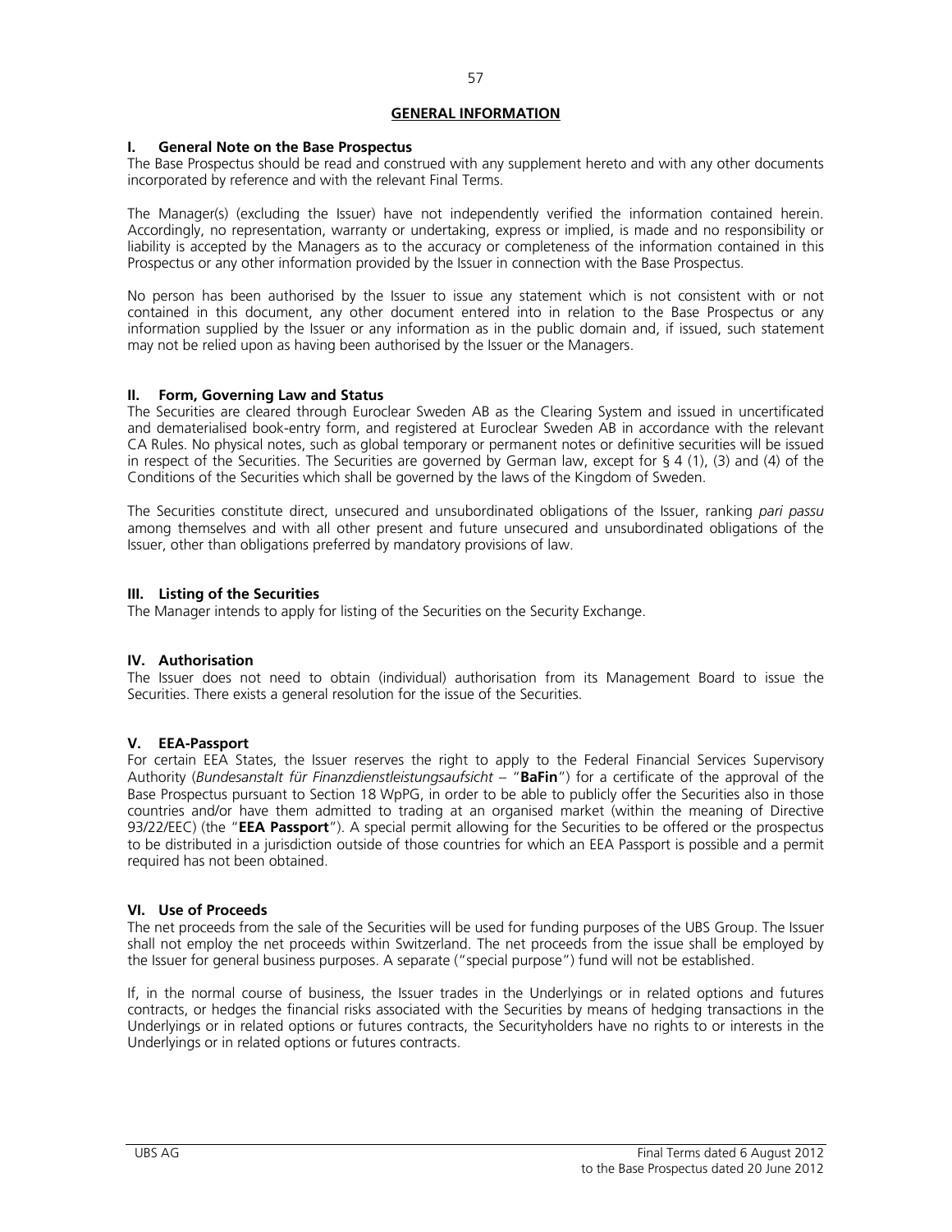## GENERAL INFORMATION

### I. General Note on the Base Prospectus

The Base Prospectus should be read and construed with any supplement hereto and with any other documents incorporated by reference and with the relevant Final Terms.

The Manager(s) (excluding the Issuer) have not independently verified the information contained herein. Accordingly, no representation, warranty or undertaking, express or implied, is made and no responsibility or liability is accepted by the Managers as to the accuracy or completeness of the information contained in this Prospectus or any other information provided by the Issuer in connection with the Base Prospectus.

No person has been authorised by the Issuer to issue any statement which is not consistent with or not contained in this document, any other document entered into in relation to the Base Prospectus or any information supplied by the Issuer or any information as in the public domain and, if issued, such statement may not be relied upon as having been authorised by the Issuer or the Managers.

### II. Form, Governing Law and Status

The Securities are cleared through Euroclear Sweden AB as the Clearing System and issued in uncertificated and dematerialised book-entry form, and registered at Euroclear Sweden AB in accordance with the relevant CA Rules. No physical notes, such as global temporary or permanent notes or definitive securities will be issued in respect of the Securities. The Securities are governed by German law, except for § 4 (1), (3) and (4) of the Conditions of the Securities which shall be governed by the laws of the Kingdom of Sweden.

The Securities constitute direct, unsecured and unsubordinated obligations of the Issuer, ranking *pari passu* among themselves and with all other present and future unsecured and unsubordinated obligations of the Issuer, other than obligations preferred by mandatory provisions of law.

### III. Listing of the Securities

The Manager intends to apply for listing of the Securities on the Security Exchange.

### IV. Authorisation

The Issuer does not need to obtain (individual) authorisation from its Management Board to issue the Securities. There exists a general resolution for the issue of the Securities.

### V. EEA-Passport

For certain EEA States, the Issuer reserves the right to apply to the Federal Financial Services Supervisory Authority (*Bundesanstalt für Finanzdienstleistungsaufsicht* – "**BaFin**") for a certificate of the approval of the Base Prospectus pursuant to Section 18 WpPG, in order to be able to publicly offer the Securities also in those countries and/or have them admitted to trading at an organised market (within the meaning of Directive 93/22/EEC) (the "**EEA Passport**"). A special permit allowing for the Securities to be offered or the prospectus to be distributed in a jurisdiction outside of those countries for which an EEA Passport is possible and a permit required has not been obtained.

### VI. Use of Proceeds

The net proceeds from the sale of the Securities will be used for funding purposes of the UBS Group. The Issuer shall not employ the net proceeds within Switzerland. The net proceeds from the issue shall be employed by the Issuer for general business purposes. A separate ("special purpose") fund will not be established.

If, in the normal course of business, the Issuer trades in the Underlyings or in related options and futures contracts, or hedges the financial risks associated with the Securities by means of hedging transactions in the Underlyings or in related options or futures contracts, the Securityholders have no rights to or interests in the Underlyings or in related options or futures contracts.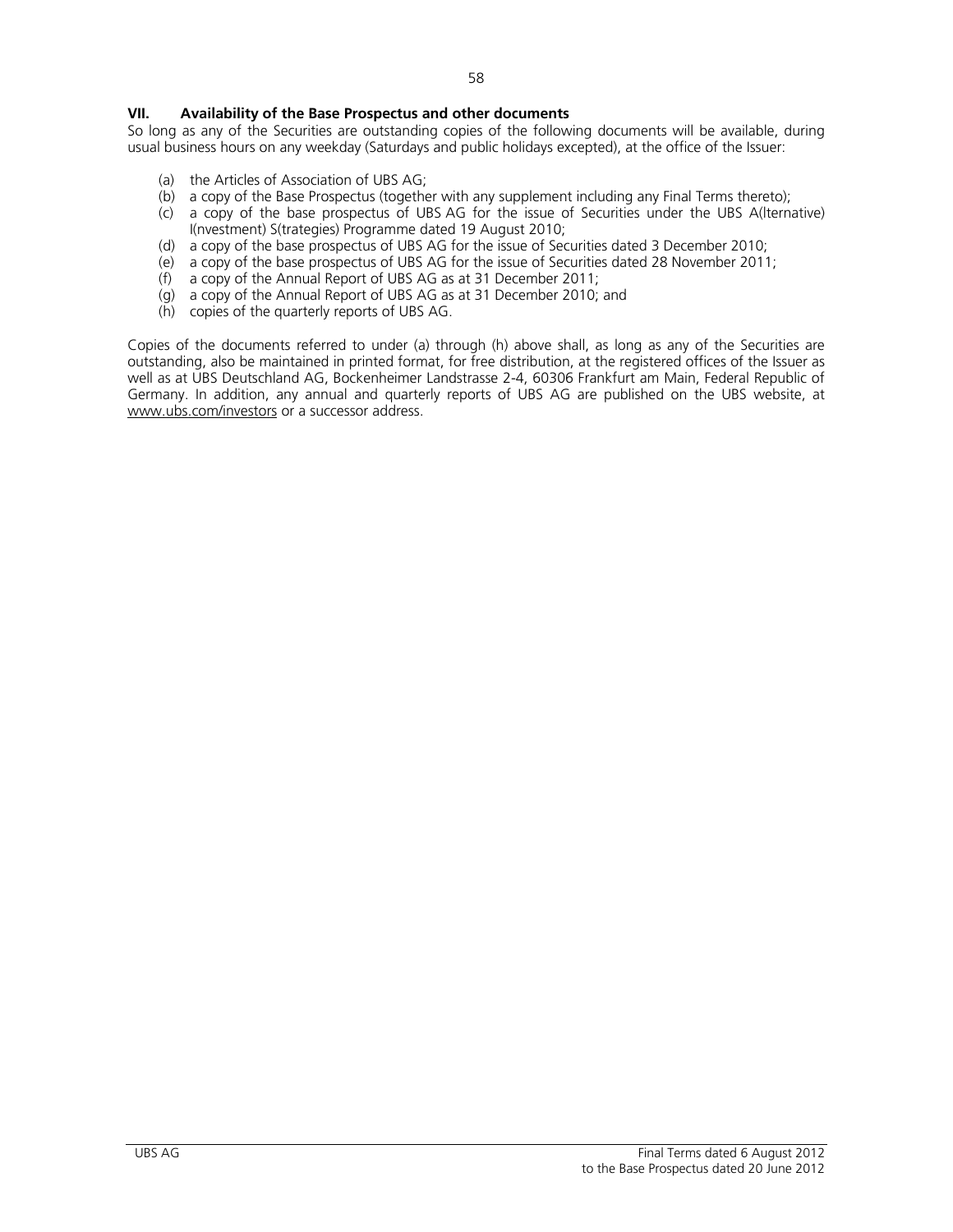## VII. Availability of the Base Prospectus and other documents

So long as any of the Securities are outstanding copies of the following documents will be available, during usual business hours on any weekday (Saturdays and public holidays excepted), at the office of the Issuer:

(a) the Articles of Association of UBS AG;

(b) a copy of the Base Prospectus (together with any supplement including any Final Terms thereto);

(c) a copy of the base prospectus of UBS AG for the issue of Securities under the UBS A(lternative) I(nvestment) S(trategies) Programme dated 19 August 2010;

(d) a copy of the base prospectus of UBS AG for the issue of Securities dated 3 December 2010;

(e) a copy of the base prospectus of UBS AG for the issue of Securities dated 28 November 2011;

(f) a copy of the Annual Report of UBS AG as at 31 December 2011;

(g) a copy of the Annual Report of UBS AG as at 31 December 2010; and

(h) copies of the quarterly reports of UBS AG.

Copies of the documents referred to under (a) through (h) above shall, as long as any of the Securities are outstanding, also be maintained in printed format, for free distribution, at the registered offices of the Issuer as well as at UBS Deutschland AG, Bockenheimer Landstrasse 2-4, 60306 Frankfurt am Main, Federal Republic of Germany. In addition, any annual and quarterly reports of UBS AG are published on the UBS website, at www.ubs.com/investors or a successor address.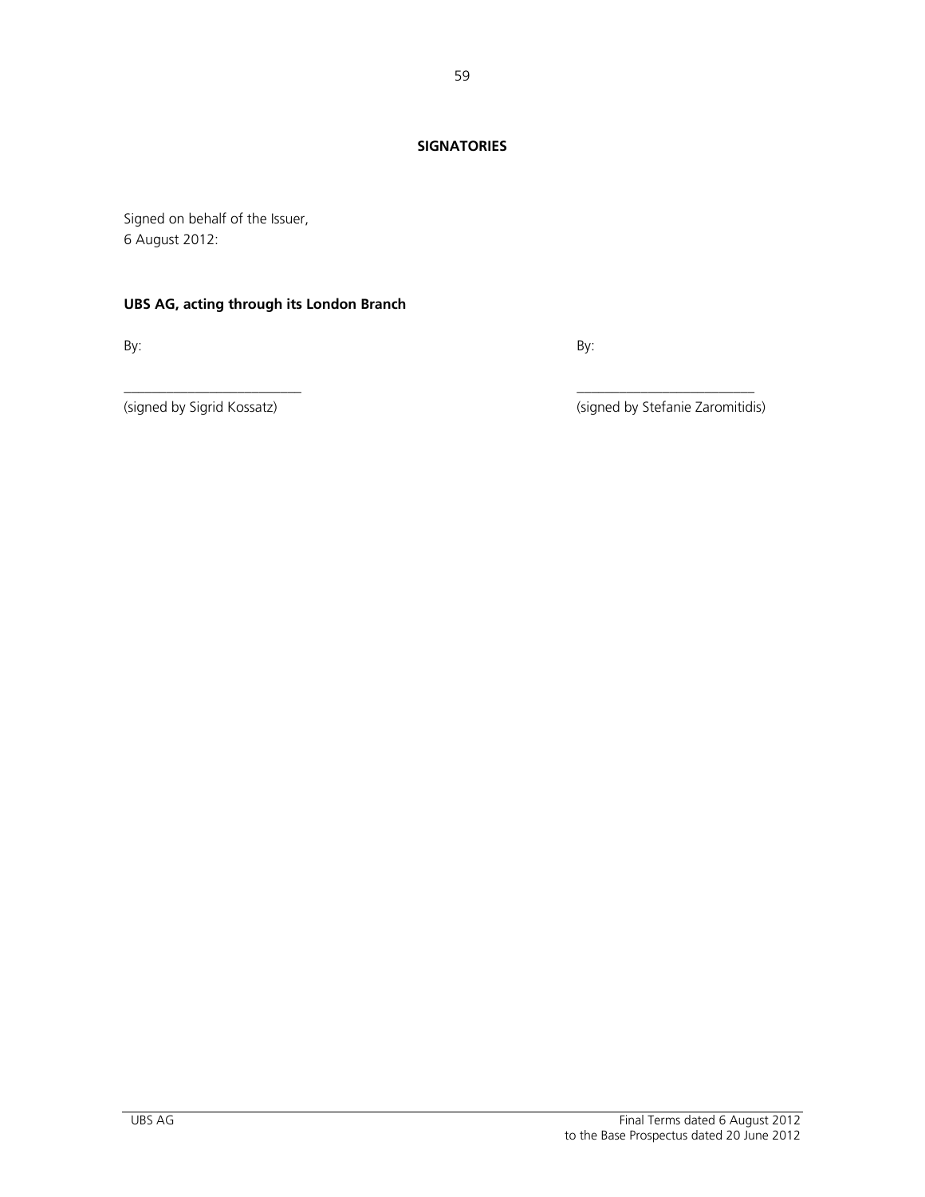## SIGNATORIES

Signed on behalf of the Issuer,
6 August 2012:

**UBS AG, acting through its London Branch**

By:

_________________________
(signed by Sigrid Kossatz)

By:

_________________________
(signed by Stefanie Zaromitidis)